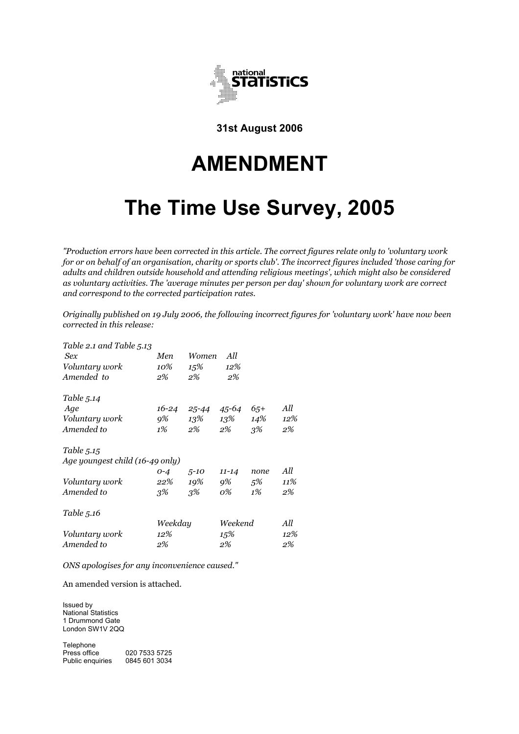**31st August 2006**

# AMENDMENT

# The Time Use Survey, 2005

*"Production errors have been corrected in this article. The correct figures relate only to 'voluntary work for or on behalf of an organisation, charity or sports club'. The incorrect figures included 'those caring for adults and children outside household and attending religious meetings', which might also be considered as voluntary activities. The 'average minutes per person per day' shown for voluntary work are correct and correspond to the corrected participation rates.*

*Originally published on 19 July 2006, the following incorrect figures for 'voluntary work' have now been corrected in this release:*

*Table 2.1 and Table 5.13*

| *Sex* | *Men* | *Women* | *All* |
|---|---|---|---|
| *Voluntary work* | *10%* | *15%* | *12%* |
| *Amended to* | *2%* | *2%* | *2%* |

*Table 5.14*

| *Age* | *16-24* | *25-44* | *45-64* | *65+* | *All* |
|---|---|---|---|---|---|
| *Voluntary work* | *9%* | *13%* | *13%* | *14%* | *12%* |
| *Amended to* | *1%* | *2%* | *2%* | *3%* | *2%* |

*Table 5.15*

*Age youngest child (16-49 only)*

| | *0-4* | *5-10* | *11-14* | *none* | *All* |
|---|---|---|---|---|---|
| *Voluntary work* | *22%* | *19%* | *9%* | *5%* | *11%* |
| *Amended to* | *3%* | *3%* | *0%* | *1%* | *2%* |

*Table 5.16*

| | *Weekday* | *Weekend* | *All* |
|---|---|---|---|
| *Voluntary work* | *12%* | *15%* | *12%* |
| *Amended to* | *2%* | *2%* | *2%* |

*ONS apologises for any inconvenience caused."*

An amended version is attached.

Issued by
National Statistics
1 Drummond Gate
London SW1V 2QQ

Telephone
Press office 020 7533 5725
Public enquiries 0845 601 3034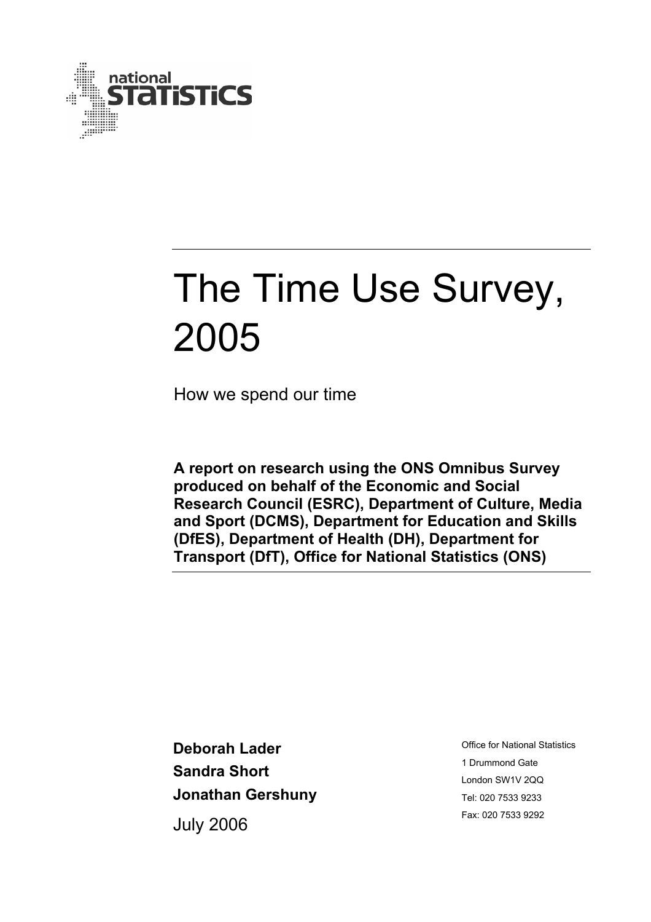national STATISTICS

# The Time Use Survey, 2005

How we spend our time

**A report on research using the ONS Omnibus Survey produced on behalf of the Economic and Social Research Council (ESRC), Department of Culture, Media and Sport (DCMS), Department for Education and Skills (DfES), Department of Health (DH), Department for Transport (DfT), Office for National Statistics (ONS)**

**Deborah Lader**
**Sandra Short**
**Jonathan Gershuny**

July 2006

Office for National Statistics
1 Drummond Gate
London SW1V 2QQ
Tel: 020 7533 9233
Fax: 020 7533 9292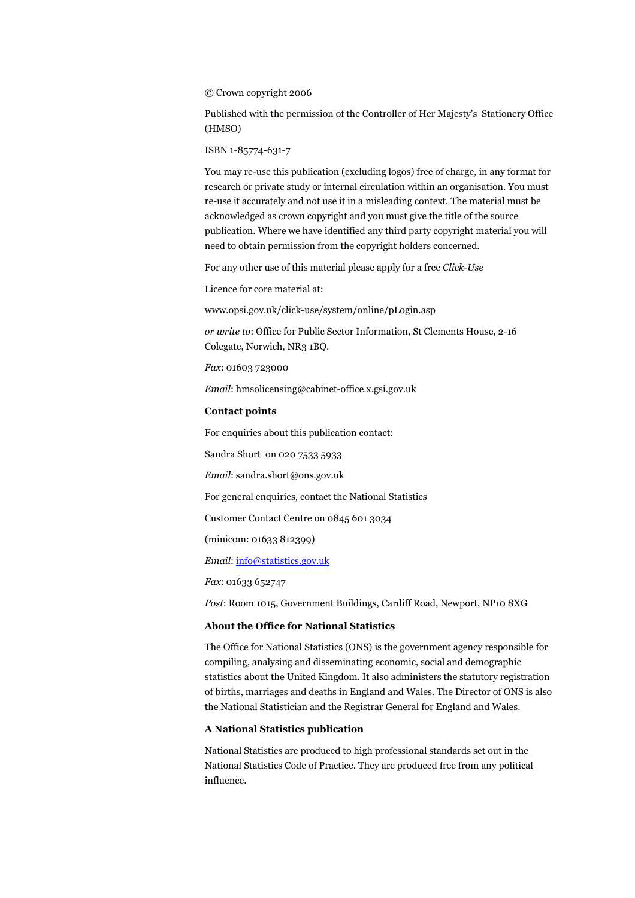© Crown copyright 2006

Published with the permission of the Controller of Her Majesty's Stationery Office (HMSO)

ISBN 1-85774-631-7

You may re-use this publication (excluding logos) free of charge, in any format for research or private study or internal circulation within an organisation. You must re-use it accurately and not use it in a misleading context. The material must be acknowledged as crown copyright and you must give the title of the source publication. Where we have identified any third party copyright material you will need to obtain permission from the copyright holders concerned.

For any other use of this material please apply for a free *Click-Use*

Licence for core material at:

www.opsi.gov.uk/click-use/system/online/pLogin.asp

*or write to*: Office for Public Sector Information, St Clements House, 2-16 Colegate, Norwich, NR3 1BQ.

*Fax*: 01603 723000

*Email*: hmsolicensing@cabinet-office.x.gsi.gov.uk

**Contact points**

For enquiries about this publication contact:

Sandra Short on 020 7533 5933

*Email*: sandra.short@ons.gov.uk

For general enquiries, contact the National Statistics

Customer Contact Centre on 0845 601 3034

(minicom: 01633 812399)

*Email*: info@statistics.gov.uk

*Fax*: 01633 652747

*Post*: Room 1015, Government Buildings, Cardiff Road, Newport, NP10 8XG

**About the Office for National Statistics**

The Office for National Statistics (ONS) is the government agency responsible for compiling, analysing and disseminating economic, social and demographic statistics about the United Kingdom. It also administers the statutory registration of births, marriages and deaths in England and Wales. The Director of ONS is also the National Statistician and the Registrar General for England and Wales.

**A National Statistics publication**

National Statistics are produced to high professional standards set out in the National Statistics Code of Practice. They are produced free from any political influence.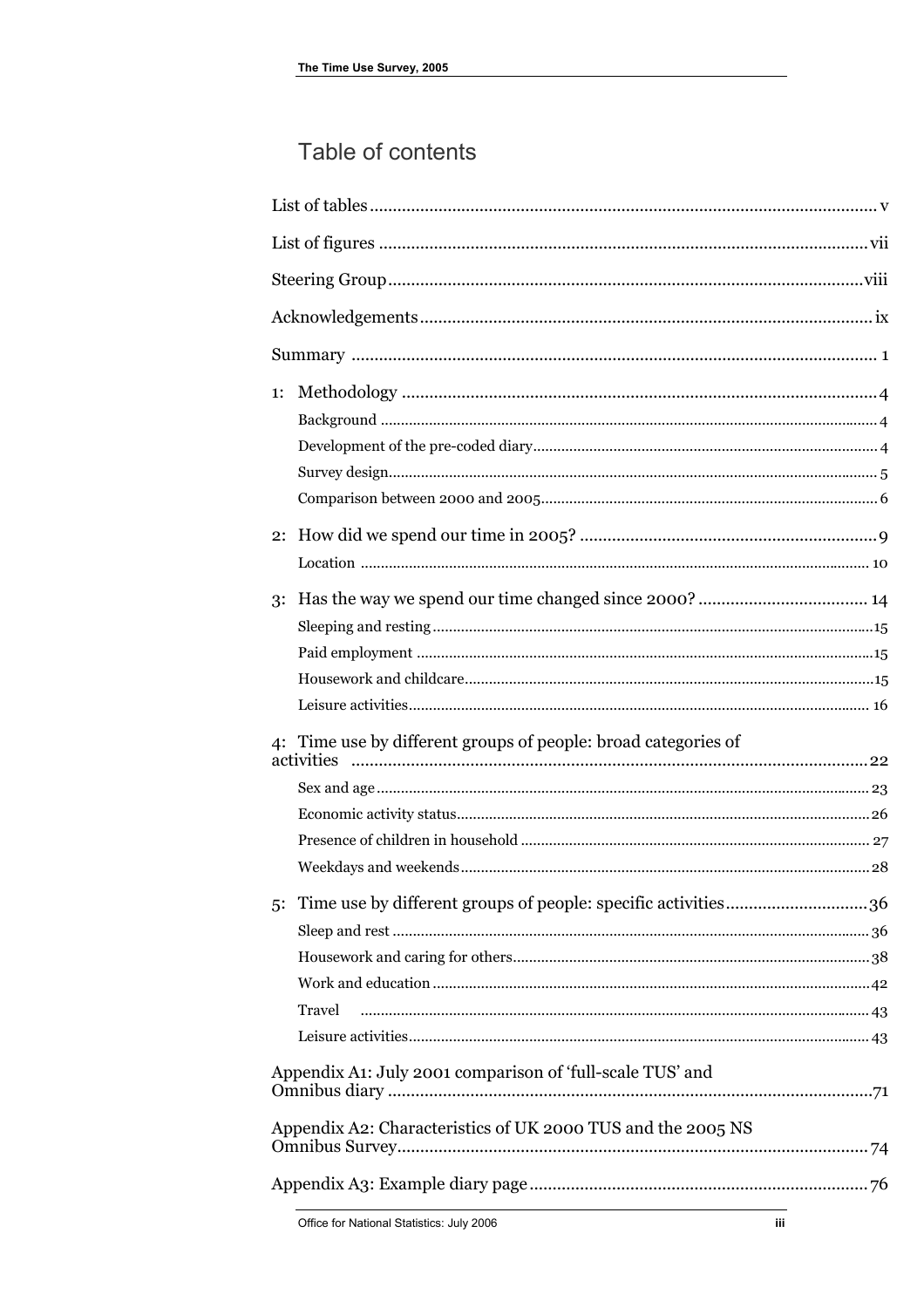# Table of contents

List of tables .......... v

List of figures .......... vii

Steering Group .......... viii

Acknowledgements .......... ix

Summary .......... 1

1: Methodology .......... 4

- Background .......... 4
- Development of the pre-coded diary .......... 4
- Survey design .......... 5
- Comparison between 2000 and 2005 .......... 6

2: How did we spend our time in 2005? .......... 9

- Location .......... 10

3: Has the way we spend our time changed since 2000? .......... 14

- Sleeping and resting .......... 15
- Paid employment .......... 15
- Housework and childcare .......... 15
- Leisure activities .......... 16

4: Time use by different groups of people: broad categories of activities .......... 22

- Sex and age .......... 23
- Economic activity status .......... 26
- Presence of children in household .......... 27
- Weekdays and weekends .......... 28

5: Time use by different groups of people: specific activities .......... 36

- Sleep and rest .......... 36
- Housework and caring for others .......... 38
- Work and education .......... 42
- Travel .......... 43
- Leisure activities .......... 43

Appendix A1: July 2001 comparison of 'full-scale TUS' and Omnibus diary .......... 71

Appendix A2: Characteristics of UK 2000 TUS and the 2005 NS Omnibus Survey .......... 74

Appendix A3: Example diary page .......... 76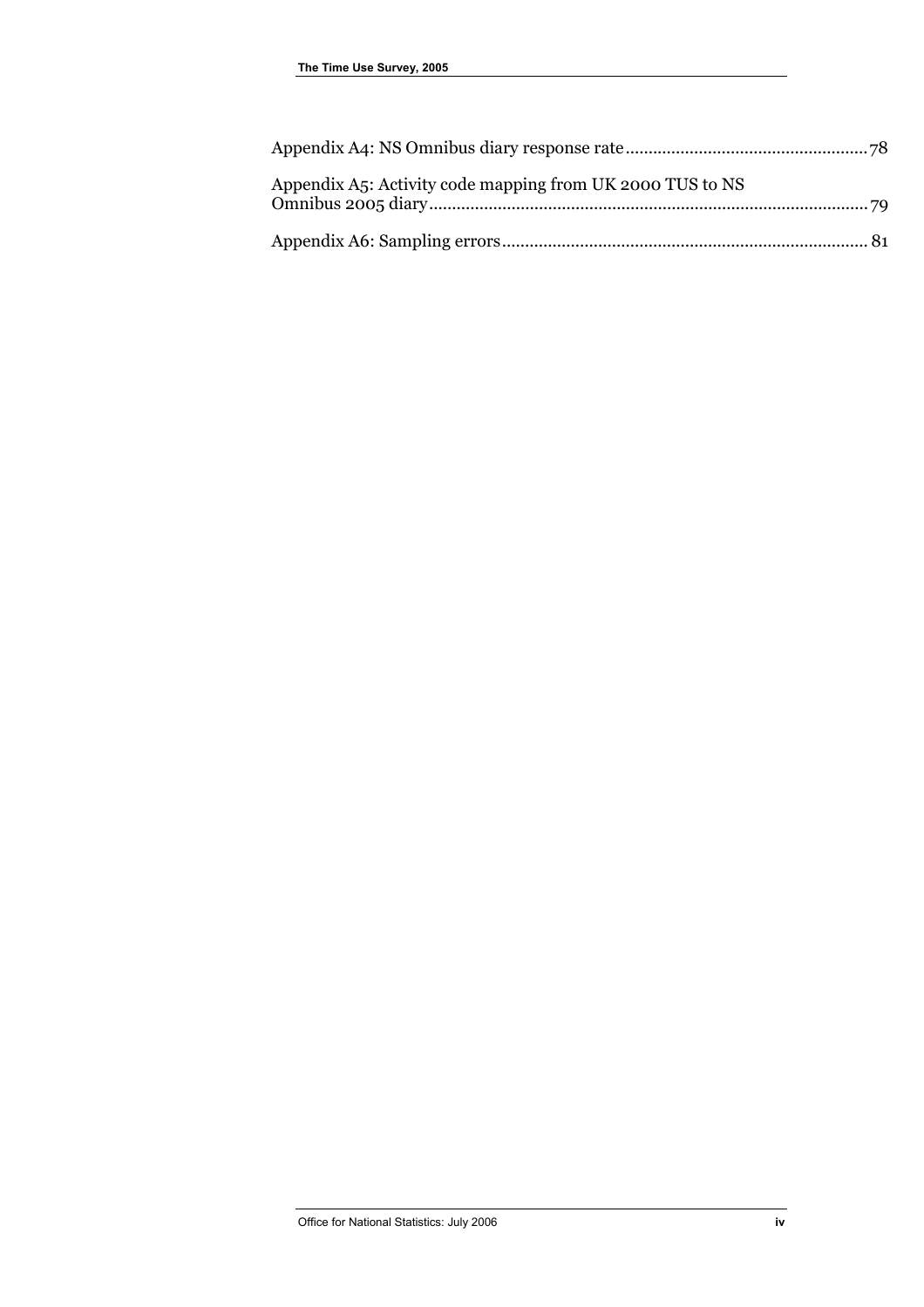Appendix A4: NS Omnibus diary response rate.....................................................78

Appendix A5: Activity code mapping from UK 2000 TUS to NS Omnibus 2005 diary.................................................................................................79

Appendix A6: Sampling errors...............................................................................81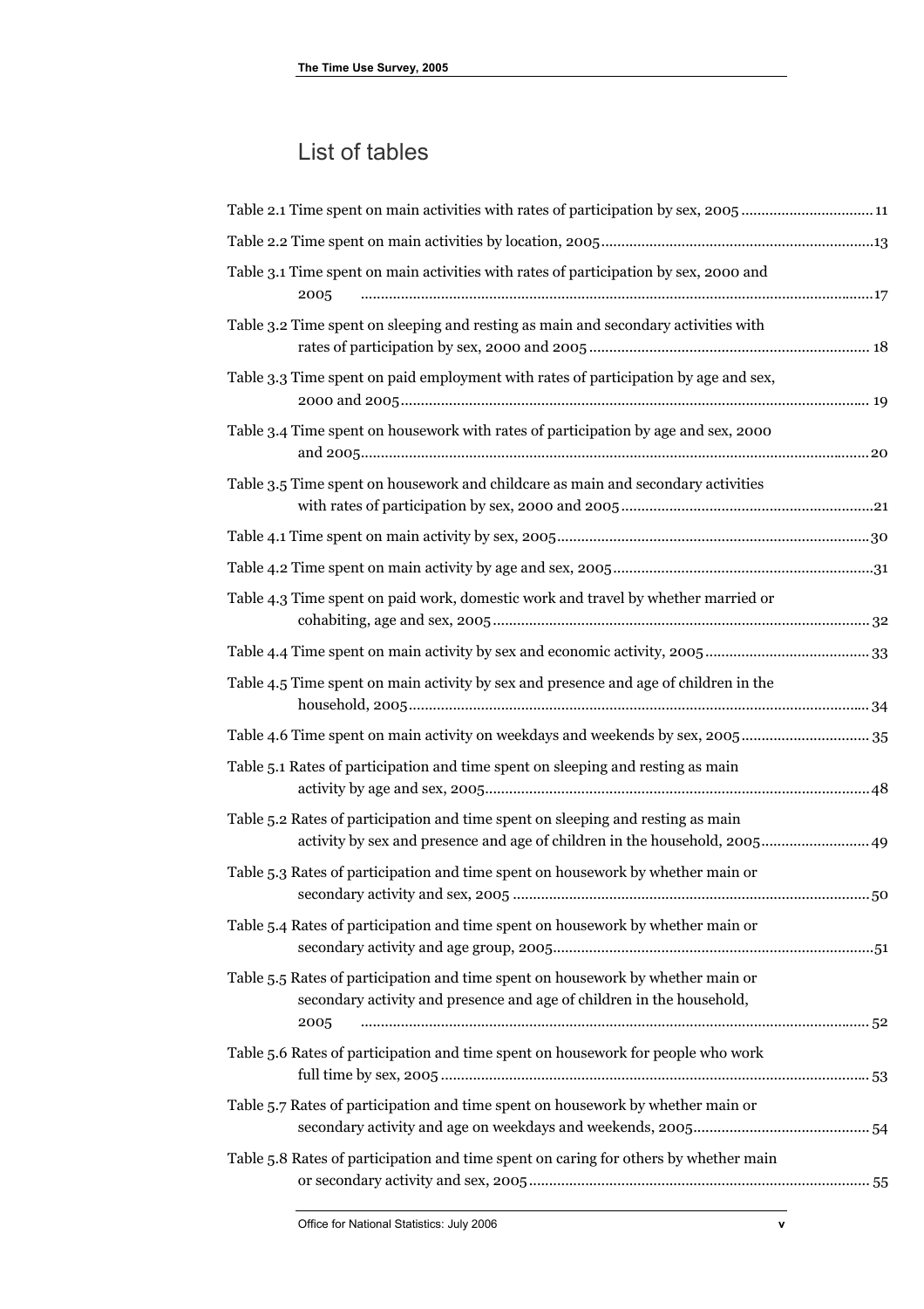## List of tables

Table 2.1 Time spent on main activities with rates of participation by sex, 2005 ................................ 11

Table 2.2 Time spent on main activities by location, 2005 ................................................................... 13

Table 3.1 Time spent on main activities with rates of participation by sex, 2000 and 2005 ................................................................................................................................ 17

Table 3.2 Time spent on sleeping and resting as main and secondary activities with rates of participation by sex, 2000 and 2005 ..................................................................... 18

Table 3.3 Time spent on paid employment with rates of participation by age and sex, 2000 and 2005 .................................................................................................................. 19

Table 3.4 Time spent on housework with rates of participation by age and sex, 2000 and 2005 ............................................................................................................................ 20

Table 3.5 Time spent on housework and childcare as main and secondary activities with rates of participation by sex, 2000 and 2005 .............................................................. 21

Table 4.1 Time spent on main activity by sex, 2005 ............................................................................ 30

Table 4.2 Time spent on main activity by age and sex, 2005 ............................................................... 31

Table 4.3 Time spent on paid work, domestic work and travel by whether married or cohabiting, age and sex, 2005 ............................................................................................ 32

Table 4.4 Time spent on main activity by sex and economic activity, 2005 ........................................ 33

Table 4.5 Time spent on main activity by sex and presence and age of children in the household, 2005 ................................................................................................................ 34

Table 4.6 Time spent on main activity on weekdays and weekends by sex, 2005 ............................... 35

Table 5.1 Rates of participation and time spent on sleeping and resting as main activity by age and sex, 2005 ............................................................................................... 48

Table 5.2 Rates of participation and time spent on sleeping and resting as main activity by sex and presence and age of children in the household, 2005 .......................... 49

Table 5.3 Rates of participation and time spent on housework by whether main or secondary activity and sex, 2005 ....................................................................................... 50

Table 5.4 Rates of participation and time spent on housework by whether main or secondary activity and age group, 2005 .............................................................................. 51

Table 5.5 Rates of participation and time spent on housework by whether main or secondary activity and presence and age of children in the household, 2005 ................................................................................................................................ 52

Table 5.6 Rates of participation and time spent on housework for people who work full time by sex, 2005 ......................................................................................................... 53

Table 5.7 Rates of participation and time spent on housework by whether main or secondary activity and age on weekdays and weekends, 2005 ........................................... 54

Table 5.8 Rates of participation and time spent on caring for others by whether main or secondary activity and sex, 2005 ................................................................................... 55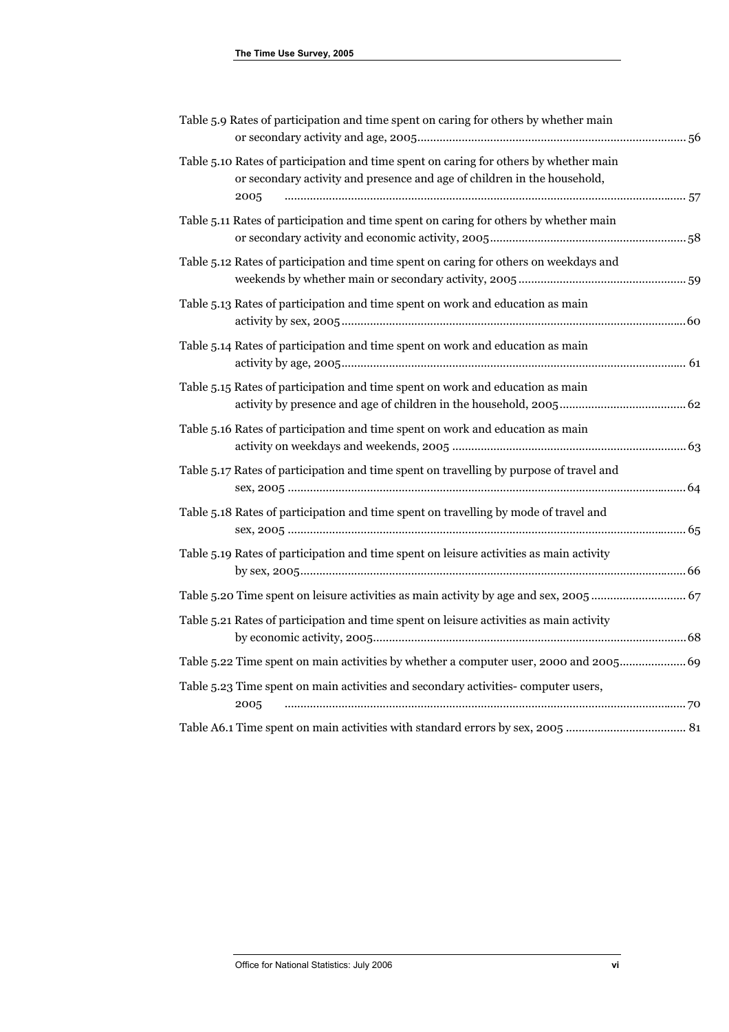Table 5.9 Rates of participation and time spent on caring for others by whether main or secondary activity and age, 2005 .......... 56

Table 5.10 Rates of participation and time spent on caring for others by whether main or secondary activity and presence and age of children in the household, 2005 .......... 57

Table 5.11 Rates of participation and time spent on caring for others by whether main or secondary activity and economic activity, 2005 .......... 58

Table 5.12 Rates of participation and time spent on caring for others on weekdays and weekends by whether main or secondary activity, 2005 .......... 59

Table 5.13 Rates of participation and time spent on work and education as main activity by sex, 2005 .......... 60

Table 5.14 Rates of participation and time spent on work and education as main activity by age, 2005 .......... 61

Table 5.15 Rates of participation and time spent on work and education as main activity by presence and age of children in the household, 2005 .......... 62

Table 5.16 Rates of participation and time spent on work and education as main activity on weekdays and weekends, 2005 .......... 63

Table 5.17 Rates of participation and time spent on travelling by purpose of travel and sex, 2005 .......... 64

Table 5.18 Rates of participation and time spent on travelling by mode of travel and sex, 2005 .......... 65

Table 5.19 Rates of participation and time spent on leisure activities as main activity by sex, 2005 .......... 66

Table 5.20 Time spent on leisure activities as main activity by age and sex, 2005 .......... 67

Table 5.21 Rates of participation and time spent on leisure activities as main activity by economic activity, 2005 .......... 68

Table 5.22 Time spent on main activities by whether a computer user, 2000 and 2005 .......... 69

Table 5.23 Time spent on main activities and secondary activities- computer users, 2005 .......... 70

Table A6.1 Time spent on main activities with standard errors by sex, 2005 .......... 81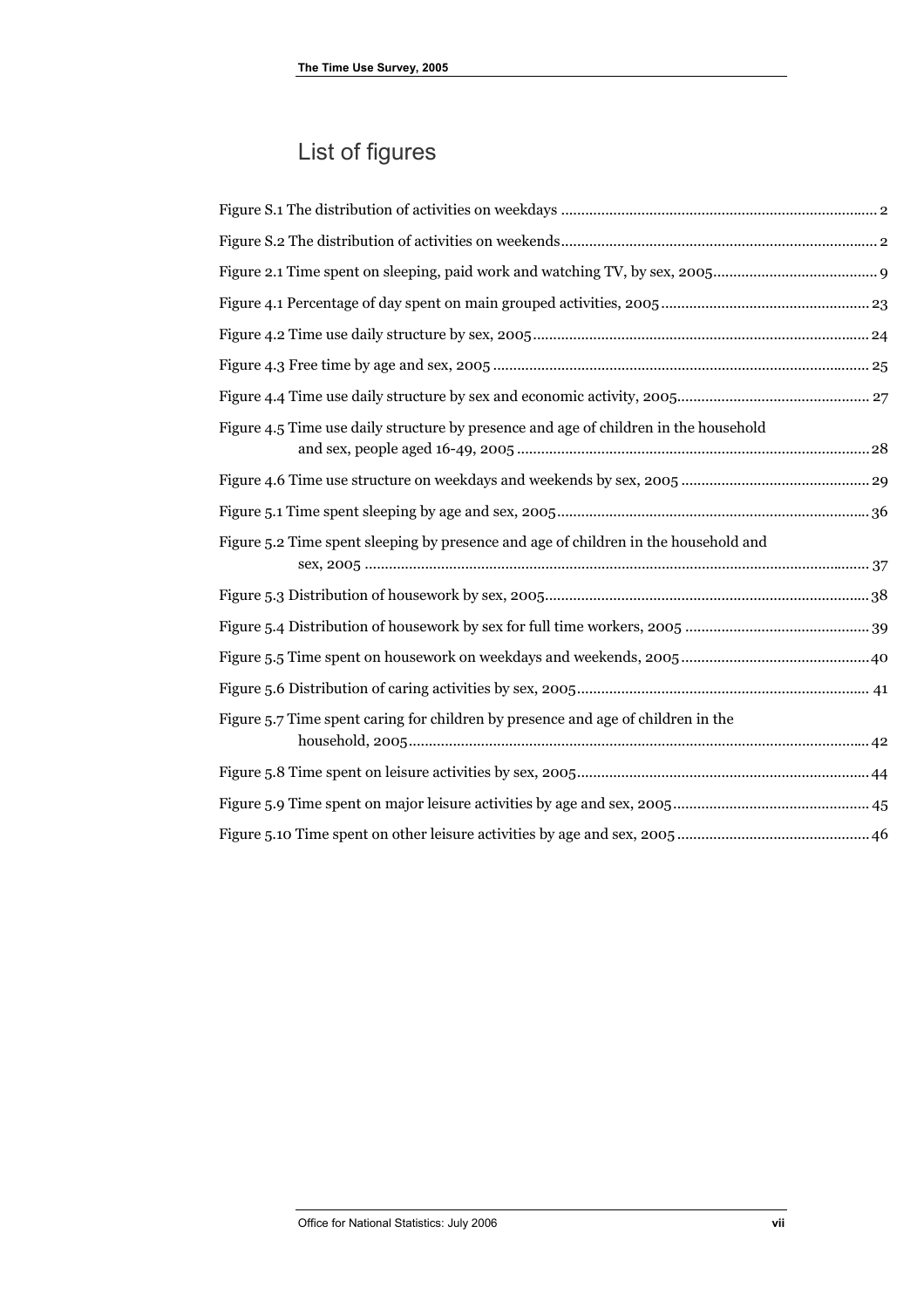# List of figures

Figure S.1 The distribution of activities on weekdays .............................................................................. 2

Figure S.2 The distribution of activities on weekends.............................................................................. 2

Figure 2.1 Time spent on sleeping, paid work and watching TV, by sex, 2005......................................... 9

Figure 4.1 Percentage of day spent on main grouped activities, 2005.................................................... 23

Figure 4.2 Time use daily structure by sex, 2005.................................................................................... 24

Figure 4.3 Free time by age and sex, 2005 ............................................................................................. 25

Figure 4.4 Time use daily structure by sex and economic activity, 2005................................................ 27

Figure 4.5 Time use daily structure by presence and age of children in the household and sex, people aged 16-49, 2005 ....................................................................................... 28

Figure 4.6 Time use structure on weekdays and weekends by sex, 2005 ............................................... 29

Figure 5.1 Time spent sleeping by age and sex, 2005............................................................................. 36

Figure 5.2 Time spent sleeping by presence and age of children in the household and sex, 2005 ........................................................................................................................... 37

Figure 5.3 Distribution of housework by sex, 2005................................................................................ 38

Figure 5.4 Distribution of housework by sex for full time workers, 2005 .............................................. 39

Figure 5.5 Time spent on housework on weekdays and weekends, 2005............................................... 40

Figure 5.6 Distribution of caring activities by sex, 2005......................................................................... 41

Figure 5.7 Time spent caring for children by presence and age of children in the household, 2005................................................................................................................. 42

Figure 5.8 Time spent on leisure activities by sex, 2005......................................................................... 44

Figure 5.9 Time spent on major leisure activities by age and sex, 2005................................................. 45

Figure 5.10 Time spent on other leisure activities by age and sex, 2005................................................ 46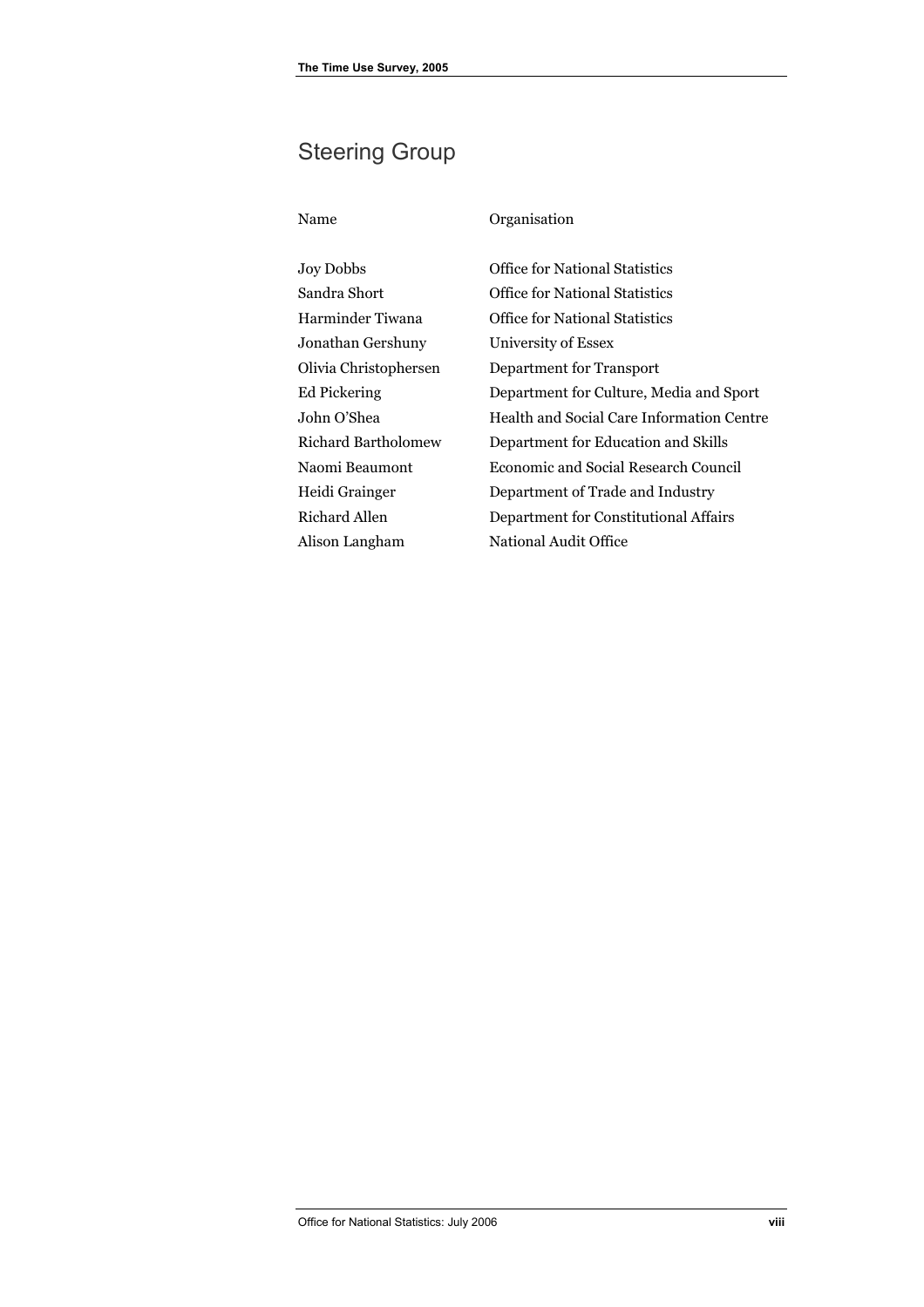## Steering Group

| Name | Organisation |
|---|---|
| Joy Dobbs | Office for National Statistics |
| Sandra Short | Office for National Statistics |
| Harminder Tiwana | Office for National Statistics |
| Jonathan Gershuny | University of Essex |
| Olivia Christophersen | Department for Transport |
| Ed Pickering | Department for Culture, Media and Sport |
| John O'Shea | Health and Social Care Information Centre |
| Richard Bartholomew | Department for Education and Skills |
| Naomi Beaumont | Economic and Social Research Council |
| Heidi Grainger | Department of Trade and Industry |
| Richard Allen | Department for Constitutional Affairs |
| Alison Langham | National Audit Office |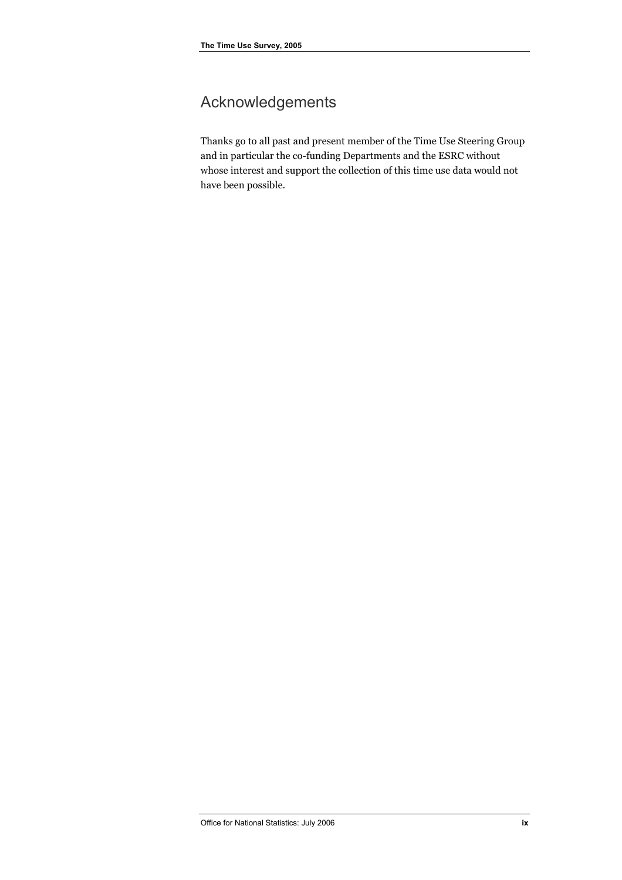# Acknowledgements

Thanks go to all past and present member of the Time Use Steering Group and in particular the co-funding Departments and the ESRC without whose interest and support the collection of this time use data would not have been possible.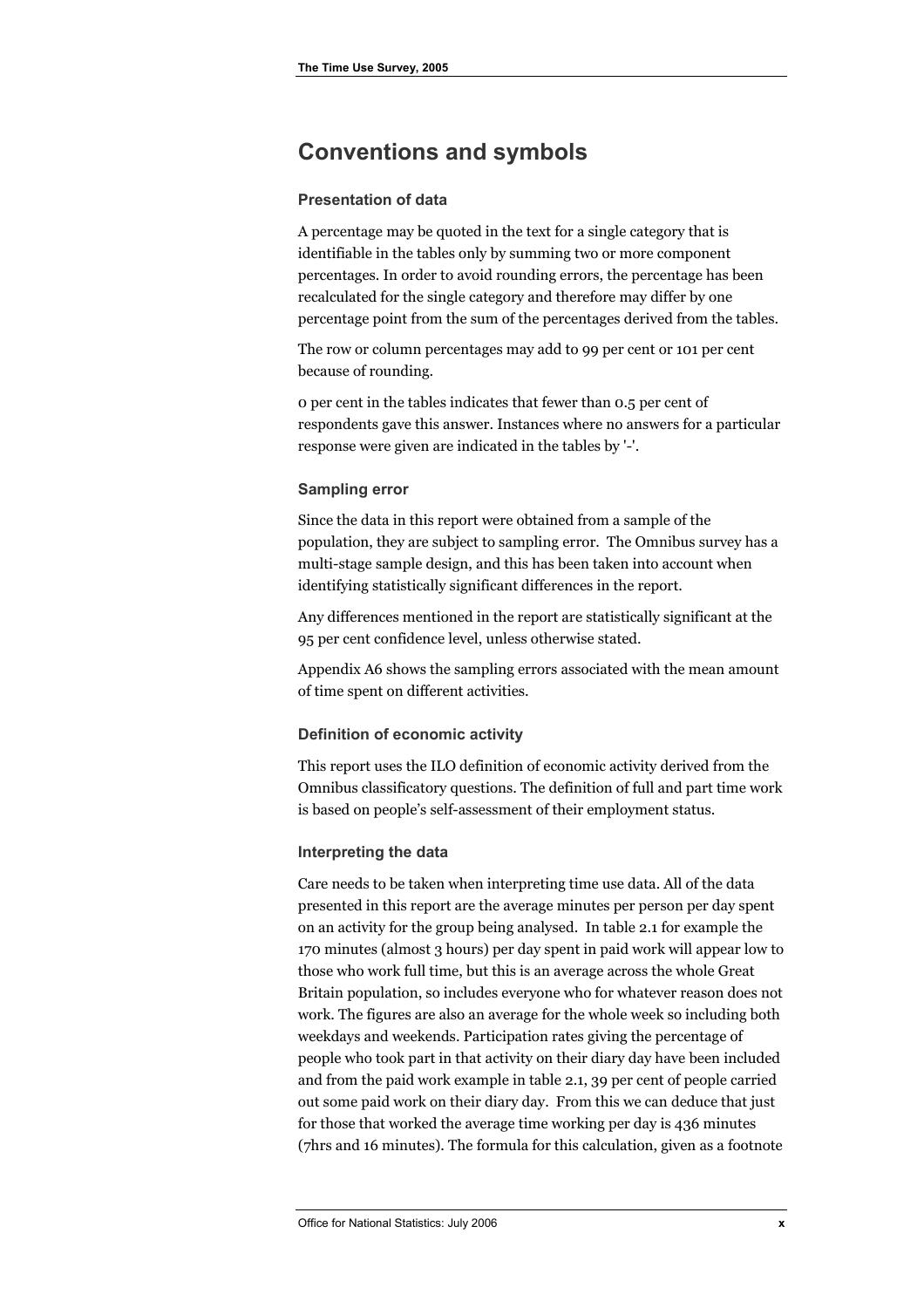## Conventions and symbols

### Presentation of data

A percentage may be quoted in the text for a single category that is identifiable in the tables only by summing two or more component percentages. In order to avoid rounding errors, the percentage has been recalculated for the single category and therefore may differ by one percentage point from the sum of the percentages derived from the tables.

The row or column percentages may add to 99 per cent or 101 per cent because of rounding.

0 per cent in the tables indicates that fewer than 0.5 per cent of respondents gave this answer. Instances where no answers for a particular response were given are indicated in the tables by '-'.

### Sampling error

Since the data in this report were obtained from a sample of the population, they are subject to sampling error. The Omnibus survey has a multi-stage sample design, and this has been taken into account when identifying statistically significant differences in the report.

Any differences mentioned in the report are statistically significant at the 95 per cent confidence level, unless otherwise stated.

Appendix A6 shows the sampling errors associated with the mean amount of time spent on different activities.

### Definition of economic activity

This report uses the ILO definition of economic activity derived from the Omnibus classificatory questions. The definition of full and part time work is based on people's self-assessment of their employment status.

### Interpreting the data

Care needs to be taken when interpreting time use data. All of the data presented in this report are the average minutes per person per day spent on an activity for the group being analysed. In table 2.1 for example the 170 minutes (almost 3 hours) per day spent in paid work will appear low to those who work full time, but this is an average across the whole Great Britain population, so includes everyone who for whatever reason does not work. The figures are also an average for the whole week so including both weekdays and weekends. Participation rates giving the percentage of people who took part in that activity on their diary day have been included and from the paid work example in table 2.1, 39 per cent of people carried out some paid work on their diary day. From this we can deduce that just for those that worked the average time working per day is 436 minutes (7hrs and 16 minutes). The formula for this calculation, given as a footnote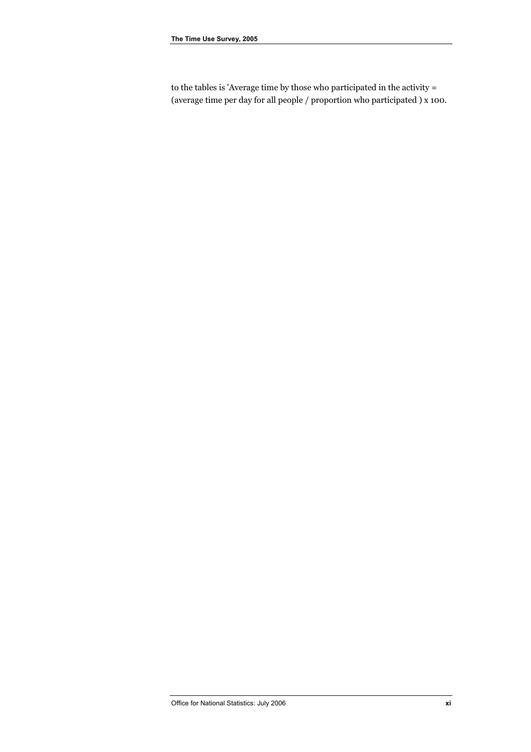to the tables is 'Average time by those who participated in the activity = (average time per day for all people / proportion who participated ) x 100.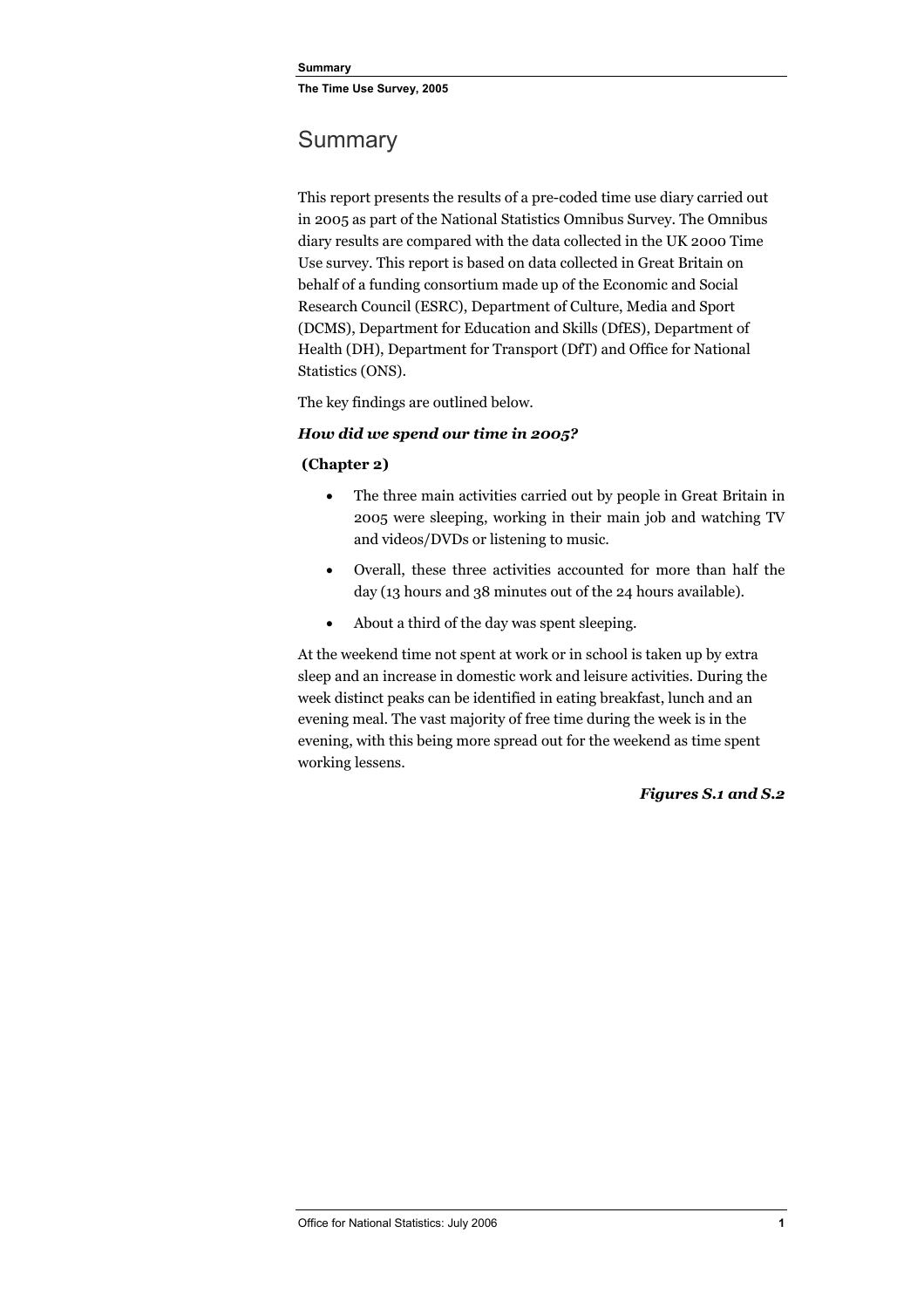# Summary

This report presents the results of a pre-coded time use diary carried out in 2005 as part of the National Statistics Omnibus Survey. The Omnibus diary results are compared with the data collected in the UK 2000 Time Use survey. This report is based on data collected in Great Britain on behalf of a funding consortium made up of the Economic and Social Research Council (ESRC), Department of Culture, Media and Sport (DCMS), Department for Education and Skills (DfES), Department of Health (DH), Department for Transport (DfT) and Office for National Statistics (ONS).

The key findings are outlined below.

***How did we spend our time in 2005?***

**(Chapter 2)**

- The three main activities carried out by people in Great Britain in 2005 were sleeping, working in their main job and watching TV and videos/DVDs or listening to music.
- Overall, these three activities accounted for more than half the day (13 hours and 38 minutes out of the 24 hours available).
- About a third of the day was spent sleeping.

At the weekend time not spent at work or in school is taken up by extra sleep and an increase in domestic work and leisure activities. During the week distinct peaks can be identified in eating breakfast, lunch and an evening meal. The vast majority of free time during the week is in the evening, with this being more spread out for the weekend as time spent working lessens.

***Figures S.1 and S.2***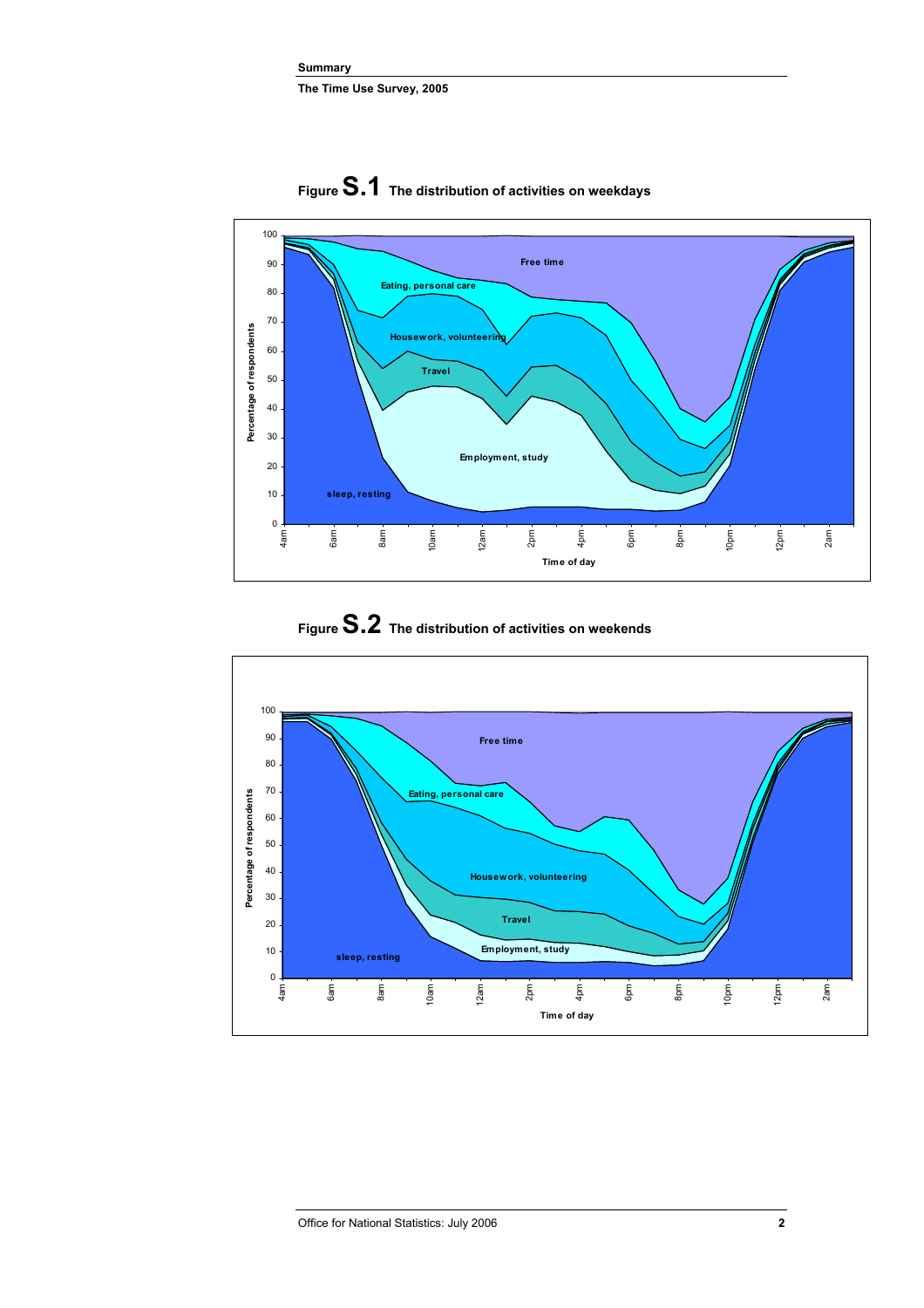### Figure S.1 The distribution of activities on weekdays

### Figure S.2 The distribution of activities on weekends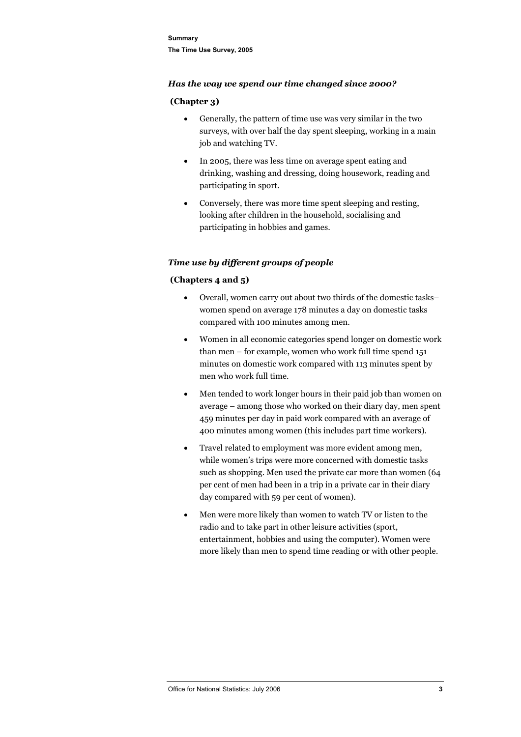### *Has the way we spend our time changed since 2000?*

**(Chapter 3)**

- Generally, the pattern of time use was very similar in the two surveys, with over half the day spent sleeping, working in a main job and watching TV.
- In 2005, there was less time on average spent eating and drinking, washing and dressing, doing housework, reading and participating in sport.
- Conversely, there was more time spent sleeping and resting, looking after children in the household, socialising and participating in hobbies and games.

### *Time use by different groups of people*

**(Chapters 4 and 5)**

- Overall, women carry out about two thirds of the domestic tasks– women spend on average 178 minutes a day on domestic tasks compared with 100 minutes among men.
- Women in all economic categories spend longer on domestic work than men – for example, women who work full time spend 151 minutes on domestic work compared with 113 minutes spent by men who work full time.
- Men tended to work longer hours in their paid job than women on average – among those who worked on their diary day, men spent 459 minutes per day in paid work compared with an average of 400 minutes among women (this includes part time workers).
- Travel related to employment was more evident among men, while women's trips were more concerned with domestic tasks such as shopping. Men used the private car more than women (64 per cent of men had been in a trip in a private car in their diary day compared with 59 per cent of women).
- Men were more likely than women to watch TV or listen to the radio and to take part in other leisure activities (sport, entertainment, hobbies and using the computer). Women were more likely than men to spend time reading or with other people.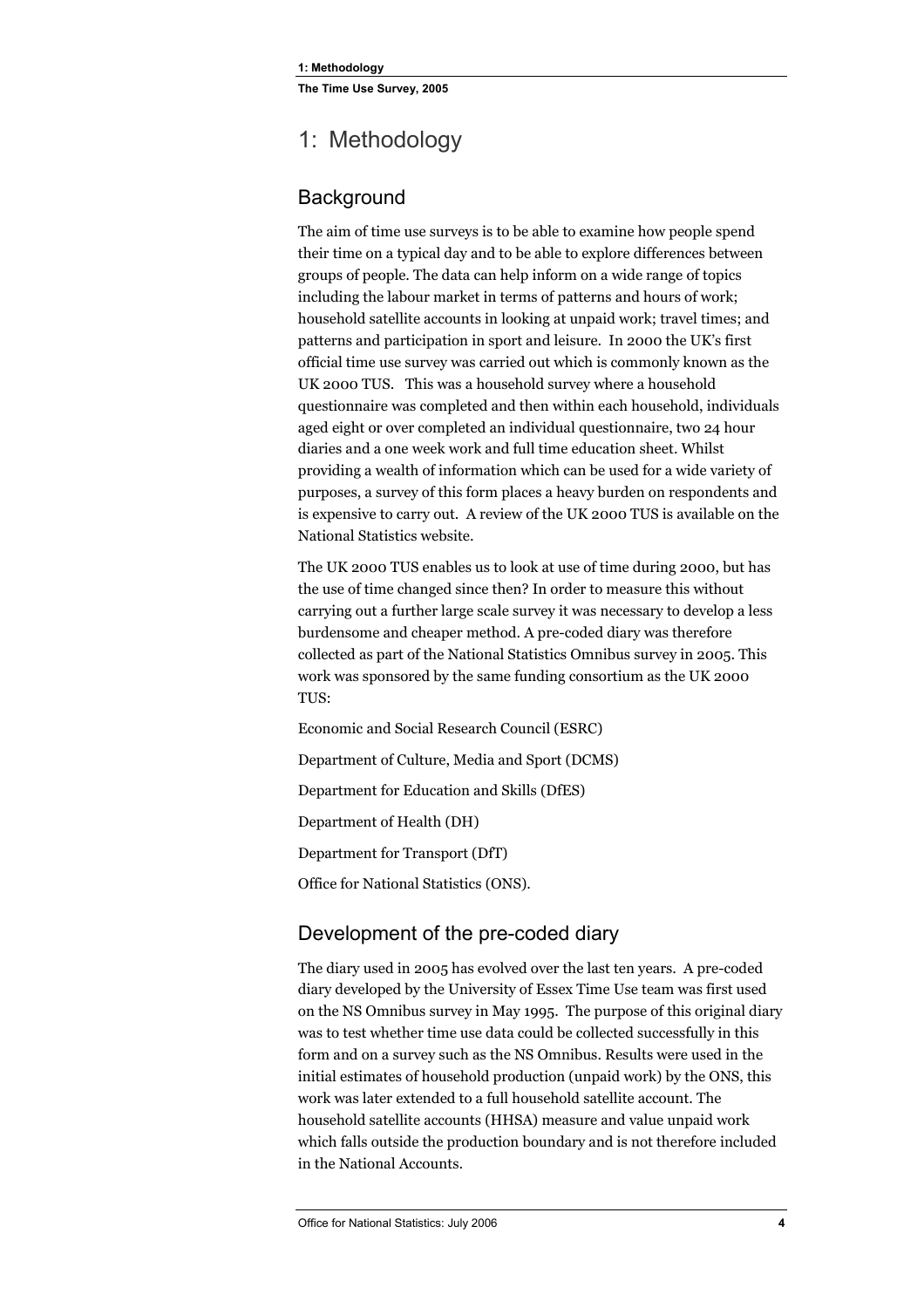# 1: Methodology

## Background

The aim of time use surveys is to be able to examine how people spend their time on a typical day and to be able to explore differences between groups of people. The data can help inform on a wide range of topics including the labour market in terms of patterns and hours of work; household satellite accounts in looking at unpaid work; travel times; and patterns and participation in sport and leisure. In 2000 the UK's first official time use survey was carried out which is commonly known as the UK 2000 TUS. This was a household survey where a household questionnaire was completed and then within each household, individuals aged eight or over completed an individual questionnaire, two 24 hour diaries and a one week work and full time education sheet. Whilst providing a wealth of information which can be used for a wide variety of purposes, a survey of this form places a heavy burden on respondents and is expensive to carry out. A review of the UK 2000 TUS is available on the National Statistics website.

The UK 2000 TUS enables us to look at use of time during 2000, but has the use of time changed since then? In order to measure this without carrying out a further large scale survey it was necessary to develop a less burdensome and cheaper method. A pre-coded diary was therefore collected as part of the National Statistics Omnibus survey in 2005. This work was sponsored by the same funding consortium as the UK 2000 TUS:

Economic and Social Research Council (ESRC)

Department of Culture, Media and Sport (DCMS)

Department for Education and Skills (DfES)

Department of Health (DH)

Department for Transport (DfT)

Office for National Statistics (ONS).

## Development of the pre-coded diary

The diary used in 2005 has evolved over the last ten years. A pre-coded diary developed by the University of Essex Time Use team was first used on the NS Omnibus survey in May 1995. The purpose of this original diary was to test whether time use data could be collected successfully in this form and on a survey such as the NS Omnibus. Results were used in the initial estimates of household production (unpaid work) by the ONS, this work was later extended to a full household satellite account. The household satellite accounts (HHSA) measure and value unpaid work which falls outside the production boundary and is not therefore included in the National Accounts.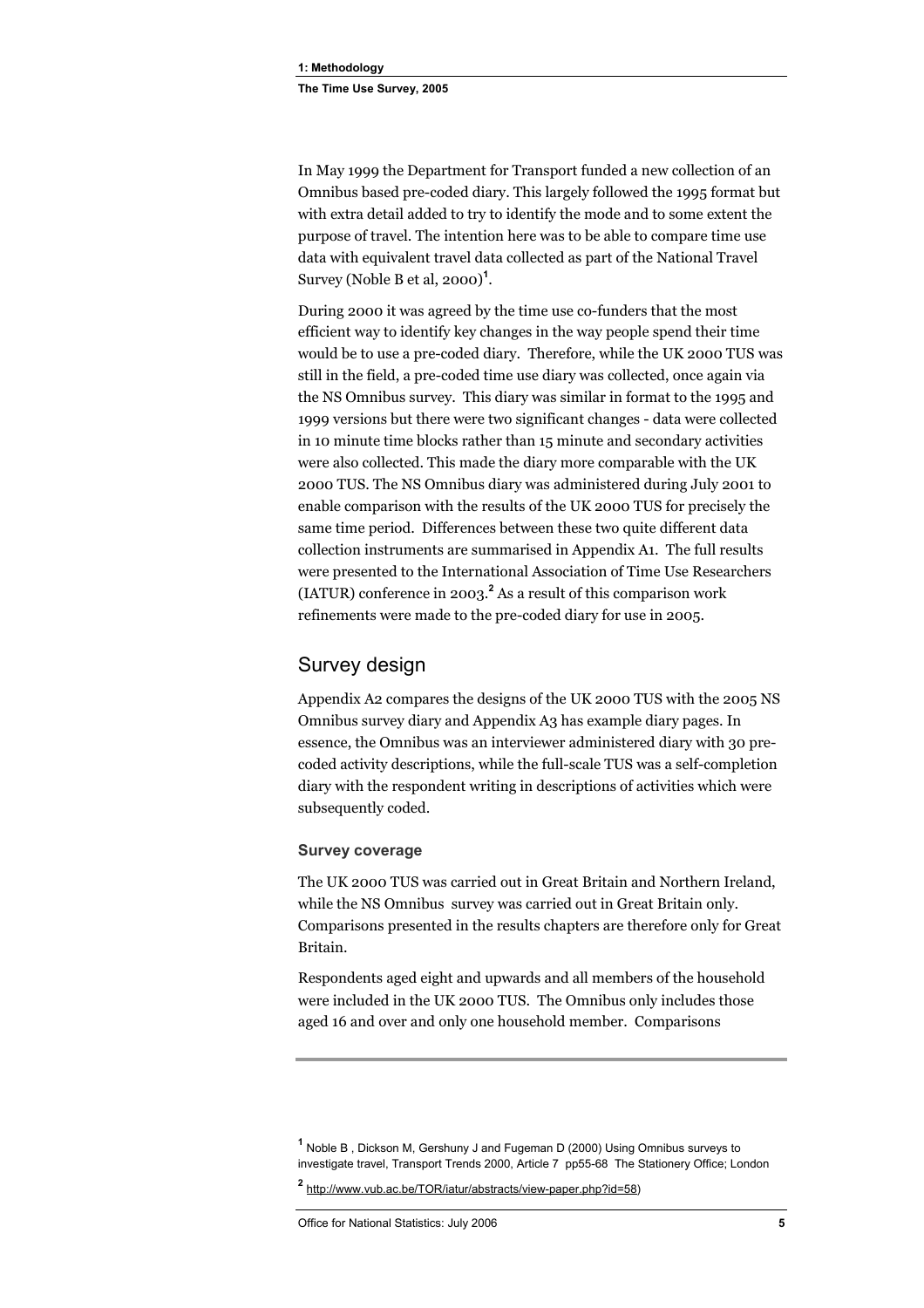In May 1999 the Department for Transport funded a new collection of an Omnibus based pre-coded diary. This largely followed the 1995 format but with extra detail added to try to identify the mode and to some extent the purpose of travel. The intention here was to be able to compare time use data with equivalent travel data collected as part of the National Travel Survey (Noble B et al, 2000)[1].

During 2000 it was agreed by the time use co-funders that the most efficient way to identify key changes in the way people spend their time would be to use a pre-coded diary. Therefore, while the UK 2000 TUS was still in the field, a pre-coded time use diary was collected, once again via the NS Omnibus survey. This diary was similar in format to the 1995 and 1999 versions but there were two significant changes - data were collected in 10 minute time blocks rather than 15 minute and secondary activities were also collected. This made the diary more comparable with the UK 2000 TUS. The NS Omnibus diary was administered during July 2001 to enable comparison with the results of the UK 2000 TUS for precisely the same time period. Differences between these two quite different data collection instruments are summarised in Appendix A1. The full results were presented to the International Association of Time Use Researchers (IATUR) conference in 2003.[2] As a result of this comparison work refinements were made to the pre-coded diary for use in 2005.

## Survey design

Appendix A2 compares the designs of the UK 2000 TUS with the 2005 NS Omnibus survey diary and Appendix A3 has example diary pages. In essence, the Omnibus was an interviewer administered diary with 30 pre-coded activity descriptions, while the full-scale TUS was a self-completion diary with the respondent writing in descriptions of activities which were subsequently coded.

### Survey coverage

The UK 2000 TUS was carried out in Great Britain and Northern Ireland, while the NS Omnibus survey was carried out in Great Britain only. Comparisons presented in the results chapters are therefore only for Great Britain.

Respondents aged eight and upwards and all members of the household were included in the UK 2000 TUS. The Omnibus only includes those aged 16 and over and only one household member. Comparisons

---

[1] Noble B , Dickson M, Gershuny J and Fugeman D (2000) Using Omnibus surveys to investigate travel, Transport Trends 2000, Article 7 pp55-68 The Stationery Office; London

[2] http://www.vub.ac.be/TOR/iatur/abstracts/view-paper.php?id=58)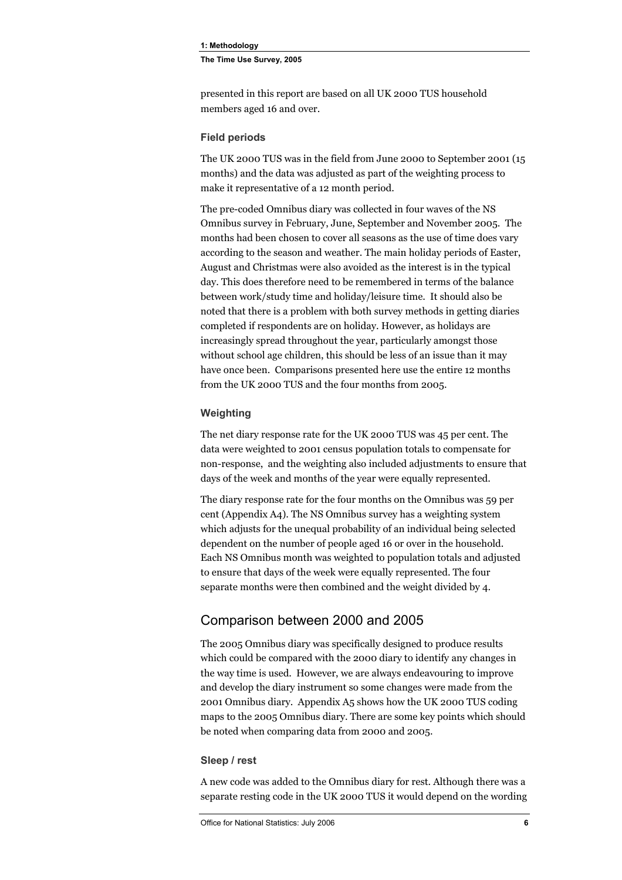presented in this report are based on all UK 2000 TUS household members aged 16 and over.

### Field periods

The UK 2000 TUS was in the field from June 2000 to September 2001 (15 months) and the data was adjusted as part of the weighting process to make it representative of a 12 month period.

The pre-coded Omnibus diary was collected in four waves of the NS Omnibus survey in February, June, September and November 2005. The months had been chosen to cover all seasons as the use of time does vary according to the season and weather. The main holiday periods of Easter, August and Christmas were also avoided as the interest is in the typical day. This does therefore need to be remembered in terms of the balance between work/study time and holiday/leisure time. It should also be noted that there is a problem with both survey methods in getting diaries completed if respondents are on holiday. However, as holidays are increasingly spread throughout the year, particularly amongst those without school age children, this should be less of an issue than it may have once been. Comparisons presented here use the entire 12 months from the UK 2000 TUS and the four months from 2005.

### Weighting

The net diary response rate for the UK 2000 TUS was 45 per cent. The data were weighted to 2001 census population totals to compensate for non-response, and the weighting also included adjustments to ensure that days of the week and months of the year were equally represented.

The diary response rate for the four months on the Omnibus was 59 per cent (Appendix A4). The NS Omnibus survey has a weighting system which adjusts for the unequal probability of an individual being selected dependent on the number of people aged 16 or over in the household. Each NS Omnibus month was weighted to population totals and adjusted to ensure that days of the week were equally represented. The four separate months were then combined and the weight divided by 4.

## Comparison between 2000 and 2005

The 2005 Omnibus diary was specifically designed to produce results which could be compared with the 2000 diary to identify any changes in the way time is used. However, we are always endeavouring to improve and develop the diary instrument so some changes were made from the 2001 Omnibus diary. Appendix A5 shows how the UK 2000 TUS coding maps to the 2005 Omnibus diary. There are some key points which should be noted when comparing data from 2000 and 2005.

### Sleep / rest

A new code was added to the Omnibus diary for rest. Although there was a separate resting code in the UK 2000 TUS it would depend on the wording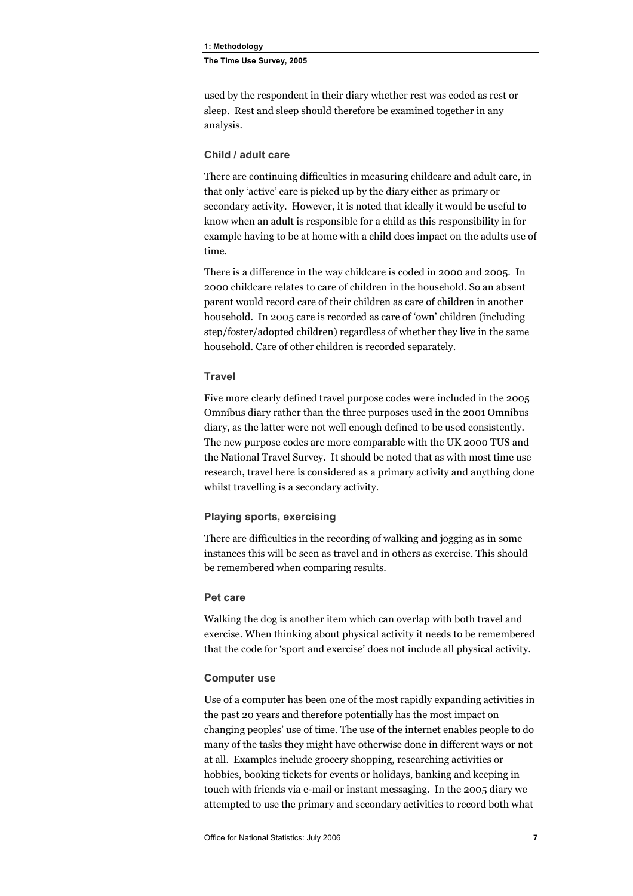used by the respondent in their diary whether rest was coded as rest or sleep. Rest and sleep should therefore be examined together in any analysis.

### Child / adult care

There are continuing difficulties in measuring childcare and adult care, in that only 'active' care is picked up by the diary either as primary or secondary activity. However, it is noted that ideally it would be useful to know when an adult is responsible for a child as this responsibility in for example having to be at home with a child does impact on the adults use of time.

There is a difference in the way childcare is coded in 2000 and 2005. In 2000 childcare relates to care of children in the household. So an absent parent would record care of their children as care of children in another household. In 2005 care is recorded as care of 'own' children (including step/foster/adopted children) regardless of whether they live in the same household. Care of other children is recorded separately.

### Travel

Five more clearly defined travel purpose codes were included in the 2005 Omnibus diary rather than the three purposes used in the 2001 Omnibus diary, as the latter were not well enough defined to be used consistently. The new purpose codes are more comparable with the UK 2000 TUS and the National Travel Survey. It should be noted that as with most time use research, travel here is considered as a primary activity and anything done whilst travelling is a secondary activity.

### Playing sports, exercising

There are difficulties in the recording of walking and jogging as in some instances this will be seen as travel and in others as exercise. This should be remembered when comparing results.

### Pet care

Walking the dog is another item which can overlap with both travel and exercise. When thinking about physical activity it needs to be remembered that the code for 'sport and exercise' does not include all physical activity.

### Computer use

Use of a computer has been one of the most rapidly expanding activities in the past 20 years and therefore potentially has the most impact on changing peoples' use of time. The use of the internet enables people to do many of the tasks they might have otherwise done in different ways or not at all. Examples include grocery shopping, researching activities or hobbies, booking tickets for events or holidays, banking and keeping in touch with friends via e-mail or instant messaging. In the 2005 diary we attempted to use the primary and secondary activities to record both what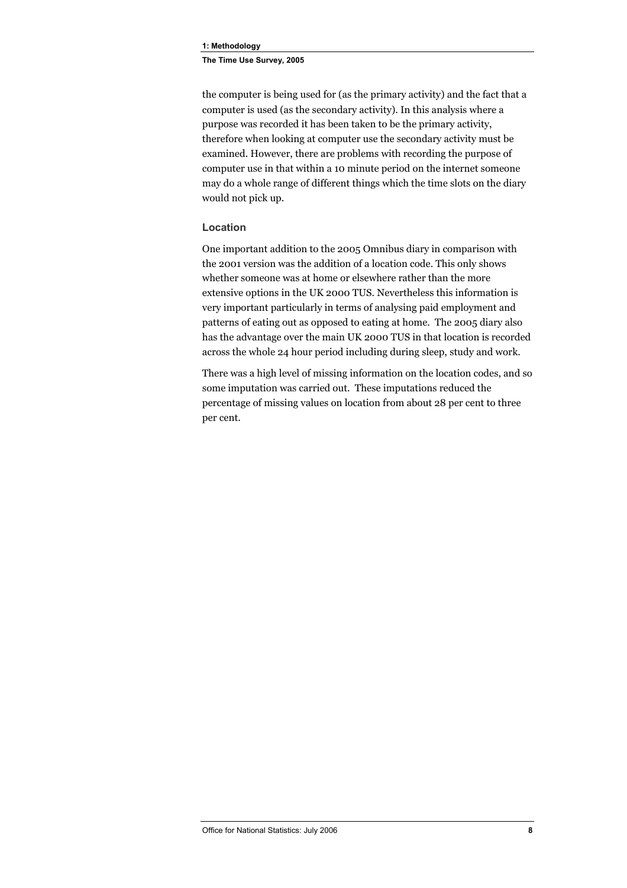the computer is being used for (as the primary activity) and the fact that a computer is used (as the secondary activity). In this analysis where a purpose was recorded it has been taken to be the primary activity, therefore when looking at computer use the secondary activity must be examined. However, there are problems with recording the purpose of computer use in that within a 10 minute period on the internet someone may do a whole range of different things which the time slots on the diary would not pick up.

### Location

One important addition to the 2005 Omnibus diary in comparison with the 2001 version was the addition of a location code. This only shows whether someone was at home or elsewhere rather than the more extensive options in the UK 2000 TUS. Nevertheless this information is very important particularly in terms of analysing paid employment and patterns of eating out as opposed to eating at home. The 2005 diary also has the advantage over the main UK 2000 TUS in that location is recorded across the whole 24 hour period including during sleep, study and work.

There was a high level of missing information on the location codes, and so some imputation was carried out. These imputations reduced the percentage of missing values on location from about 28 per cent to three per cent.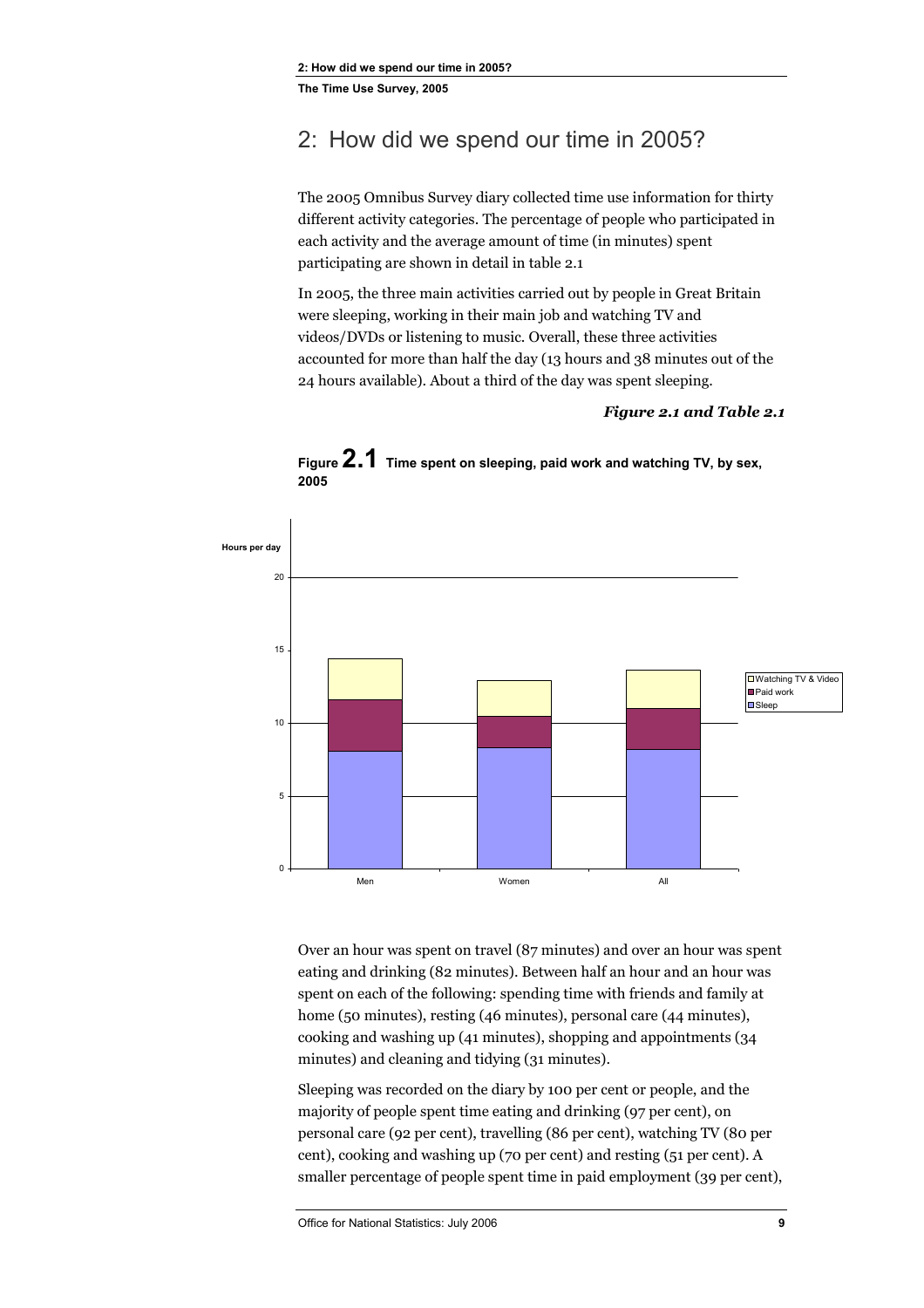# 2: How did we spend our time in 2005?

The 2005 Omnibus Survey diary collected time use information for thirty different activity categories. The percentage of people who participated in each activity and the average amount of time (in minutes) spent participating are shown in detail in table 2.1

In 2005, the three main activities carried out by people in Great Britain were sleeping, working in their main job and watching TV and videos/DVDs or listening to music. Overall, these three activities accounted for more than half the day (13 hours and 38 minutes out of the 24 hours available). About a third of the day was spent sleeping.

***Figure 2.1 and Table 2.1***

**Figure 2.1 Time spent on sleeping, paid work and watching TV, by sex, 2005**

Over an hour was spent on travel (87 minutes) and over an hour was spent eating and drinking (82 minutes). Between half an hour and an hour was spent on each of the following: spending time with friends and family at home (50 minutes), resting (46 minutes), personal care (44 minutes), cooking and washing up (41 minutes), shopping and appointments (34 minutes) and cleaning and tidying (31 minutes).

Sleeping was recorded on the diary by 100 per cent or people, and the majority of people spent time eating and drinking (97 per cent), on personal care (92 per cent), travelling (86 per cent), watching TV (80 per cent), cooking and washing up (70 per cent) and resting (51 per cent). A smaller percentage of people spent time in paid employment (39 per cent),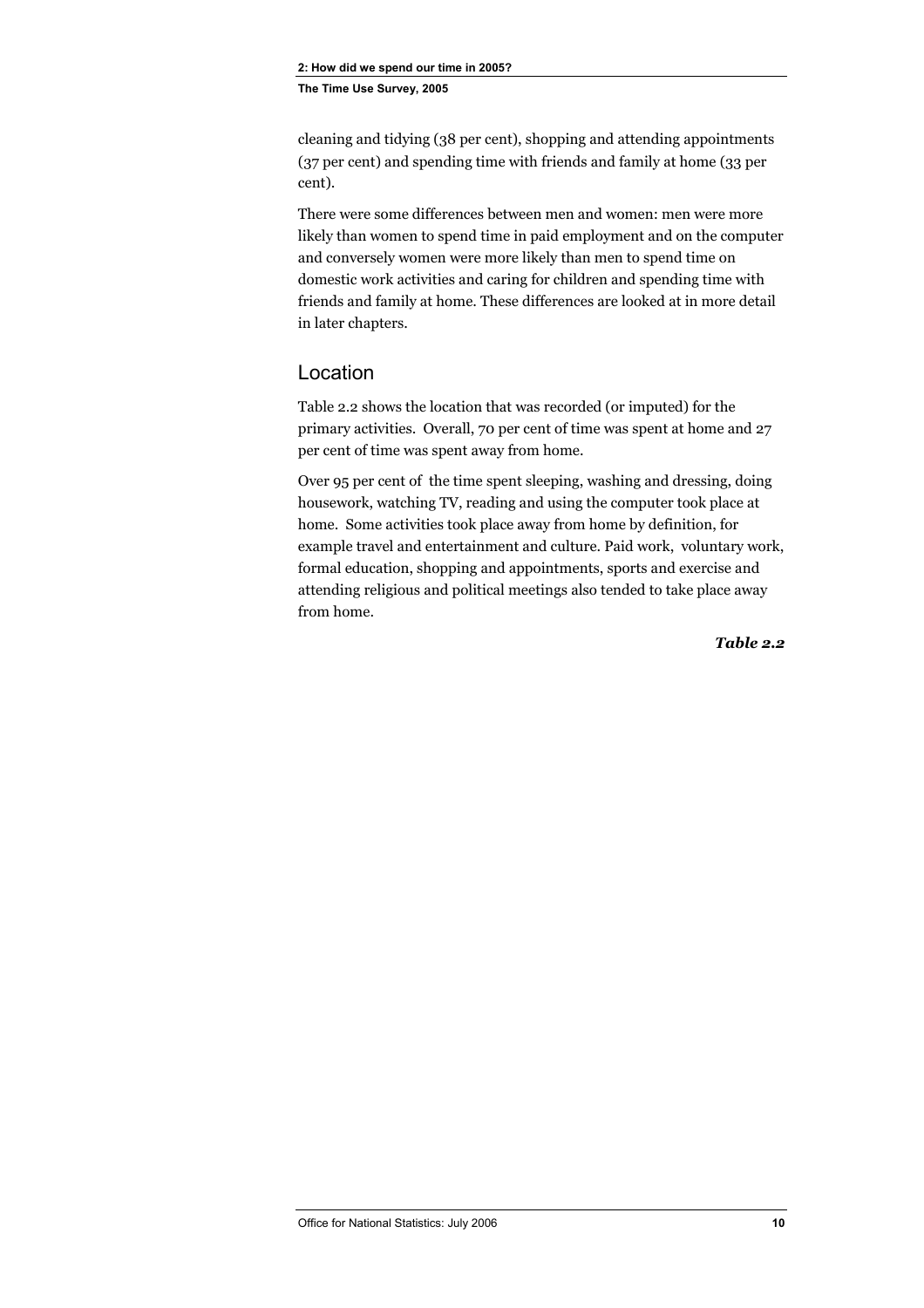cleaning and tidying (38 per cent), shopping and attending appointments (37 per cent) and spending time with friends and family at home (33 per cent).

There were some differences between men and women: men were more likely than women to spend time in paid employment and on the computer and conversely women were more likely than men to spend time on domestic work activities and caring for children and spending time with friends and family at home. These differences are looked at in more detail in later chapters.

## Location

Table 2.2 shows the location that was recorded (or imputed) for the primary activities. Overall, 70 per cent of time was spent at home and 27 per cent of time was spent away from home.

Over 95 per cent of the time spent sleeping, washing and dressing, doing housework, watching TV, reading and using the computer took place at home. Some activities took place away from home by definition, for example travel and entertainment and culture. Paid work, voluntary work, formal education, shopping and appointments, sports and exercise and attending religious and political meetings also tended to take place away from home.

***Table 2.2***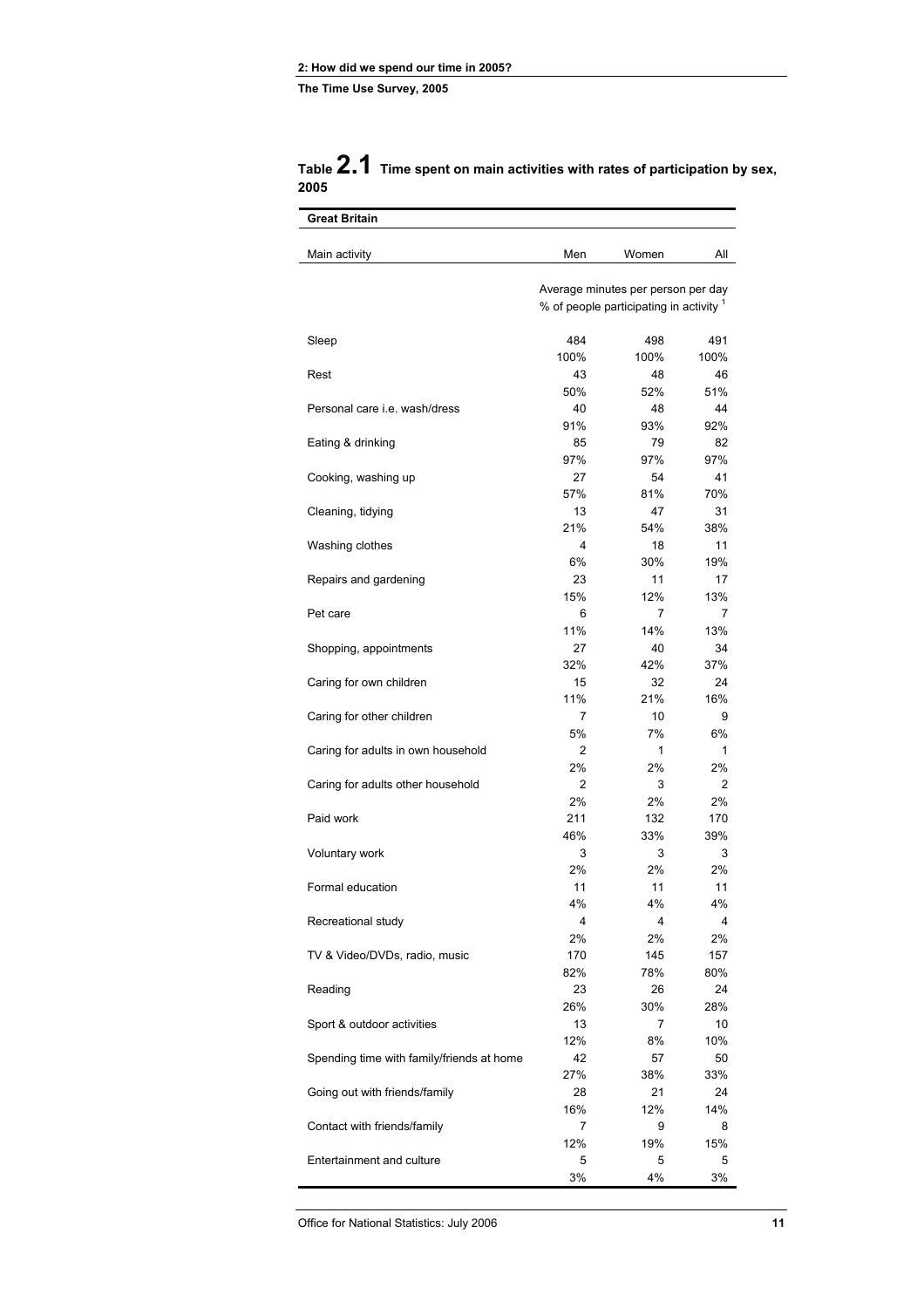## Table 2.1 Time spent on main activities with rates of participation by sex, 2005

**Great Britain**

| Main activity | Men | Women | All |
|---|---|---|---|
| | Average minutes per person per day | | |
| | % of people participating in activity [1] | | |
| Sleep | 484 | 498 | 491 |
| | 100% | 100% | 100% |
| Rest | 43 | 48 | 46 |
| | 50% | 52% | 51% |
| Personal care i.e. wash/dress | 40 | 48 | 44 |
| | 91% | 93% | 92% |
| Eating & drinking | 85 | 79 | 82 |
| | 97% | 97% | 97% |
| Cooking, washing up | 27 | 54 | 41 |
| | 57% | 81% | 70% |
| Cleaning, tidying | 13 | 47 | 31 |
| | 21% | 54% | 38% |
| Washing clothes | 4 | 18 | 11 |
| | 6% | 30% | 19% |
| Repairs and gardening | 23 | 11 | 17 |
| | 15% | 12% | 13% |
| Pet care | 6 | 7 | 7 |
| | 11% | 14% | 13% |
| Shopping, appointments | 27 | 40 | 34 |
| | 32% | 42% | 37% |
| Caring for own children | 15 | 32 | 24 |
| | 11% | 21% | 16% |
| Caring for other children | 7 | 10 | 9 |
| | 5% | 7% | 6% |
| Caring for adults in own household | 2 | 1 | 1 |
| | 2% | 2% | 2% |
| Caring for adults other household | 2 | 3 | 2 |
| | 2% | 2% | 2% |
| Paid work | 211 | 132 | 170 |
| | 46% | 33% | 39% |
| Voluntary work | 3 | 3 | 3 |
| | 2% | 2% | 2% |
| Formal education | 11 | 11 | 11 |
| | 4% | 4% | 4% |
| Recreational study | 4 | 4 | 4 |
| | 2% | 2% | 2% |
| TV & Video/DVDs, radio, music | 170 | 145 | 157 |
| | 82% | 78% | 80% |
| Reading | 23 | 26 | 24 |
| | 26% | 30% | 28% |
| Sport & outdoor activities | 13 | 7 | 10 |
| | 12% | 8% | 10% |
| Spending time with family/friends at home | 42 | 57 | 50 |
| | 27% | 38% | 33% |
| Going out with friends/family | 28 | 21 | 24 |
| | 16% | 12% | 14% |
| Contact with friends/family | 7 | 9 | 8 |
| | 12% | 19% | 15% |
| Entertainment and culture | 5 | 5 | 5 |
| | 3% | 4% | 3% |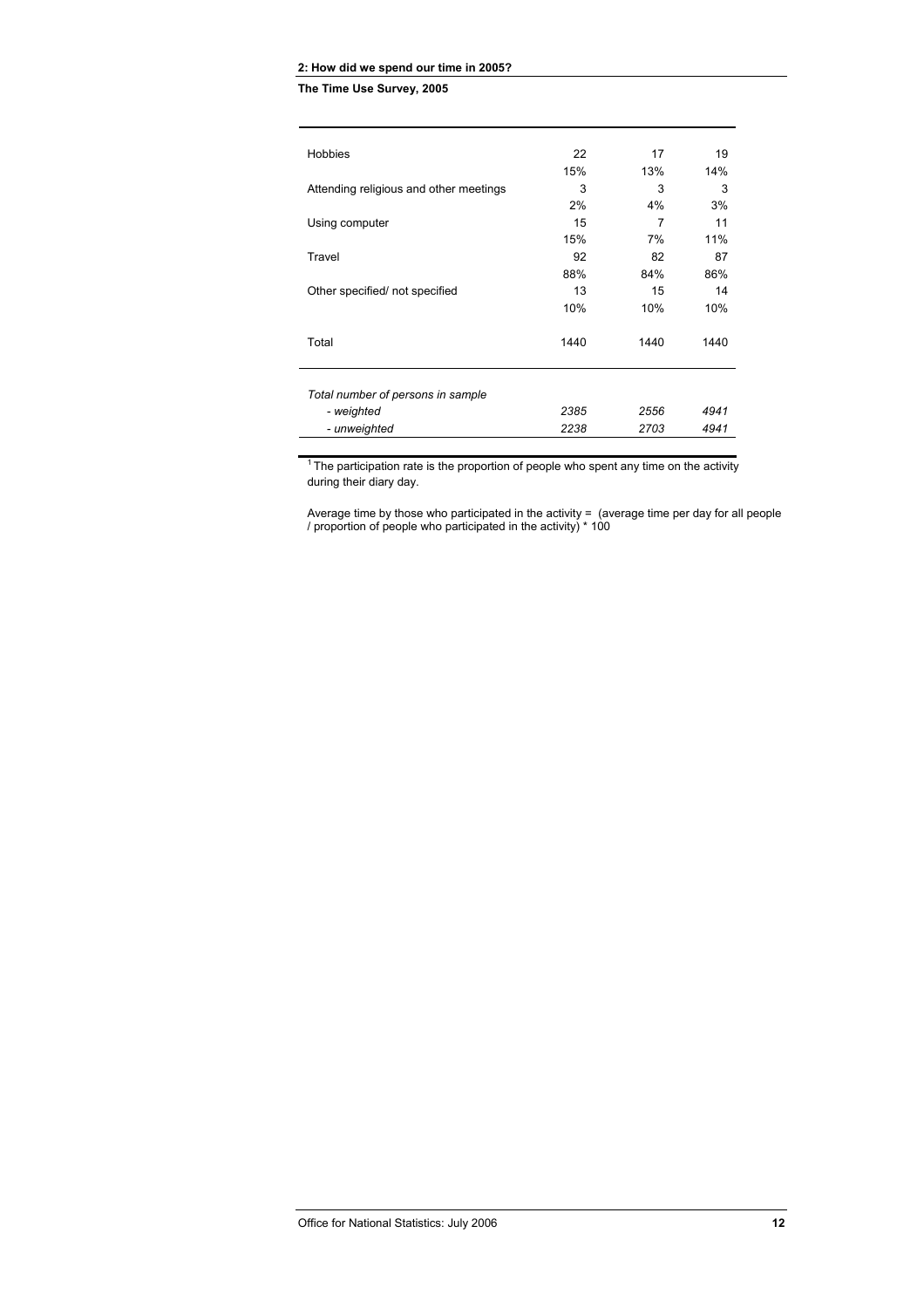| | | | |
|---|---|---|---|
| Hobbies | 22 | 17 | 19 |
| | 15% | 13% | 14% |
| Attending religious and other meetings | 3 | 3 | 3 |
| | 2% | 4% | 3% |
| Using computer | 15 | 7 | 11 |
| | 15% | 7% | 11% |
| Travel | 92 | 82 | 87 |
| | 88% | 84% | 86% |
| Other specified/ not specified | 13 | 15 | 14 |
| | 10% | 10% | 10% |
| Total | 1440 | 1440 | 1440 |
| *Total number of persons in sample* | | | |
| *- weighted* | *2385* | *2556* | *4941* |
| *- unweighted* | *2238* | *2703* | *4941* |

[1] The participation rate is the proportion of people who spent any time on the activity during their diary day.

Average time by those who participated in the activity = (average time per day for all people / proportion of people who participated in the activity) * 100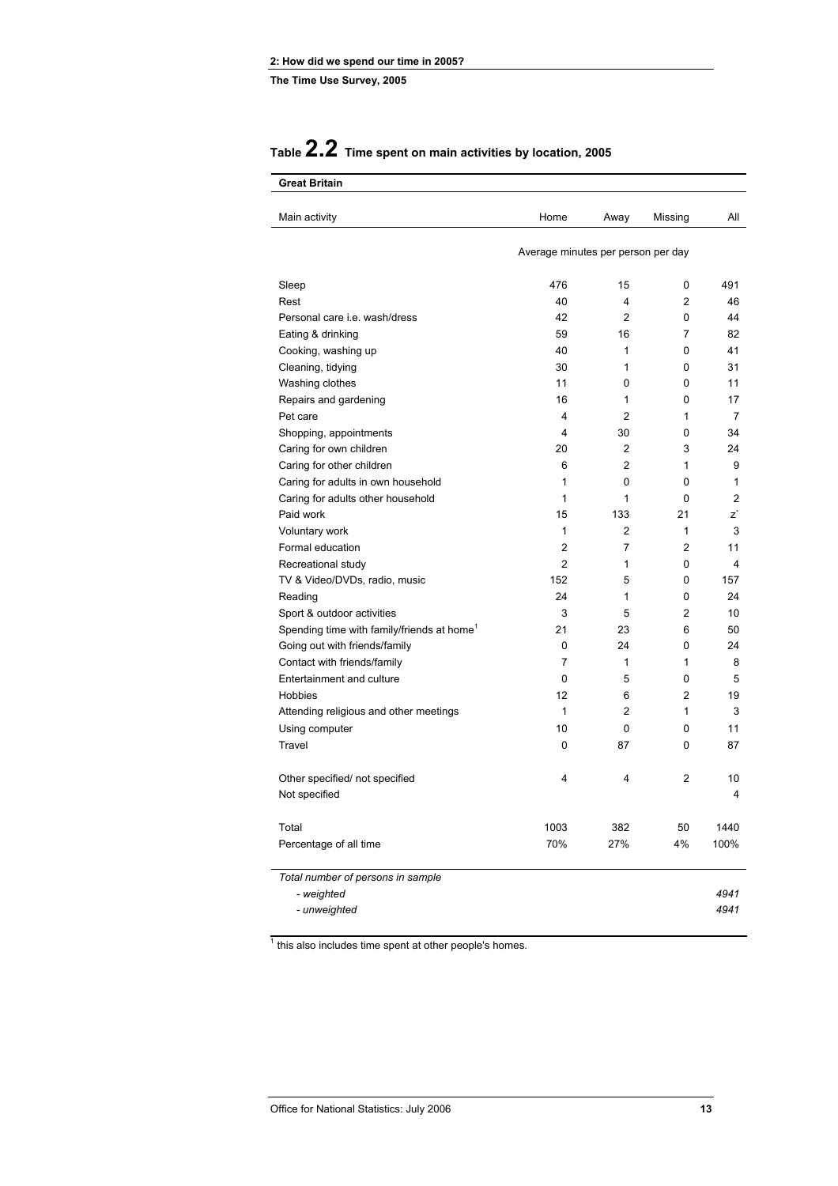# Table 2.2 Time spent on main activities by location, 2005

**Great Britain**

| Main activity | Home | Away | Missing | All |
|---|---|---|---|---|
| | Average minutes per person per day | | | |
| Sleep | 476 | 15 | 0 | 491 |
| Rest | 40 | 4 | 2 | 46 |
| Personal care i.e. wash/dress | 42 | 2 | 0 | 44 |
| Eating & drinking | 59 | 16 | 7 | 82 |
| Cooking, washing up | 40 | 1 | 0 | 41 |
| Cleaning, tidying | 30 | 1 | 0 | 31 |
| Washing clothes | 11 | 0 | 0 | 11 |
| Repairs and gardening | 16 | 1 | 0 | 17 |
| Pet care | 4 | 2 | 1 | 7 |
| Shopping, appointments | 4 | 30 | 0 | 34 |
| Caring for own children | 20 | 2 | 3 | 24 |
| Caring for other children | 6 | 2 | 1 | 9 |
| Caring for adults in own household | 1 | 0 | 0 | 1 |
| Caring for adults other household | 1 | 1 | 0 | 2 |
| Paid work | 15 | 133 | 21 | z` |
| Voluntary work | 1 | 2 | 1 | 3 |
| Formal education | 2 | 7 | 2 | 11 |
| Recreational study | 2 | 1 | 0 | 4 |
| TV & Video/DVDs, radio, music | 152 | 5 | 0 | 157 |
| Reading | 24 | 1 | 0 | 24 |
| Sport & outdoor activities | 3 | 5 | 2 | 10 |
| Spending time with family/friends at home[1] | 21 | 23 | 6 | 50 |
| Going out with friends/family | 0 | 24 | 0 | 24 |
| Contact with friends/family | 7 | 1 | 1 | 8 |
| Entertainment and culture | 0 | 5 | 0 | 5 |
| Hobbies | 12 | 6 | 2 | 19 |
| Attending religious and other meetings | 1 | 2 | 1 | 3 |
| Using computer | 10 | 0 | 0 | 11 |
| Travel | 0 | 87 | 0 | 87 |
| | | | | |
| Other specified/ not specified | 4 | 4 | 2 | 10 |
| Not specified | | | | 4 |
| | | | | |
| Total | 1003 | 382 | 50 | 1440 |
| Percentage of all time | 70% | 27% | 4% | 100% |
| | | | | |
| *Total number of persons in sample* | | | | |
| *- weighted* | | | | *4941* |
| *- unweighted* | | | | *4941* |

[1] this also includes time spent at other people's homes.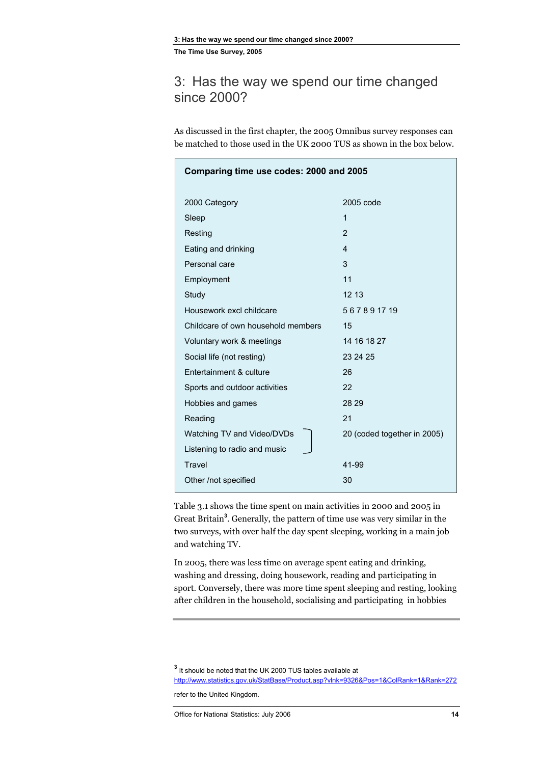# 3: Has the way we spend our time changed since 2000?

As discussed in the first chapter, the 2005 Omnibus survey responses can be matched to those used in the UK 2000 TUS as shown in the box below.

**Comparing time use codes: 2000 and 2005**

| 2000 Category | 2005 code |
|---|---|
| Sleep | 1 |
| Resting | 2 |
| Eating and drinking | 4 |
| Personal care | 3 |
| Employment | 11 |
| Study | 12 13 |
| Housework excl childcare | 5 6 7 8 9 17 19 |
| Childcare of own household members | 15 |
| Voluntary work & meetings | 14 16 18 27 |
| Social life (not resting) | 23 24 25 |
| Entertainment & culture | 26 |
| Sports and outdoor activities | 22 |
| Hobbies and games | 28 29 |
| Reading | 21 |
| Watching TV and Video/DVDs | 20 (coded together in 2005) |
| Listening to radio and music | |
| Travel | 41-99 |
| Other /not specified | 30 |

Table 3.1 shows the time spent on main activities in 2000 and 2005 in Great Britain[3]. Generally, the pattern of time use was very similar in the two surveys, with over half the day spent sleeping, working in a main job and watching TV.

In 2005, there was less time on average spent eating and drinking, washing and dressing, doing housework, reading and participating in sport. Conversely, there was more time spent sleeping and resting, looking after children in the household, socialising and participating in hobbies

[3] It should be noted that the UK 2000 TUS tables available at http://www.statistics.gov.uk/StatBase/Product.asp?vlnk=9326&Pos=1&ColRank=1&Rank=272 refer to the United Kingdom.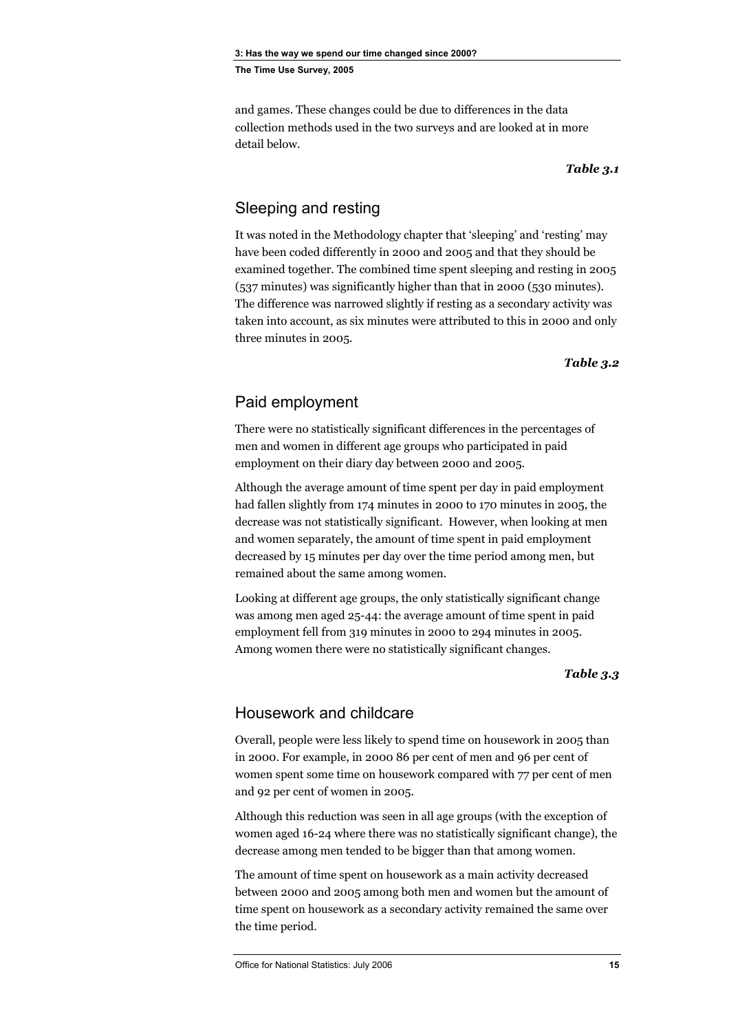and games. These changes could be due to differences in the data collection methods used in the two surveys and are looked at in more detail below.

***Table 3.1***

## Sleeping and resting

It was noted in the Methodology chapter that 'sleeping' and 'resting' may have been coded differently in 2000 and 2005 and that they should be examined together. The combined time spent sleeping and resting in 2005 (537 minutes) was significantly higher than that in 2000 (530 minutes). The difference was narrowed slightly if resting as a secondary activity was taken into account, as six minutes were attributed to this in 2000 and only three minutes in 2005.

***Table 3.2***

## Paid employment

There were no statistically significant differences in the percentages of men and women in different age groups who participated in paid employment on their diary day between 2000 and 2005.

Although the average amount of time spent per day in paid employment had fallen slightly from 174 minutes in 2000 to 170 minutes in 2005, the decrease was not statistically significant. However, when looking at men and women separately, the amount of time spent in paid employment decreased by 15 minutes per day over the time period among men, but remained about the same among women.

Looking at different age groups, the only statistically significant change was among men aged 25-44: the average amount of time spent in paid employment fell from 319 minutes in 2000 to 294 minutes in 2005. Among women there were no statistically significant changes.

***Table 3.3***

## Housework and childcare

Overall, people were less likely to spend time on housework in 2005 than in 2000. For example, in 2000 86 per cent of men and 96 per cent of women spent some time on housework compared with 77 per cent of men and 92 per cent of women in 2005.

Although this reduction was seen in all age groups (with the exception of women aged 16-24 where there was no statistically significant change), the decrease among men tended to be bigger than that among women.

The amount of time spent on housework as a main activity decreased between 2000 and 2005 among both men and women but the amount of time spent on housework as a secondary activity remained the same over the time period.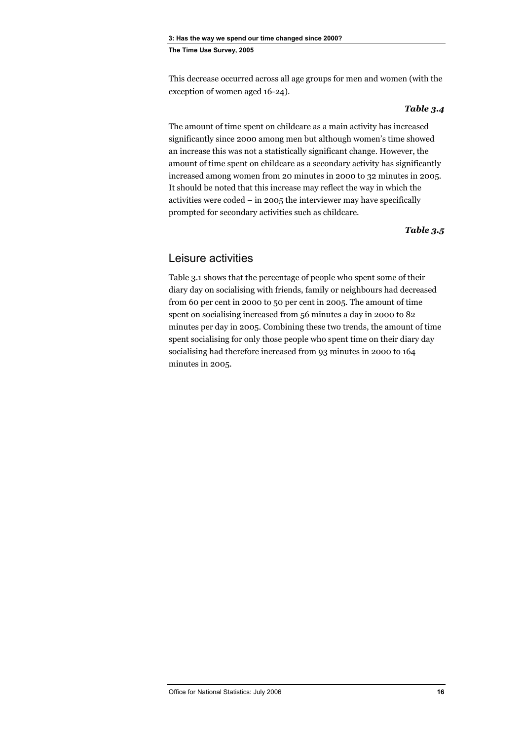This decrease occurred across all age groups for men and women (with the exception of women aged 16-24).

***Table 3.4***

The amount of time spent on childcare as a main activity has increased significantly since 2000 among men but although women's time showed an increase this was not a statistically significant change. However, the amount of time spent on childcare as a secondary activity has significantly increased among women from 20 minutes in 2000 to 32 minutes in 2005. It should be noted that this increase may reflect the way in which the activities were coded – in 2005 the interviewer may have specifically prompted for secondary activities such as childcare.

***Table 3.5***

## Leisure activities

Table 3.1 shows that the percentage of people who spent some of their diary day on socialising with friends, family or neighbours had decreased from 60 per cent in 2000 to 50 per cent in 2005. The amount of time spent on socialising increased from 56 minutes a day in 2000 to 82 minutes per day in 2005. Combining these two trends, the amount of time spent socialising for only those people who spent time on their diary day socialising had therefore increased from 93 minutes in 2000 to 164 minutes in 2005.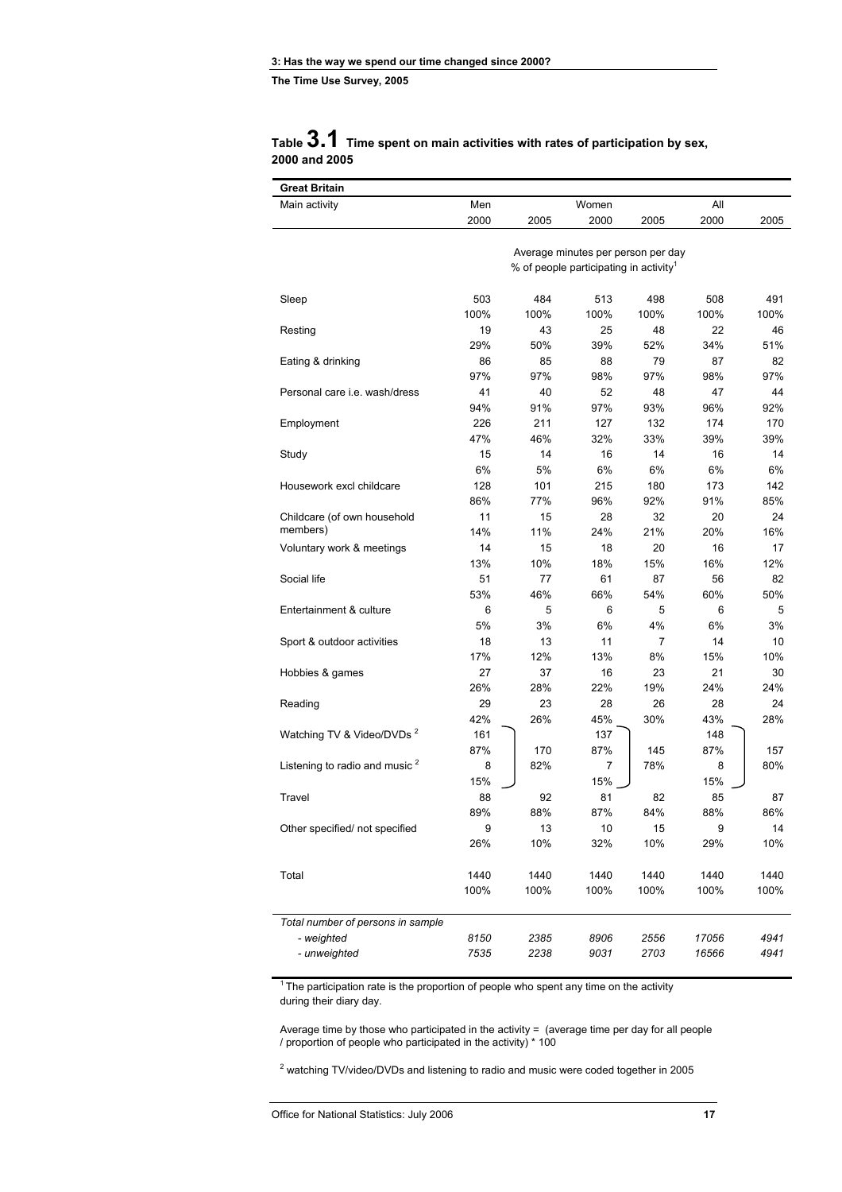**3: Has the way we spend our time changed since 2000?**

**The Time Use Survey, 2005**

## Table 3.1 Time spent on main activities with rates of participation by sex, 2000 and 2005

**Great Britain**

| Main activity | Men | | Women | | All | |
|---|---|---|---|---|---|---|
| | 2000 | 2005 | 2000 | 2005 | 2000 | 2005 |
| | Average minutes per person per day / % of people participating in activity[1] | | | | | |
| Sleep | 503 | 484 | 513 | 498 | 508 | 491 |
| | 100% | 100% | 100% | 100% | 100% | 100% |
| Resting | 19 | 43 | 25 | 48 | 22 | 46 |
| | 29% | 50% | 39% | 52% | 34% | 51% |
| Eating & drinking | 86 | 85 | 88 | 79 | 87 | 82 |
| | 97% | 97% | 98% | 97% | 98% | 97% |
| Personal care i.e. wash/dress | 41 | 40 | 52 | 48 | 47 | 44 |
| | 94% | 91% | 97% | 93% | 96% | 92% |
| Employment | 226 | 211 | 127 | 132 | 174 | 170 |
| | 47% | 46% | 32% | 33% | 39% | 39% |
| Study | 15 | 14 | 16 | 14 | 16 | 14 |
| | 6% | 5% | 6% | 6% | 6% | 6% |
| Housework excl childcare | 128 | 101 | 215 | 180 | 173 | 142 |
| | 86% | 77% | 96% | 92% | 91% | 85% |
| Childcare (of own household members) | 11 | 15 | 28 | 32 | 20 | 24 |
| | 14% | 11% | 24% | 21% | 20% | 16% |
| Voluntary work & meetings | 14 | 15 | 18 | 20 | 16 | 17 |
| | 13% | 10% | 18% | 15% | 16% | 12% |
| Social life | 51 | 77 | 61 | 87 | 56 | 82 |
| | 53% | 46% | 66% | 54% | 60% | 50% |
| Entertainment & culture | 6 | 5 | 6 | 5 | 6 | 5 |
| | 5% | 3% | 6% | 4% | 6% | 3% |
| Sport & outdoor activities | 18 | 13 | 11 | 7 | 14 | 10 |
| | 17% | 12% | 13% | 8% | 15% | 10% |
| Hobbies & games | 27 | 37 | 16 | 23 | 21 | 30 |
| | 26% | 28% | 22% | 19% | 24% | 24% |
| Reading | 29 | 23 | 28 | 26 | 28 | 24 |
| | 42% | 26% | 45% | 30% | 43% | 28% |
| Watching TV & Video/DVDs[2] | 161 | 170 | 137 | 145 | 148 | 157 |
| | 87% | 82% | 87% | 78% | 87% | 80% |
| Listening to radio and music[2] | 8 | | 7 | | 8 | |
| | 15% | | 15% | | 15% | |
| Travel | 88 | 92 | 81 | 82 | 85 | 87 |
| | 89% | 88% | 87% | 84% | 88% | 86% |
| Other specified/ not specified | 9 | 13 | 10 | 15 | 9 | 14 |
| | 26% | 10% | 32% | 10% | 29% | 10% |
| Total | 1440 | 1440 | 1440 | 1440 | 1440 | 1440 |
| | 100% | 100% | 100% | 100% | 100% | 100% |
| *Total number of persons in sample* | | | | | | |
| *- weighted* | *8150* | *2385* | *8906* | *2556* | *17056* | *4941* |
| *- unweighted* | *7535* | *2238* | *9031* | *2703* | *16566* | *4941* |

[1] The participation rate is the proportion of people who spent any time on the activity during their diary day.

Average time by those who participated in the activity = (average time per day for all people / proportion of people who participated in the activity) * 100

[2] watching TV/video/DVDs and listening to radio and music were coded together in 2005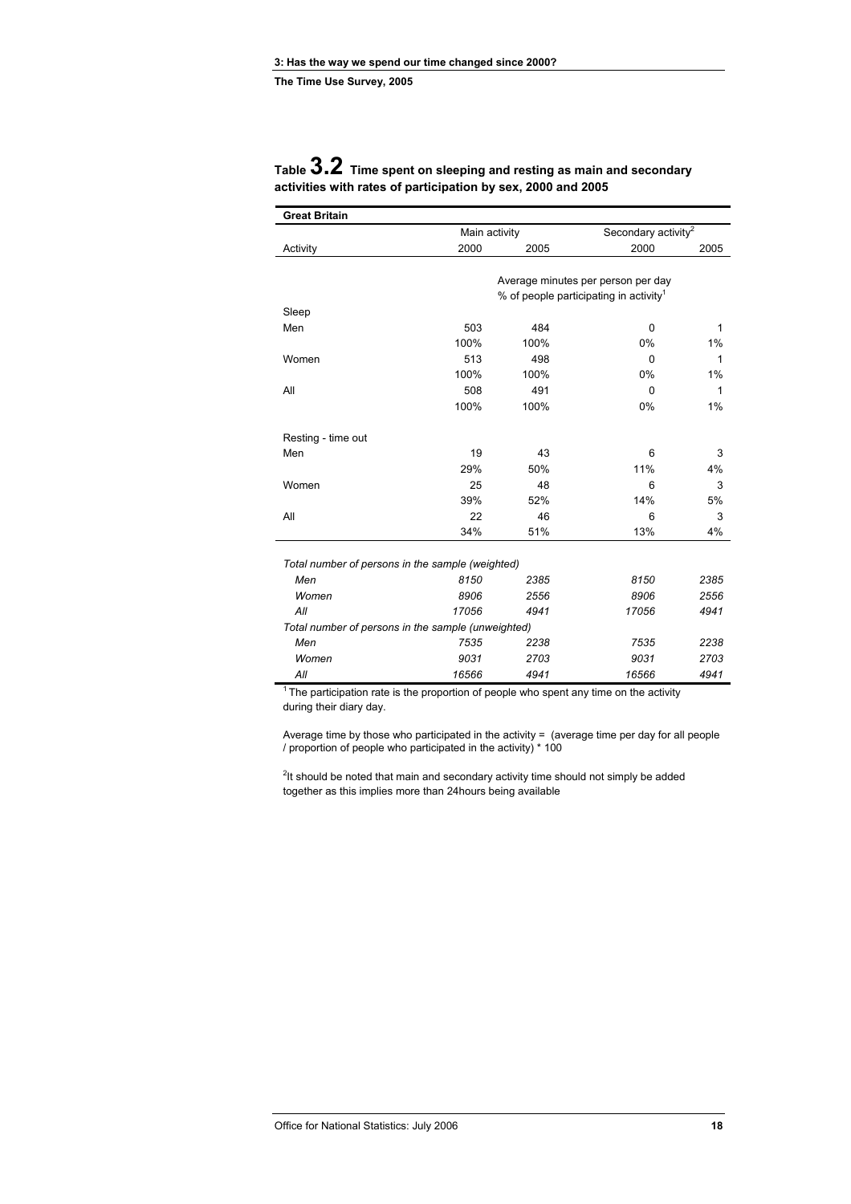**Table 3.2 Time spent on sleeping and resting as main and secondary activities with rates of participation by sex, 2000 and 2005**

**Great Britain**

| | Main activity | | Secondary activity[2] | |
|---|---|---|---|---|
| Activity | 2000 | 2005 | 2000 | 2005 |
| | Average minutes per person per day | | | |
| | % of people participating in activity[1] | | | |
| Sleep | | | | |
| Men | 503 | 484 | 0 | 1 |
| | 100% | 100% | 0% | 1% |
| Women | 513 | 498 | 0 | 1 |
| | 100% | 100% | 0% | 1% |
| All | 508 | 491 | 0 | 1 |
| | 100% | 100% | 0% | 1% |
| Resting - time out | | | | |
| Men | 19 | 43 | 6 | 3 |
| | 29% | 50% | 11% | 4% |
| Women | 25 | 48 | 6 | 3 |
| | 39% | 52% | 14% | 5% |
| All | 22 | 46 | 6 | 3 |
| | 34% | 51% | 13% | 4% |
| *Total number of persons in the sample (weighted)* | | | | |
| *Men* | *8150* | *2385* | *8150* | *2385* |
| *Women* | *8906* | *2556* | *8906* | *2556* |
| *All* | *17056* | *4941* | *17056* | *4941* |
| *Total number of persons in the sample (unweighted)* | | | | |
| *Men* | *7535* | *2238* | *7535* | *2238* |
| *Women* | *9031* | *2703* | *9031* | *2703* |
| *All* | *16566* | *4941* | *16566* | *4941* |

[1] The participation rate is the proportion of people who spent any time on the activity during their diary day.

Average time by those who participated in the activity = (average time per day for all people / proportion of people who participated in the activity) * 100

[2] It should be noted that main and secondary activity time should not simply be added together as this implies more than 24hours being available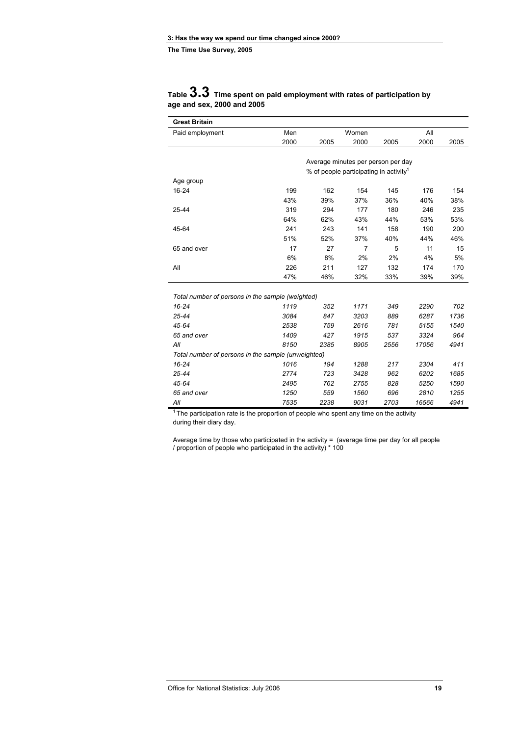## Table 3.3 Time spent on paid employment with rates of participation by age and sex, 2000 and 2005

| Great Britain | | | | | | |
|---|---|---|---|---|---|---|
| Paid employment | Men | | Women | | All | |
| | 2000 | 2005 | 2000 | 2005 | 2000 | 2005 |
| | Average minutes per person per day | | | | | |
| | % of people participating in activity[1] | | | | | |
| Age group | | | | | | |
| 16-24 | 199 | 162 | 154 | 145 | 176 | 154 |
| | 43% | 39% | 37% | 36% | 40% | 38% |
| 25-44 | 319 | 294 | 177 | 180 | 246 | 235 |
| | 64% | 62% | 43% | 44% | 53% | 53% |
| 45-64 | 241 | 243 | 141 | 158 | 190 | 200 |
| | 51% | 52% | 37% | 40% | 44% | 46% |
| 65 and over | 17 | 27 | 7 | 5 | 11 | 15 |
| | 6% | 8% | 2% | 2% | 4% | 5% |
| All | 226 | 211 | 127 | 132 | 174 | 170 |
| | 47% | 46% | 32% | 33% | 39% | 39% |
| *Total number of persons in the sample (weighted)* | | | | | | |
| *16-24* | *1119* | *352* | *1171* | *349* | *2290* | *702* |
| *25-44* | *3084* | *847* | *3203* | *889* | *6287* | *1736* |
| *45-64* | *2538* | *759* | *2616* | *781* | *5155* | *1540* |
| *65 and over* | *1409* | *427* | *1915* | *537* | *3324* | *964* |
| *All* | *8150* | *2385* | *8905* | *2556* | *17056* | *4941* |
| *Total number of persons in the sample (unweighted)* | | | | | | |
| *16-24* | *1016* | *194* | *1288* | *217* | *2304* | *411* |
| *25-44* | *2774* | *723* | *3428* | *962* | *6202* | *1685* |
| *45-64* | *2495* | *762* | *2755* | *828* | *5250* | *1590* |
| *65 and over* | *1250* | *559* | *1560* | *696* | *2810* | *1255* |
| *All* | *7535* | *2238* | *9031* | *2703* | *16566* | *4941* |

[1] The participation rate is the proportion of people who spent any time on the activity during their diary day.

Average time by those who participated in the activity = (average time per day for all people / proportion of people who participated in the activity) * 100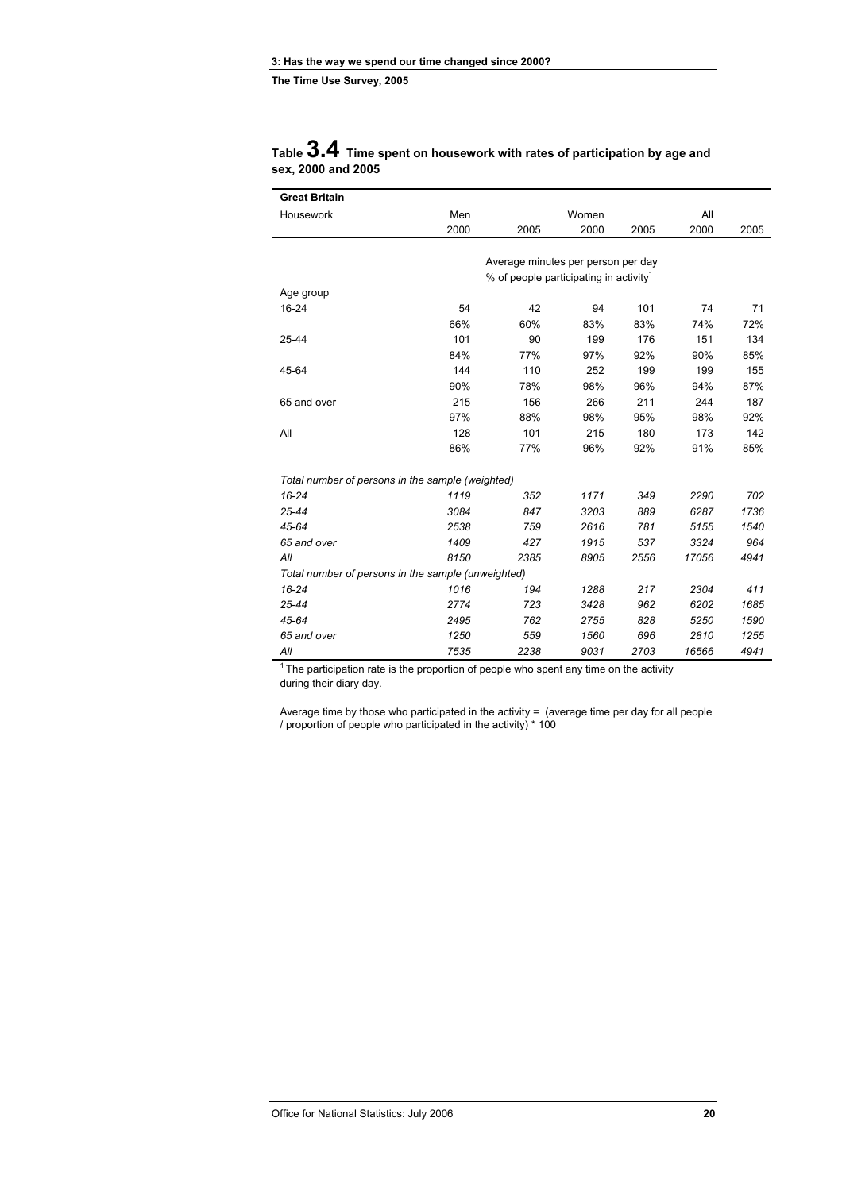### Table 3.4 Time spent on housework with rates of participation by age and sex, 2000 and 2005

| Great Britain | | | | | | |
|---|---|---|---|---|---|---|
| Housework | Men | | Women | | All | |
| | 2000 | 2005 | 2000 | 2005 | 2000 | 2005 |
| | Average minutes per person per day | | | | | |
| | % of people participating in activity[1] | | | | | |
| Age group | | | | | | |
| 16-24 | 54 | 42 | 94 | 101 | 74 | 71 |
| | 66% | 60% | 83% | 83% | 74% | 72% |
| 25-44 | 101 | 90 | 199 | 176 | 151 | 134 |
| | 84% | 77% | 97% | 92% | 90% | 85% |
| 45-64 | 144 | 110 | 252 | 199 | 199 | 155 |
| | 90% | 78% | 98% | 96% | 94% | 87% |
| 65 and over | 215 | 156 | 266 | 211 | 244 | 187 |
| | 97% | 88% | 98% | 95% | 98% | 92% |
| All | 128 | 101 | 215 | 180 | 173 | 142 |
| | 86% | 77% | 96% | 92% | 91% | 85% |
| *Total number of persons in the sample (weighted)* | | | | | | |
| *16-24* | *1119* | *352* | *1171* | *349* | *2290* | *702* |
| *25-44* | *3084* | *847* | *3203* | *889* | *6287* | *1736* |
| *45-64* | *2538* | *759* | *2616* | *781* | *5155* | *1540* |
| *65 and over* | *1409* | *427* | *1915* | *537* | *3324* | *964* |
| *All* | *8150* | *2385* | *8905* | *2556* | *17056* | *4941* |
| *Total number of persons in the sample (unweighted)* | | | | | | |
| *16-24* | *1016* | *194* | *1288* | *217* | *2304* | *411* |
| *25-44* | *2774* | *723* | *3428* | *962* | *6202* | *1685* |
| *45-64* | *2495* | *762* | *2755* | *828* | *5250* | *1590* |
| *65 and over* | *1250* | *559* | *1560* | *696* | *2810* | *1255* |
| *All* | *7535* | *2238* | *9031* | *2703* | *16566* | *4941* |

[1] The participation rate is the proportion of people who spent any time on the activity during their diary day.

Average time by those who participated in the activity = (average time per day for all people / proportion of people who participated in the activity) * 100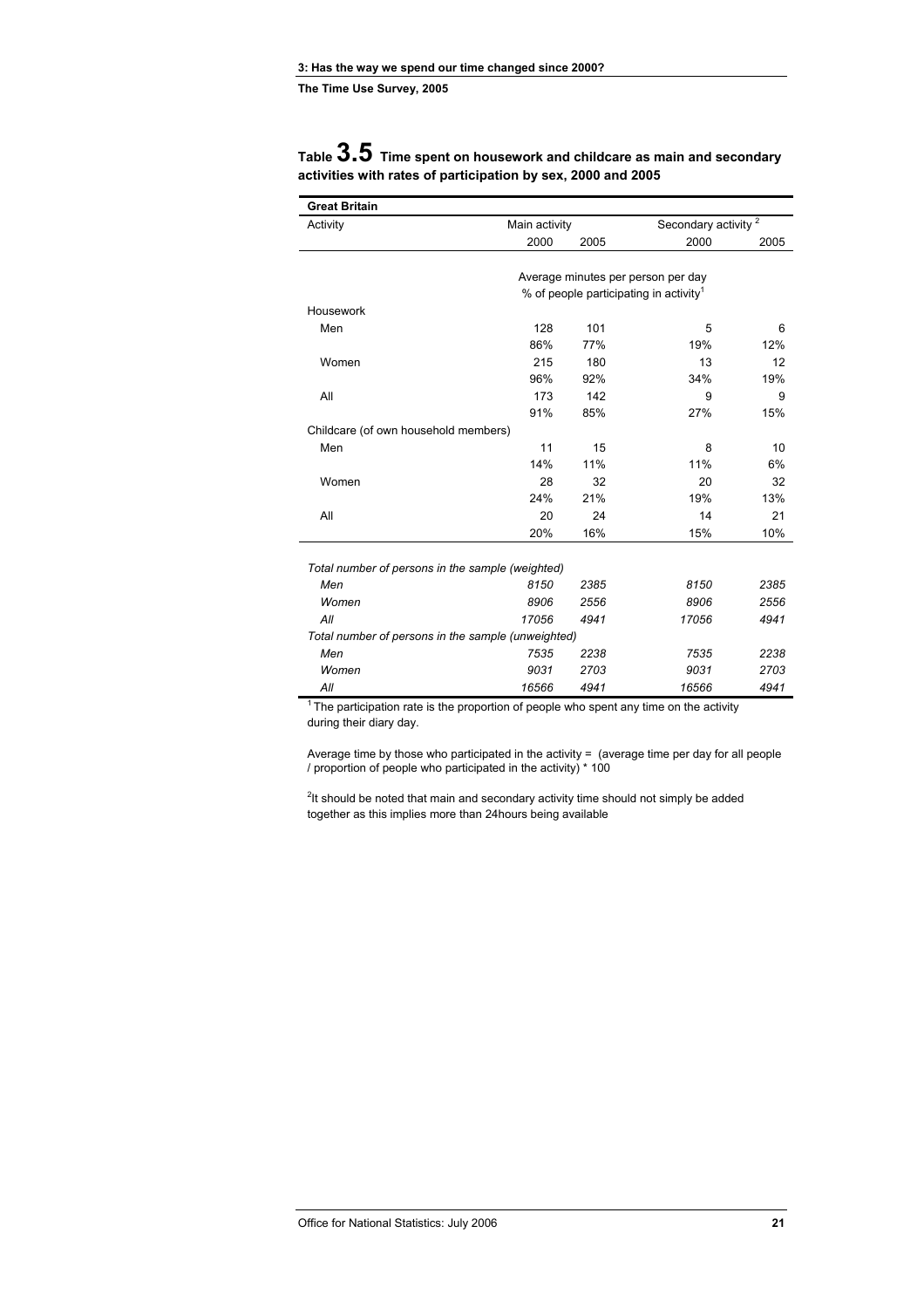# Table 3.5 Time spent on housework and childcare as main and secondary activities with rates of participation by sex, 2000 and 2005

| Great Britain | | | | |
|---|---|---|---|---|
| Activity | Main activity | | Secondary activity [2] | |
| | 2000 | 2005 | 2000 | 2005 |
| | Average minutes per person per day | | | |
| | % of people participating in activity[1] | | | |
| **Housework** | | | | |
| Men | 128 | 101 | 5 | 6 |
| | 86% | 77% | 19% | 12% |
| Women | 215 | 180 | 13 | 12 |
| | 96% | 92% | 34% | 19% |
| All | 173 | 142 | 9 | 9 |
| | 91% | 85% | 27% | 15% |
| **Childcare (of own household members)** | | | | |
| Men | 11 | 15 | 8 | 10 |
| | 14% | 11% | 11% | 6% |
| Women | 28 | 32 | 20 | 32 |
| | 24% | 21% | 19% | 13% |
| All | 20 | 24 | 14 | 21 |
| | 20% | 16% | 15% | 10% |
| *Total number of persons in the sample (weighted)* | | | | |
| *Men* | *8150* | *2385* | *8150* | *2385* |
| *Women* | *8906* | *2556* | *8906* | *2556* |
| *All* | *17056* | *4941* | *17056* | *4941* |
| *Total number of persons in the sample (unweighted)* | | | | |
| *Men* | *7535* | *2238* | *7535* | *2238* |
| *Women* | *9031* | *2703* | *9031* | *2703* |
| *All* | *16566* | *4941* | *16566* | *4941* |

[1] The participation rate is the proportion of people who spent any time on the activity during their diary day.

Average time by those who participated in the activity = (average time per day for all people / proportion of people who participated in the activity) * 100

[2] It should be noted that main and secondary activity time should not simply be added together as this implies more than 24hours being available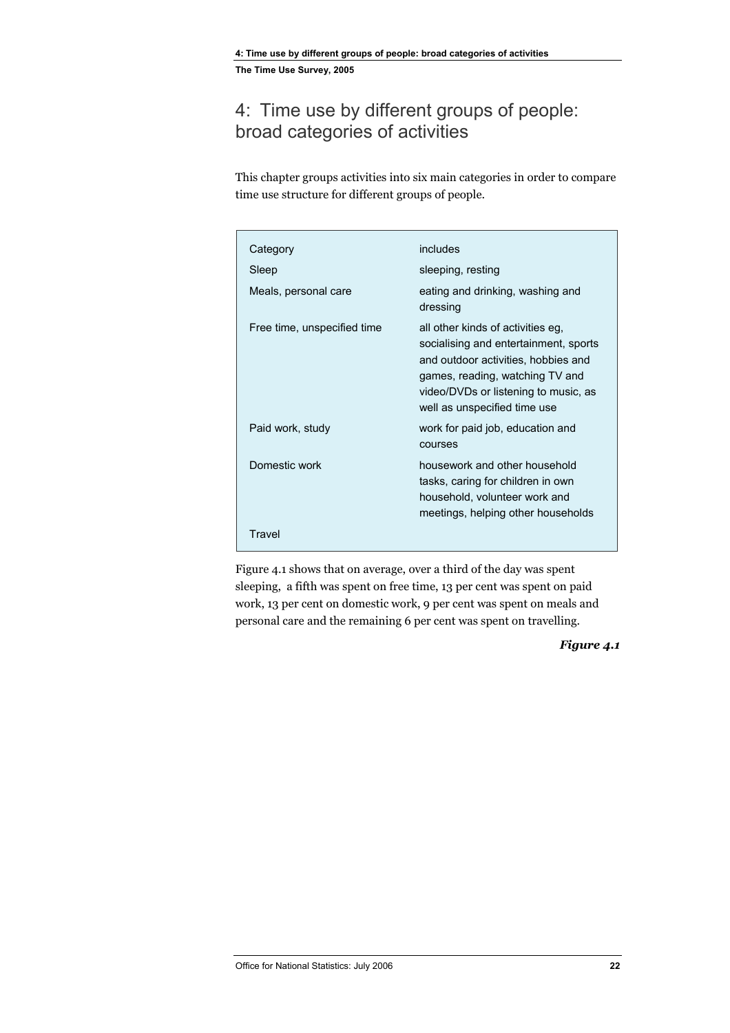# 4: Time use by different groups of people: broad categories of activities

This chapter groups activities into six main categories in order to compare time use structure for different groups of people.

| Category | includes |
| --- | --- |
| Sleep | sleeping, resting |
| Meals, personal care | eating and drinking, washing and dressing |
| Free time, unspecified time | all other kinds of activities eg, socialising and entertainment, sports and outdoor activities, hobbies and games, reading, watching TV and video/DVDs or listening to music, as well as unspecified time use |
| Paid work, study | work for paid job, education and courses |
| Domestic work | housework and other household tasks, caring for children in own household, volunteer work and meetings, helping other households |
| Travel | |

Figure 4.1 shows that on average, over a third of the day was spent sleeping, a fifth was spent on free time, 13 per cent was spent on paid work, 13 per cent on domestic work, 9 per cent was spent on meals and personal care and the remaining 6 per cent was spent on travelling.

***Figure 4.1***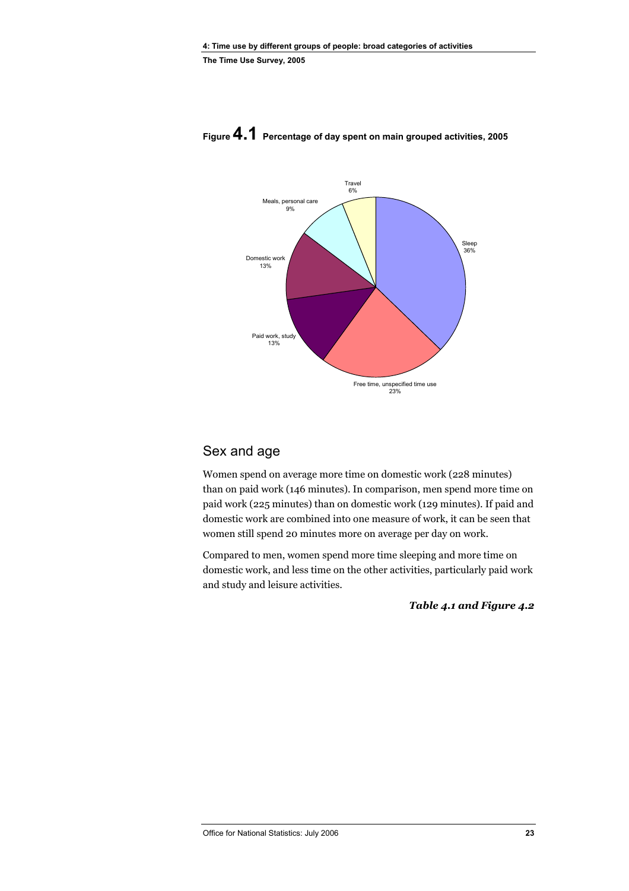**Figure 4.1** Percentage of day spent on main grouped activities, 2005

Sleep 36%
Free time, unspecified time use 23%
Paid work, study 13%
Domestic work 13%
Meals, personal care 9%
Travel 6%

## Sex and age

Women spend on average more time on domestic work (228 minutes) than on paid work (146 minutes). In comparison, men spend more time on paid work (225 minutes) than on domestic work (129 minutes). If paid and domestic work are combined into one measure of work, it can be seen that women still spend 20 minutes more on average per day on work.

Compared to men, women spend more time sleeping and more time on domestic work, and less time on the other activities, particularly paid work and study and leisure activities.

***Table 4.1 and Figure 4.2***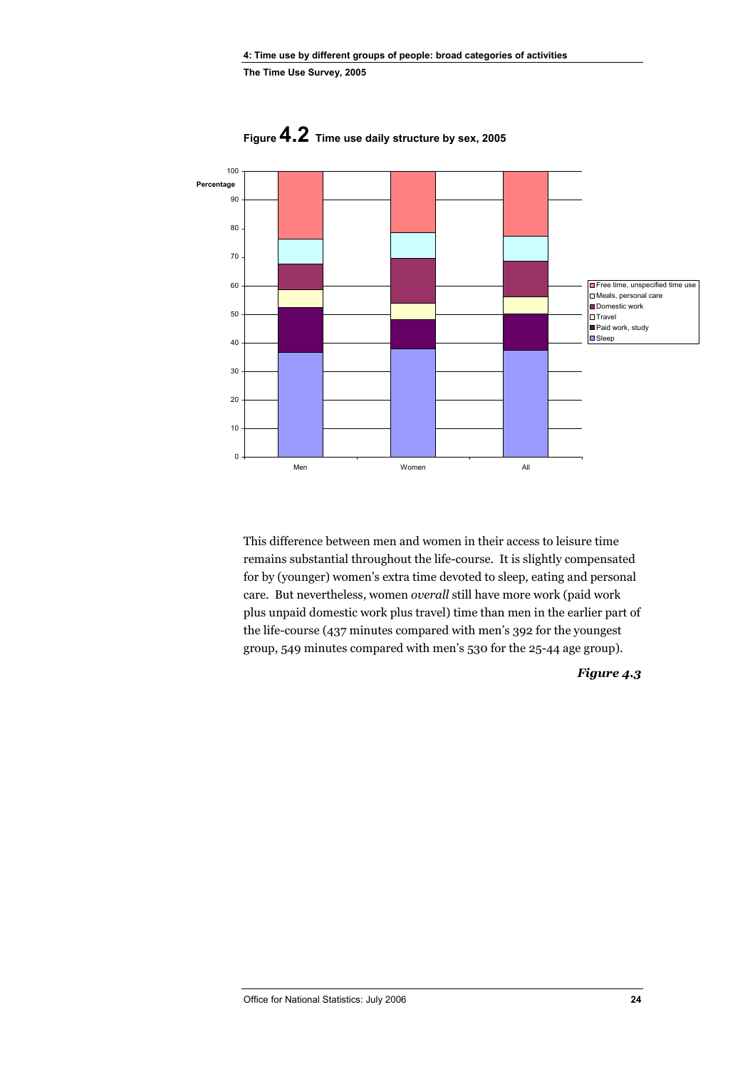**Figure 4.2** Time use daily structure by sex, 2005

This difference between men and women in their access to leisure time remains substantial throughout the life-course. It is slightly compensated for by (younger) women's extra time devoted to sleep, eating and personal care. But nevertheless, women *overall* still have more work (paid work plus unpaid domestic work plus travel) time than men in the earlier part of the life-course (437 minutes compared with men's 392 for the youngest group, 549 minutes compared with men's 530 for the 25-44 age group).

***Figure 4.3***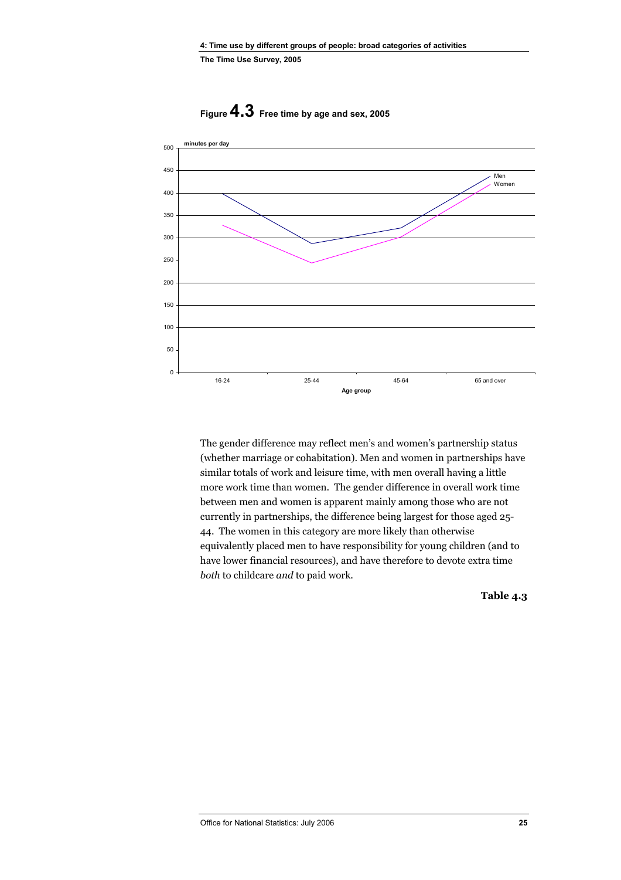**Figure 4.3** Free time by age and sex, 2005

The gender difference may reflect men's and women's partnership status (whether marriage or cohabitation). Men and women in partnerships have similar totals of work and leisure time, with men overall having a little more work time than women. The gender difference in overall work time between men and women is apparent mainly among those who are not currently in partnerships, the difference being largest for those aged 25-44. The women in this category are more likely than otherwise equivalently placed men to have responsibility for young children (and to have lower financial resources), and have therefore to devote extra time *both* to childcare *and* to paid work.

**Table 4.3**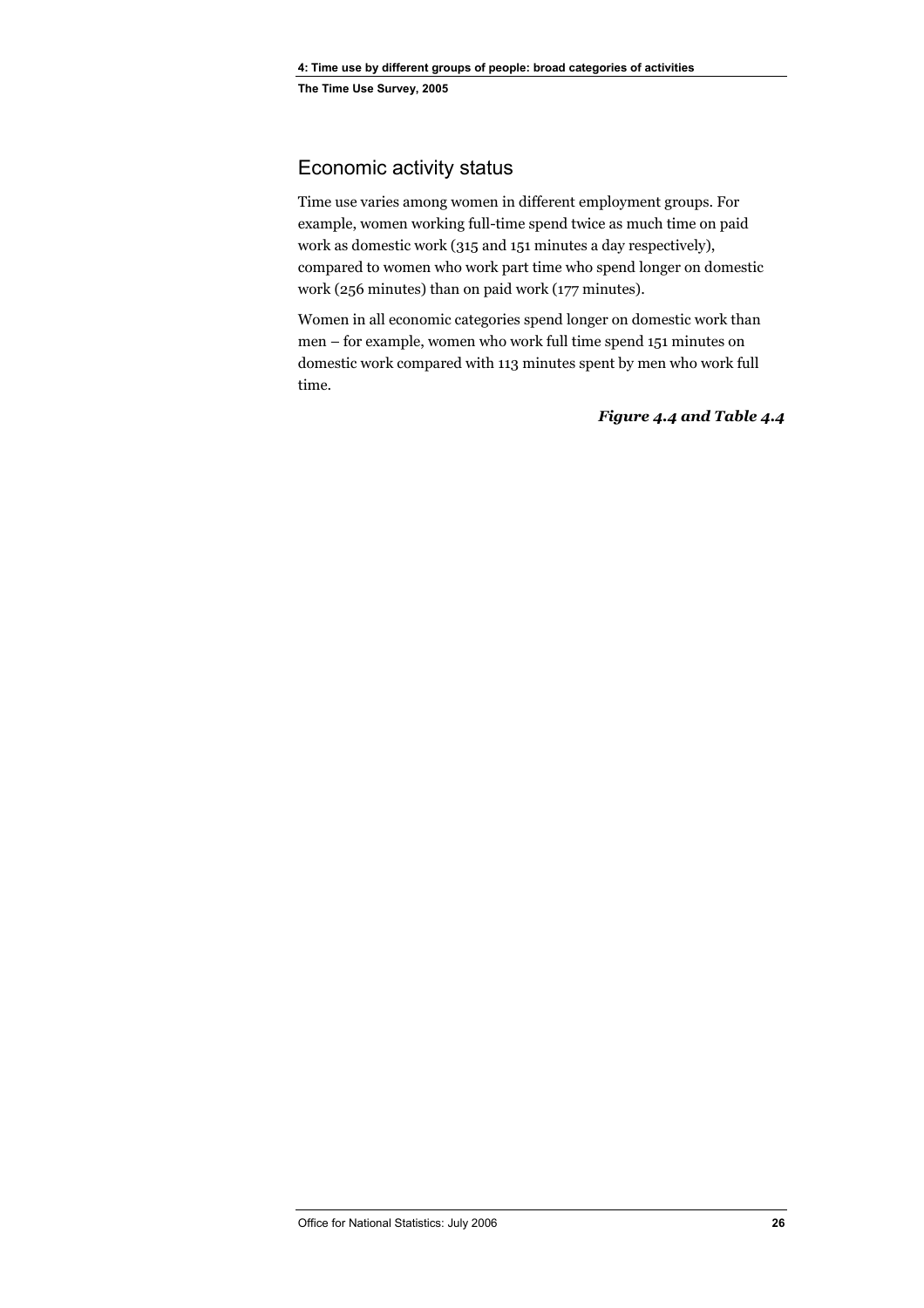## Economic activity status

Time use varies among women in different employment groups. For example, women working full-time spend twice as much time on paid work as domestic work (315 and 151 minutes a day respectively), compared to women who work part time who spend longer on domestic work (256 minutes) than on paid work (177 minutes).

Women in all economic categories spend longer on domestic work than men – for example, women who work full time spend 151 minutes on domestic work compared with 113 minutes spent by men who work full time.

***Figure 4.4 and Table 4.4***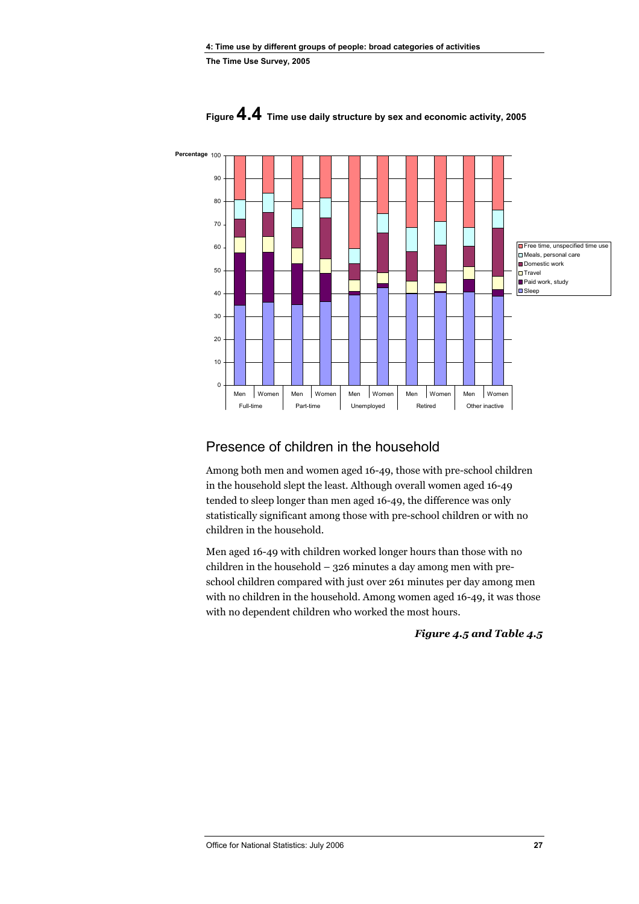**Figure 4.4** Time use daily structure by sex and economic activity, 2005

## Presence of children in the household

Among both men and women aged 16-49, those with pre-school children in the household slept the least. Although overall women aged 16-49 tended to sleep longer than men aged 16-49, the difference was only statistically significant among those with pre-school children or with no children in the household.

Men aged 16-49 with children worked longer hours than those with no children in the household – 326 minutes a day among men with pre-school children compared with just over 261 minutes per day among men with no children in the household. Among women aged 16-49, it was those with no dependent children who worked the most hours.

***Figure 4.5 and Table 4.5***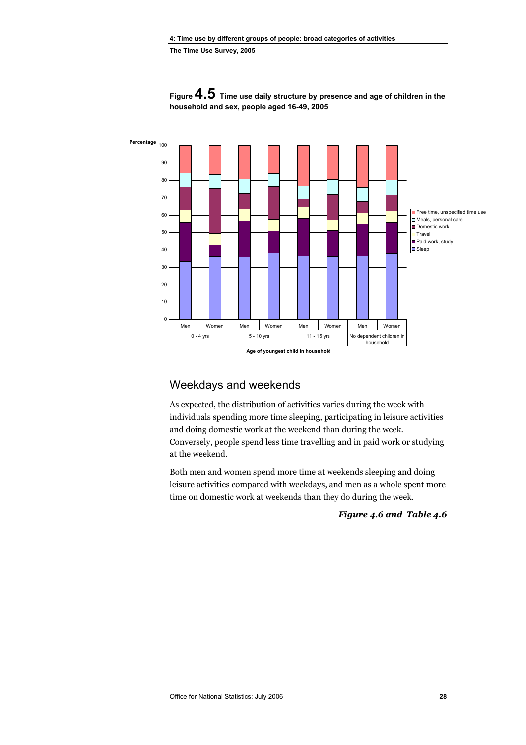**Figure 4.5** Time use daily structure by presence and age of children in the household and sex, people aged 16-49, 2005

## Weekdays and weekends

As expected, the distribution of activities varies during the week with individuals spending more time sleeping, participating in leisure activities and doing domestic work at the weekend than during the week. Conversely, people spend less time travelling and in paid work or studying at the weekend.

Both men and women spend more time at weekends sleeping and doing leisure activities compared with weekdays, and men as a whole spent more time on domestic work at weekends than they do during the week.

***Figure 4.6 and Table 4.6***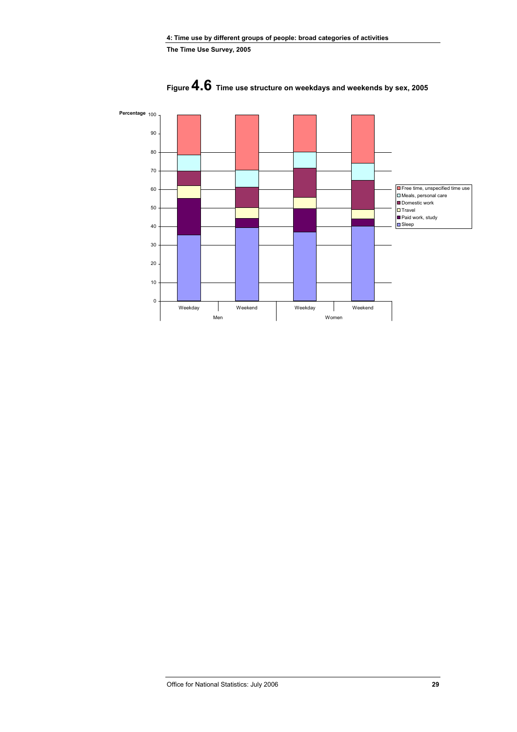## Figure 4.6 Time use structure on weekdays and weekends by sex, 2005

Percentage

Legend: Free time, unspecified time use; Meals, personal care; Domestic work; Travel; Paid work, study; Sleep

Men: Weekday, Weekend — Women: Weekday, Weekend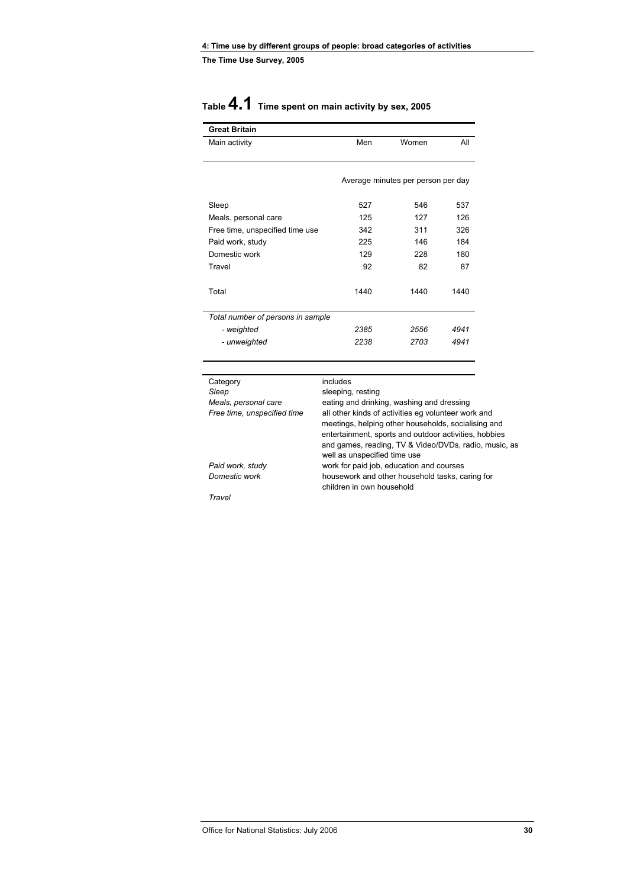## Table 4.1 Time spent on main activity by sex, 2005

| **Great Britain** | | | |
|---|---|---|---|
| Main activity | Men | Women | All |
| | Average minutes per person per day | | |
| Sleep | 527 | 546 | 537 |
| Meals, personal care | 125 | 127 | 126 |
| Free time, unspecified time use | 342 | 311 | 326 |
| Paid work, study | 225 | 146 | 184 |
| Domestic work | 129 | 228 | 180 |
| Travel | 92 | 82 | 87 |
| Total | 1440 | 1440 | 1440 |
| *Total number of persons in sample* | | | |
| *- weighted* | *2385* | *2556* | *4941* |
| *- unweighted* | *2238* | *2703* | *4941* |

| Category | includes |
|---|---|
| *Sleep* | sleeping, resting |
| *Meals, personal care* | eating and drinking, washing and dressing |
| *Free time, unspecified time* | all other kinds of activities eg volunteer work and meetings, helping other households, socialising and entertainment, sports and outdoor activities, hobbies and games, reading, TV & Video/DVDs, radio, music, as well as unspecified time use |
| *Paid work, study* | work for paid job, education and courses |
| *Domestic work* | housework and other household tasks, caring for children in own household |
| *Travel* | |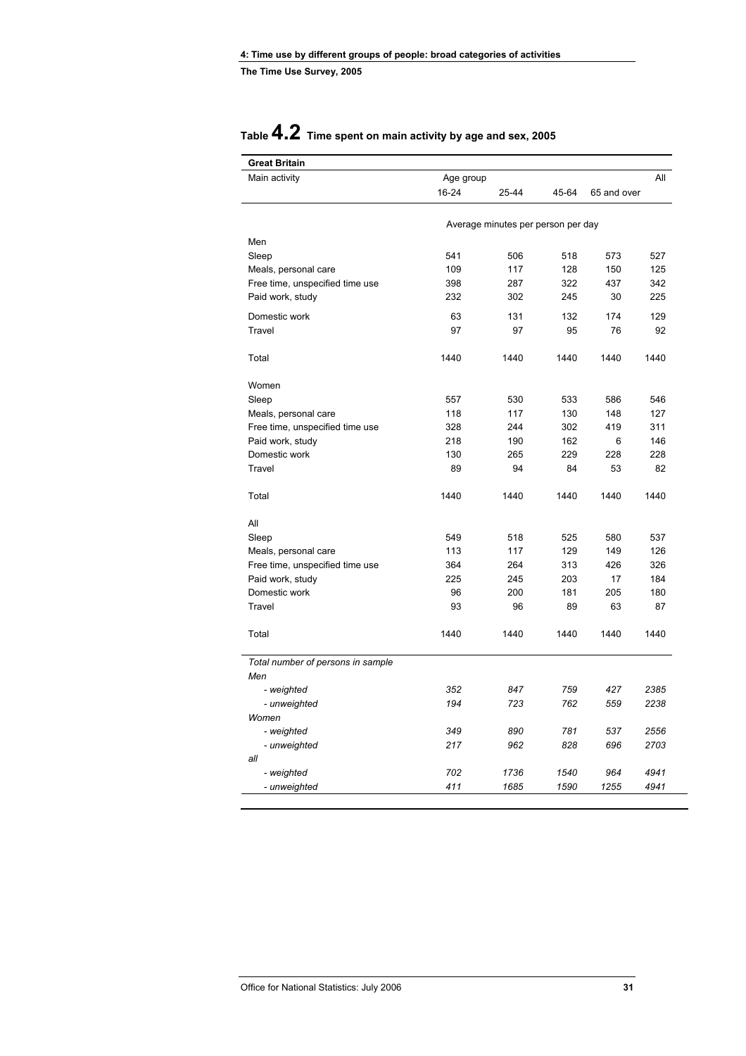## Table 4.2 Time spent on main activity by age and sex, 2005

| Great Britain | | | | | |
|---|---|---|---|---|---|
| Main activity | Age group | | | | All |
| | 16-24 | 25-44 | 45-64 | 65 and over | |
| | Average minutes per person per day | | | | |
| Men | | | | | |
| Sleep | 541 | 506 | 518 | 573 | 527 |
| Meals, personal care | 109 | 117 | 128 | 150 | 125 |
| Free time, unspecified time use | 398 | 287 | 322 | 437 | 342 |
| Paid work, study | 232 | 302 | 245 | 30 | 225 |
| Domestic work | 63 | 131 | 132 | 174 | 129 |
| Travel | 97 | 97 | 95 | 76 | 92 |
| Total | 1440 | 1440 | 1440 | 1440 | 1440 |
| Women | | | | | |
| Sleep | 557 | 530 | 533 | 586 | 546 |
| Meals, personal care | 118 | 117 | 130 | 148 | 127 |
| Free time, unspecified time use | 328 | 244 | 302 | 419 | 311 |
| Paid work, study | 218 | 190 | 162 | 6 | 146 |
| Domestic work | 130 | 265 | 229 | 228 | 228 |
| Travel | 89 | 94 | 84 | 53 | 82 |
| Total | 1440 | 1440 | 1440 | 1440 | 1440 |
| All | | | | | |
| Sleep | 549 | 518 | 525 | 580 | 537 |
| Meals, personal care | 113 | 117 | 129 | 149 | 126 |
| Free time, unspecified time use | 364 | 264 | 313 | 426 | 326 |
| Paid work, study | 225 | 245 | 203 | 17 | 184 |
| Domestic work | 96 | 200 | 181 | 205 | 180 |
| Travel | 93 | 96 | 89 | 63 | 87 |
| Total | 1440 | 1440 | 1440 | 1440 | 1440 |
| *Total number of persons in sample* | | | | | |
| *Men* | | | | | |
| *- weighted* | *352* | *847* | *759* | *427* | *2385* |
| *- unweighted* | *194* | *723* | *762* | *559* | *2238* |
| *Women* | | | | | |
| *- weighted* | *349* | *890* | *781* | *537* | *2556* |
| *- unweighted* | *217* | *962* | *828* | *696* | *2703* |
| *all* | | | | | |
| *- weighted* | *702* | *1736* | *1540* | *964* | *4941* |
| *- unweighted* | *411* | *1685* | *1590* | *1255* | *4941* |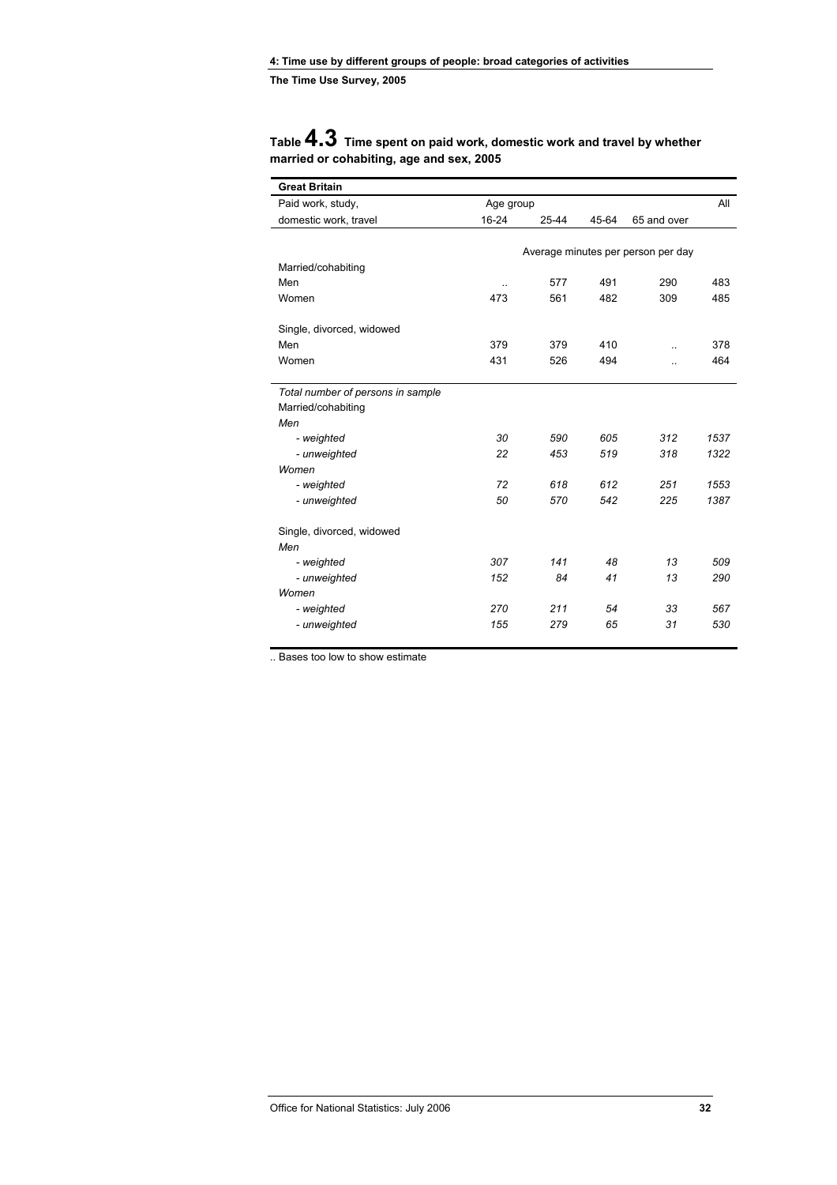## Table 4.3 Time spent on paid work, domestic work and travel by whether married or cohabiting, age and sex, 2005

| Great Britain | | | | | |
|---|---|---|---|---|---|
| Paid work, study, | Age group | | | | All |
| domestic work, travel | 16-24 | 25-44 | 45-64 | 65 and over | |
| | Average minutes per person per day | | | | |
| Married/cohabiting | | | | | |
| Men | .. | 577 | 491 | 290 | 483 |
| Women | 473 | 561 | 482 | 309 | 485 |
| Single, divorced, widowed | | | | | |
| Men | 379 | 379 | 410 | .. | 378 |
| Women | 431 | 526 | 494 | .. | 464 |
| *Total number of persons in sample* | | | | | |
| Married/cohabiting | | | | | |
| *Men* | | | | | |
| *- weighted* | *30* | *590* | *605* | *312* | *1537* |
| *- unweighted* | *22* | *453* | *519* | *318* | *1322* |
| *Women* | | | | | |
| *- weighted* | *72* | *618* | *612* | *251* | *1553* |
| *- unweighted* | *50* | *570* | *542* | *225* | *1387* |
| Single, divorced, widowed | | | | | |
| *Men* | | | | | |
| *- weighted* | *307* | *141* | *48* | *13* | *509* |
| *- unweighted* | *152* | *84* | *41* | *13* | *290* |
| *Women* | | | | | |
| *- weighted* | *270* | *211* | *54* | *33* | *567* |
| *- unweighted* | *155* | *279* | *65* | *31* | *530* |

.. Bases too low to show estimate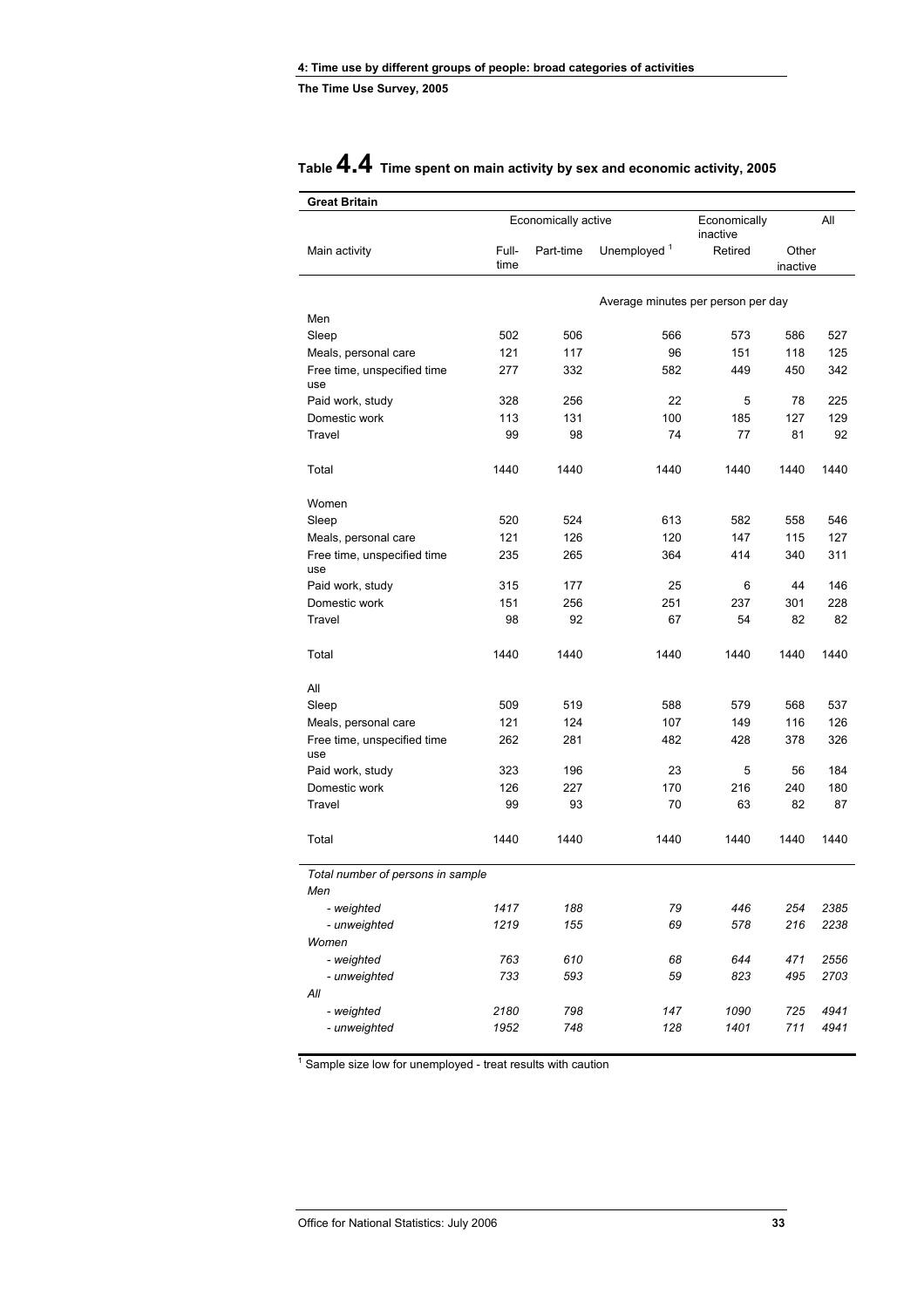# Table 4.4 Time spent on main activity by sex and economic activity, 2005

| Great Britain | | | | | | |
|---|---|---|---|---|---|---|
| | Economically active | | | Economically inactive | | All |
| Main activity | Full-time | Part-time | Unemployed [1] | Retired | Other inactive | |
| | Average minutes per person per day | | | | | |
| Men | | | | | | |
| Sleep | 502 | 506 | 566 | 573 | 586 | 527 |
| Meals, personal care | 121 | 117 | 96 | 151 | 118 | 125 |
| Free time, unspecified time use | 277 | 332 | 582 | 449 | 450 | 342 |
| Paid work, study | 328 | 256 | 22 | 5 | 78 | 225 |
| Domestic work | 113 | 131 | 100 | 185 | 127 | 129 |
| Travel | 99 | 98 | 74 | 77 | 81 | 92 |
| Total | 1440 | 1440 | 1440 | 1440 | 1440 | 1440 |
| Women | | | | | | |
| Sleep | 520 | 524 | 613 | 582 | 558 | 546 |
| Meals, personal care | 121 | 126 | 120 | 147 | 115 | 127 |
| Free time, unspecified time use | 235 | 265 | 364 | 414 | 340 | 311 |
| Paid work, study | 315 | 177 | 25 | 6 | 44 | 146 |
| Domestic work | 151 | 256 | 251 | 237 | 301 | 228 |
| Travel | 98 | 92 | 67 | 54 | 82 | 82 |
| Total | 1440 | 1440 | 1440 | 1440 | 1440 | 1440 |
| All | | | | | | |
| Sleep | 509 | 519 | 588 | 579 | 568 | 537 |
| Meals, personal care | 121 | 124 | 107 | 149 | 116 | 126 |
| Free time, unspecified time use | 262 | 281 | 482 | 428 | 378 | 326 |
| Paid work, study | 323 | 196 | 23 | 5 | 56 | 184 |
| Domestic work | 126 | 227 | 170 | 216 | 240 | 180 |
| Travel | 99 | 93 | 70 | 63 | 82 | 87 |
| Total | 1440 | 1440 | 1440 | 1440 | 1440 | 1440 |
| *Total number of persons in sample* | | | | | | |
| *Men* | | | | | | |
| *- weighted* | *1417* | *188* | *79* | *446* | *254* | *2385* |
| *- unweighted* | *1219* | *155* | *69* | *578* | *216* | *2238* |
| *Women* | | | | | | |
| *- weighted* | *763* | *610* | *68* | *644* | *471* | *2556* |
| *- unweighted* | *733* | *593* | *59* | *823* | *495* | *2703* |
| *All* | | | | | | |
| *- weighted* | *2180* | *798* | *147* | *1090* | *725* | *4941* |
| *- unweighted* | *1952* | *748* | *128* | *1401* | *711* | *4941* |

[1] Sample size low for unemployed - treat results with caution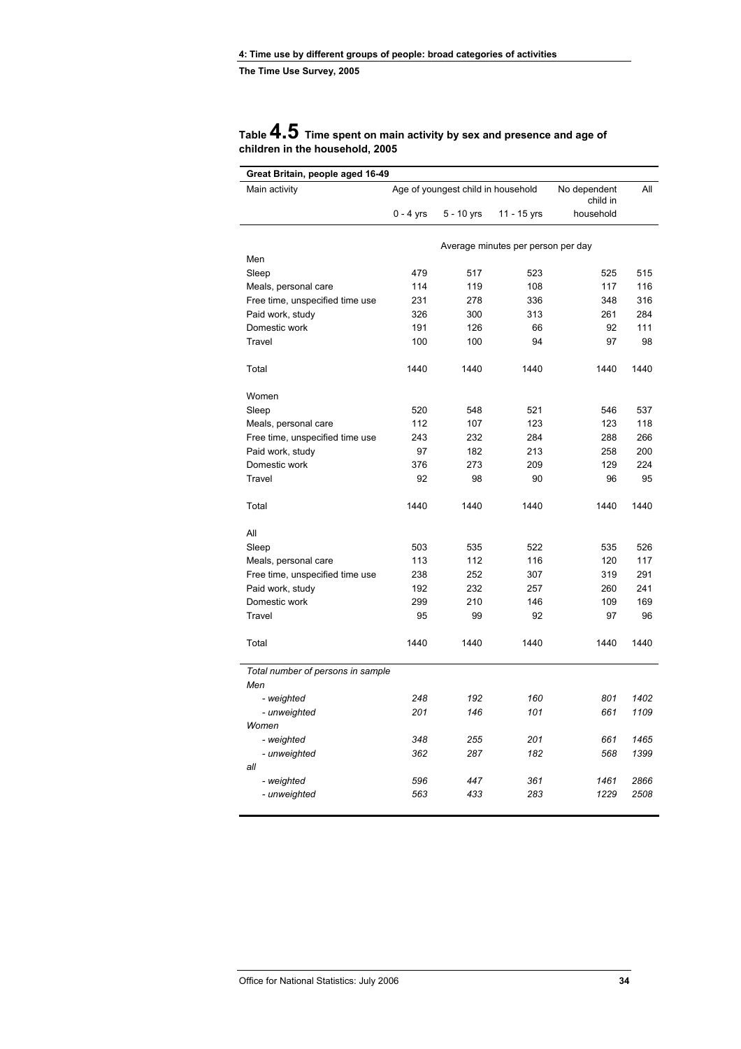## Table 4.5 Time spent on main activity by sex and presence and age of children in the household, 2005

| Great Britain, people aged 16-49 | | | | | |
|---|---|---|---|---|---|
| Main activity | Age of youngest child in household | | | No dependent child in household | All |
| | 0 - 4 yrs | 5 - 10 yrs | 11 - 15 yrs | | |
| | Average minutes per person per day | | | | |
| Men | | | | | |
| Sleep | 479 | 517 | 523 | 525 | 515 |
| Meals, personal care | 114 | 119 | 108 | 117 | 116 |
| Free time, unspecified time use | 231 | 278 | 336 | 348 | 316 |
| Paid work, study | 326 | 300 | 313 | 261 | 284 |
| Domestic work | 191 | 126 | 66 | 92 | 111 |
| Travel | 100 | 100 | 94 | 97 | 98 |
| Total | 1440 | 1440 | 1440 | 1440 | 1440 |
| Women | | | | | |
| Sleep | 520 | 548 | 521 | 546 | 537 |
| Meals, personal care | 112 | 107 | 123 | 123 | 118 |
| Free time, unspecified time use | 243 | 232 | 284 | 288 | 266 |
| Paid work, study | 97 | 182 | 213 | 258 | 200 |
| Domestic work | 376 | 273 | 209 | 129 | 224 |
| Travel | 92 | 98 | 90 | 96 | 95 |
| Total | 1440 | 1440 | 1440 | 1440 | 1440 |
| All | | | | | |
| Sleep | 503 | 535 | 522 | 535 | 526 |
| Meals, personal care | 113 | 112 | 116 | 120 | 117 |
| Free time, unspecified time use | 238 | 252 | 307 | 319 | 291 |
| Paid work, study | 192 | 232 | 257 | 260 | 241 |
| Domestic work | 299 | 210 | 146 | 109 | 169 |
| Travel | 95 | 99 | 92 | 97 | 96 |
| Total | 1440 | 1440 | 1440 | 1440 | 1440 |
| *Total number of persons in sample* | | | | | |
| *Men* | | | | | |
| *- weighted* | *248* | *192* | *160* | *801* | *1402* |
| *- unweighted* | *201* | *146* | *101* | *661* | *1109* |
| *Women* | | | | | |
| *- weighted* | *348* | *255* | *201* | *661* | *1465* |
| *- unweighted* | *362* | *287* | *182* | *568* | *1399* |
| *all* | | | | | |
| *- weighted* | *596* | *447* | *361* | *1461* | *2866* |
| *- unweighted* | *563* | *433* | *283* | *1229* | *2508* |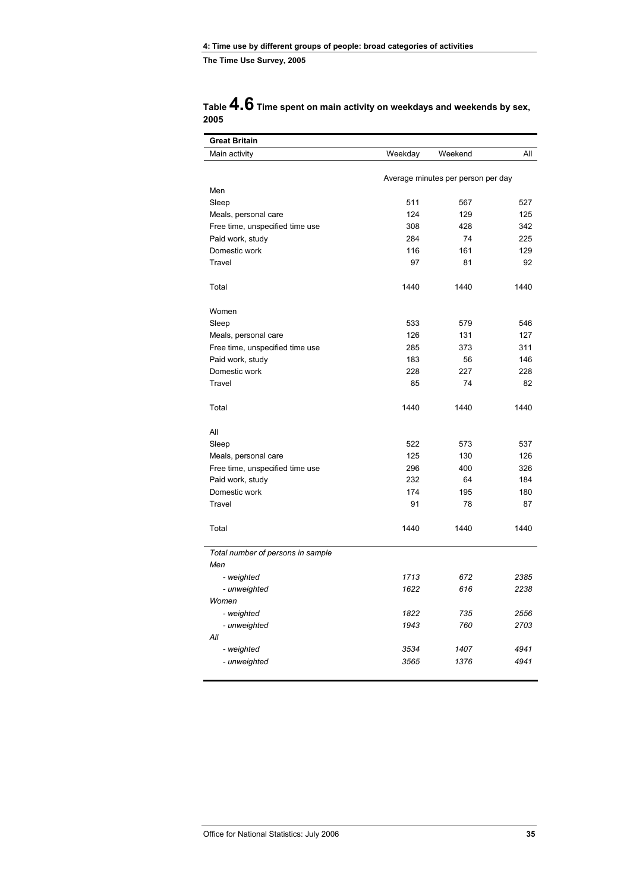## Table 4.6 Time spent on main activity on weekdays and weekends by sex, 2005

| Great Britain | | | |
|---|---|---|---|
| Main activity | Weekday | Weekend | All |
| | Average minutes per person per day | | |
| Men | | | |
| Sleep | 511 | 567 | 527 |
| Meals, personal care | 124 | 129 | 125 |
| Free time, unspecified time use | 308 | 428 | 342 |
| Paid work, study | 284 | 74 | 225 |
| Domestic work | 116 | 161 | 129 |
| Travel | 97 | 81 | 92 |
| Total | 1440 | 1440 | 1440 |
| Women | | | |
| Sleep | 533 | 579 | 546 |
| Meals, personal care | 126 | 131 | 127 |
| Free time, unspecified time use | 285 | 373 | 311 |
| Paid work, study | 183 | 56 | 146 |
| Domestic work | 228 | 227 | 228 |
| Travel | 85 | 74 | 82 |
| Total | 1440 | 1440 | 1440 |
| All | | | |
| Sleep | 522 | 573 | 537 |
| Meals, personal care | 125 | 130 | 126 |
| Free time, unspecified time use | 296 | 400 | 326 |
| Paid work, study | 232 | 64 | 184 |
| Domestic work | 174 | 195 | 180 |
| Travel | 91 | 78 | 87 |
| Total | 1440 | 1440 | 1440 |
| *Total number of persons in sample* | | | |
| *Men* | | | |
| *- weighted* | *1713* | *672* | *2385* |
| *- unweighted* | *1622* | *616* | *2238* |
| *Women* | | | |
| *- weighted* | *1822* | *735* | *2556* |
| *- unweighted* | *1943* | *760* | *2703* |
| *All* | | | |
| *- weighted* | *3534* | *1407* | *4941* |
| *- unweighted* | *3565* | *1376* | *4941* |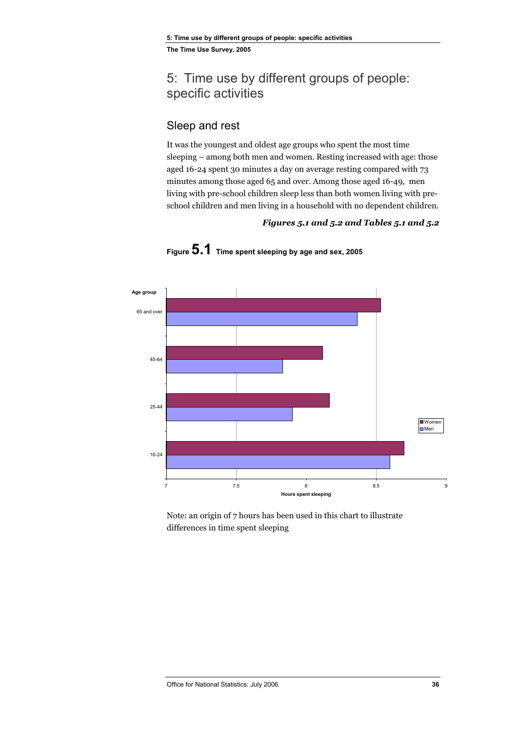# 5: Time use by different groups of people: specific activities

## Sleep and rest

It was the youngest and oldest age groups who spent the most time sleeping – among both men and women. Resting increased with age: those aged 16-24 spent 30 minutes a day on average resting compared with 73 minutes among those aged 65 and over. Among those aged 16-49, men living with pre-school children sleep less than both women living with pre-school children and men living in a household with no dependent children.

***Figures 5.1 and 5.2 and Tables 5.1 and 5.2***

**Figure 5.1 Time spent sleeping by age and sex, 2005**

Note: an origin of 7 hours has been used in this chart to illustrate differences in time spent sleeping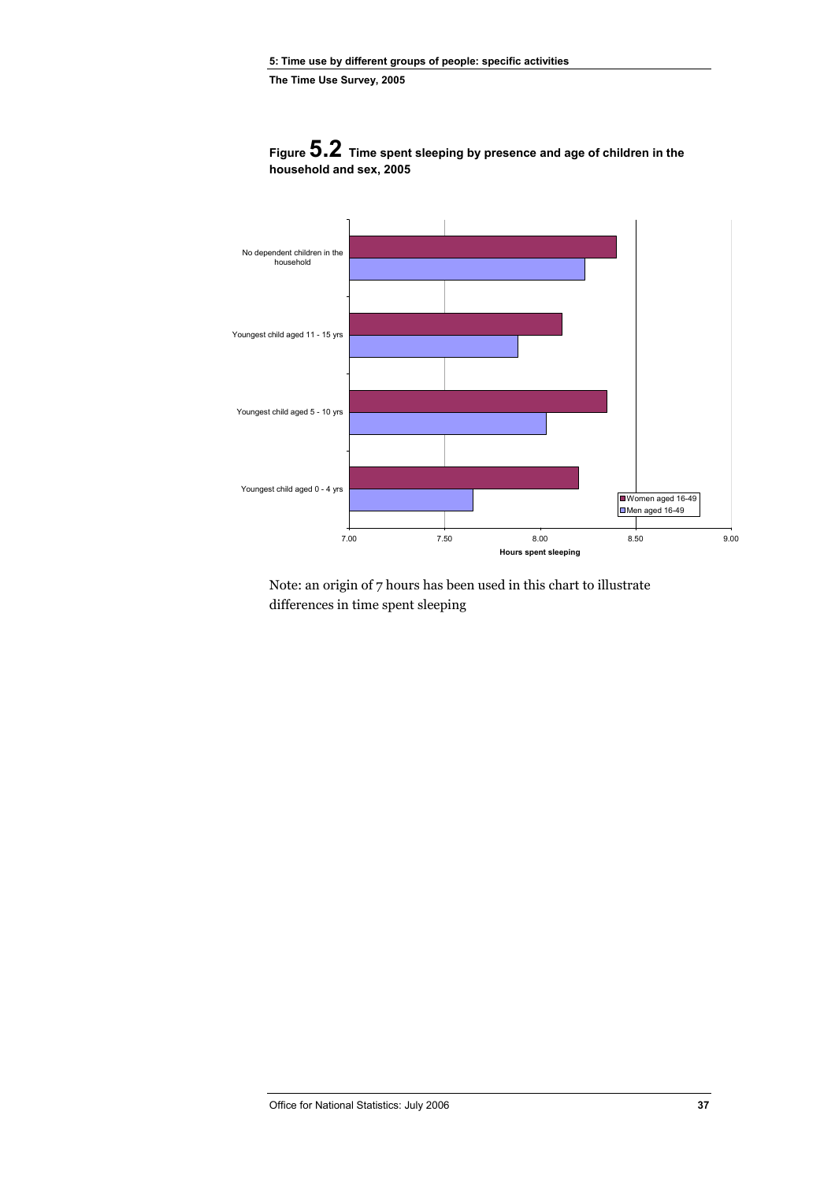**Figure 5.2** Time spent sleeping by presence and age of children in the household and sex, 2005

No dependent children in the household

Youngest child aged 11 - 15 yrs

Youngest child aged 5 - 10 yrs

Youngest child aged 0 - 4 yrs

Women aged 16-49

Men aged 16-49

7.00 7.50 8.00 8.50 9.00

Hours spent sleeping

Note: an origin of 7 hours has been used in this chart to illustrate differences in time spent sleeping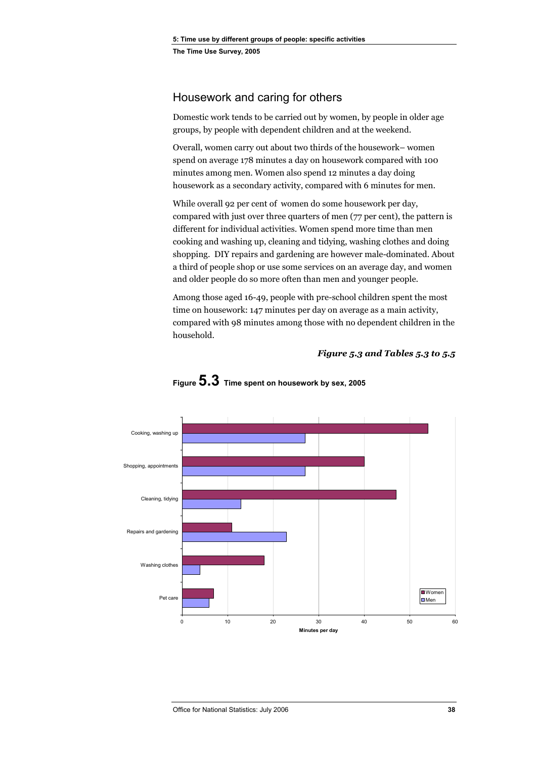## Housework and caring for others

Domestic work tends to be carried out by women, by people in older age groups, by people with dependent children and at the weekend.

Overall, women carry out about two thirds of the housework– women spend on average 178 minutes a day on housework compared with 100 minutes among men. Women also spend 12 minutes a day doing housework as a secondary activity, compared with 6 minutes for men.

While overall 92 per cent of women do some housework per day, compared with just over three quarters of men (77 per cent), the pattern is different for individual activities. Women spend more time than men cooking and washing up, cleaning and tidying, washing clothes and doing shopping. DIY repairs and gardening are however male-dominated. About a third of people shop or use some services on an average day, and women and older people do so more often than men and younger people.

Among those aged 16-49, people with pre-school children spent the most time on housework: 147 minutes per day on average as a main activity, compared with 98 minutes among those with no dependent children in the household.

***Figure 5.3 and Tables 5.3 to 5.5***

**Figure 5.3** **Time spent on housework by sex, 2005**

Cooking, washing up
Shopping, appointments
Cleaning, tidying
Repairs and gardening
Washing clothes
Pet care

Women
Men

0 10 20 30 40 50 60

Minutes per day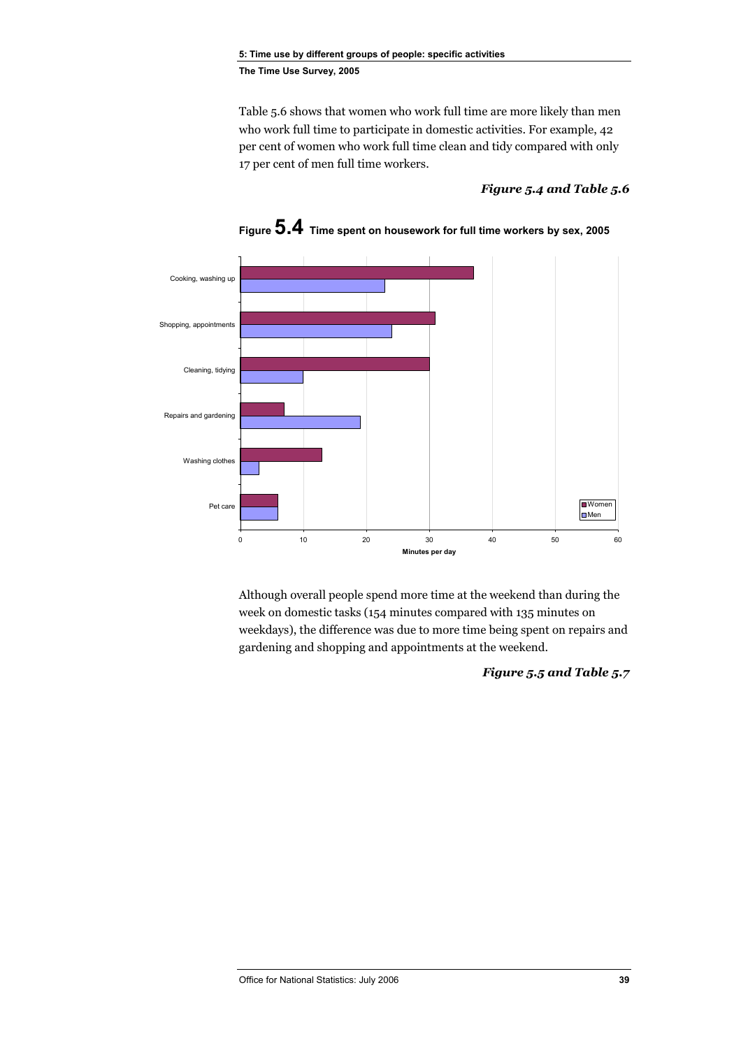Table 5.6 shows that women who work full time are more likely than men who work full time to participate in domestic activities. For example, 42 per cent of women who work full time clean and tidy compared with only 17 per cent of men full time workers.

***Figure 5.4 and Table 5.6***

**Figure 5.4 Time spent on housework for full time workers by sex, 2005**

Although overall people spend more time at the weekend than during the week on domestic tasks (154 minutes compared with 135 minutes on weekdays), the difference was due to more time being spent on repairs and gardening and shopping and appointments at the weekend.

***Figure 5.5 and Table 5.7***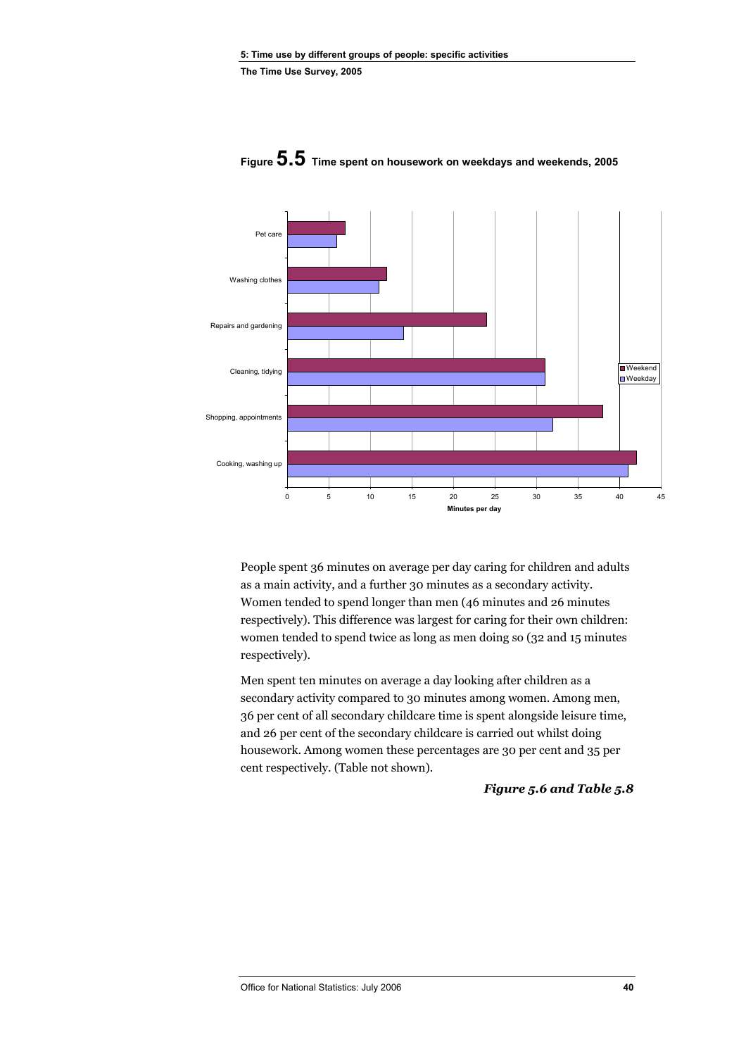**Figure 5.5** Time spent on housework on weekdays and weekends, 2005

| Activity | Weekend | Weekday |
|---|---|---|
| Pet care | 7 | 6 |
| Washing clothes | 12 | 11 |
| Repairs and gardening | 24 | 14 |
| Cleaning, tidying | 31 | 31 |
| Shopping, appointments | 38 | 32 |
| Cooking, washing up | 42 | 41 |

Minutes per day

People spent 36 minutes on average per day caring for children and adults as a main activity, and a further 30 minutes as a secondary activity. Women tended to spend longer than men (46 minutes and 26 minutes respectively). This difference was largest for caring for their own children: women tended to spend twice as long as men doing so (32 and 15 minutes respectively).

Men spent ten minutes on average a day looking after children as a secondary activity compared to 30 minutes among women. Among men, 36 per cent of all secondary childcare time is spent alongside leisure time, and 26 per cent of the secondary childcare is carried out whilst doing housework. Among women these percentages are 30 per cent and 35 per cent respectively. (Table not shown).

***Figure 5.6 and Table 5.8***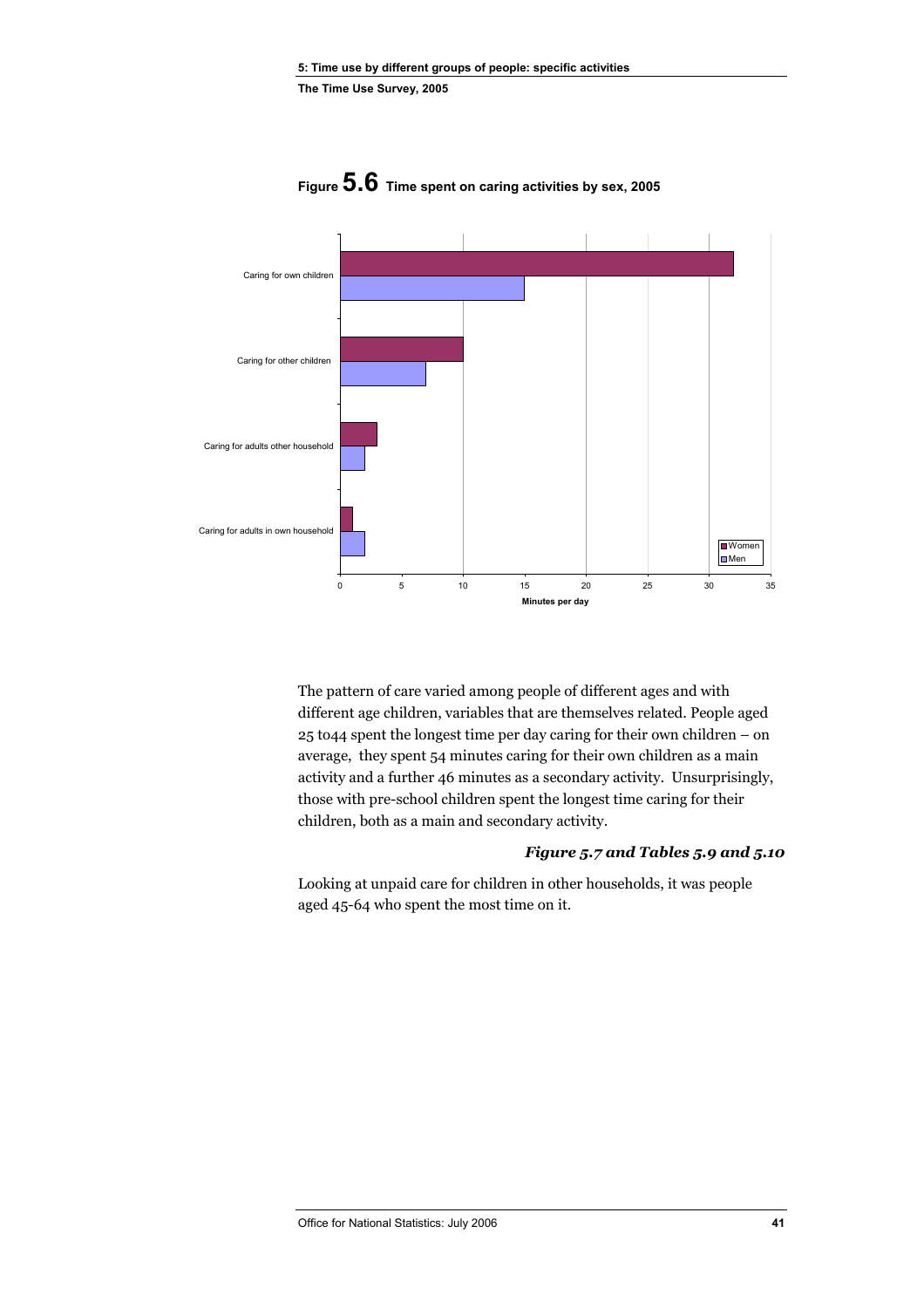**Figure 5.6 Time spent on caring activities by sex, 2005**

The pattern of care varied among people of different ages and with different age children, variables that are themselves related. People aged 25 to44 spent the longest time per day caring for their own children – on average, they spent 54 minutes caring for their own children as a main activity and a further 46 minutes as a secondary activity. Unsurprisingly, those with pre-school children spent the longest time caring for their children, both as a main and secondary activity.

***Figure 5.7 and Tables 5.9 and 5.10***

Looking at unpaid care for children in other households, it was people aged 45-64 who spent the most time on it.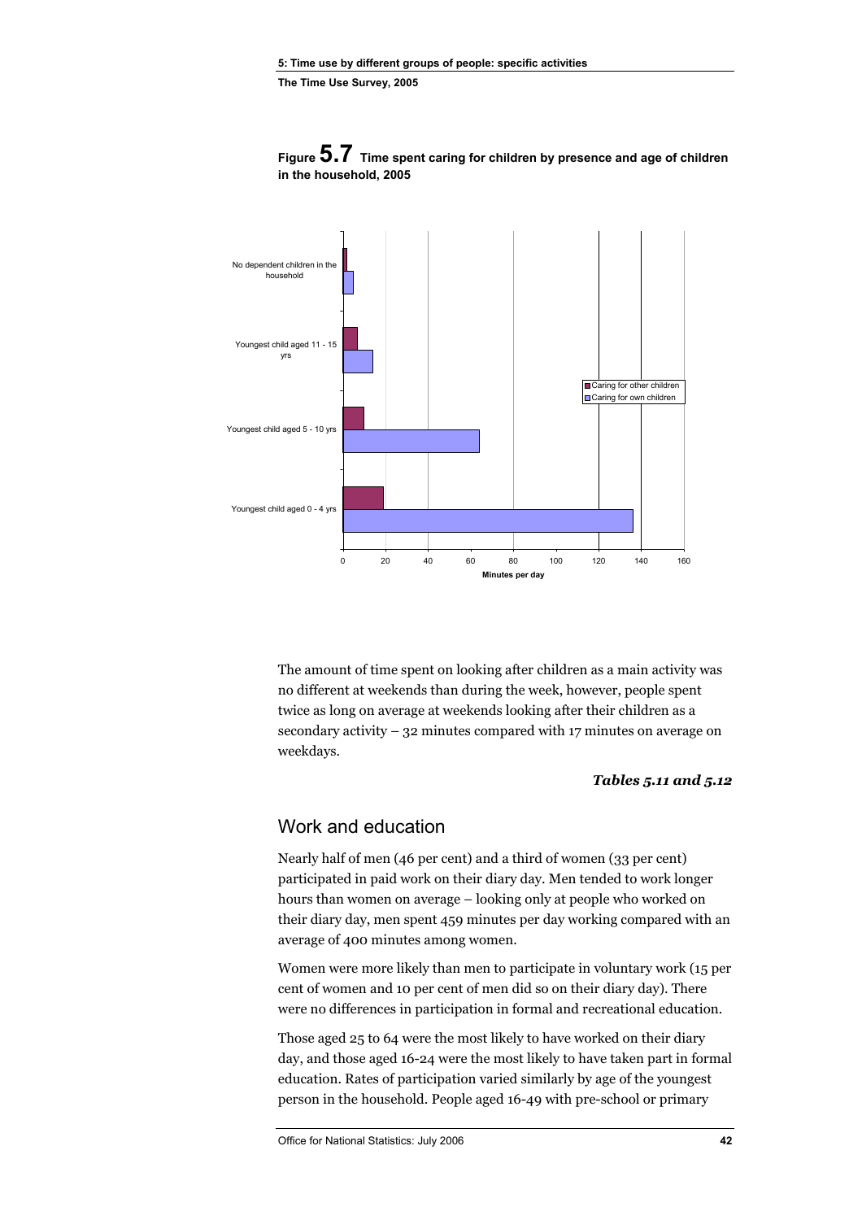**Figure 5.7 Time spent caring for children by presence and age of children in the household, 2005**

The amount of time spent on looking after children as a main activity was no different at weekends than during the week, however, people spent twice as long on average at weekends looking after their children as a secondary activity – 32 minutes compared with 17 minutes on average on weekdays.

***Tables 5.11 and 5.12***

## Work and education

Nearly half of men (46 per cent) and a third of women (33 per cent) participated in paid work on their diary day. Men tended to work longer hours than women on average – looking only at people who worked on their diary day, men spent 459 minutes per day working compared with an average of 400 minutes among women.

Women were more likely than men to participate in voluntary work (15 per cent of women and 10 per cent of men did so on their diary day). There were no differences in participation in formal and recreational education.

Those aged 25 to 64 were the most likely to have worked on their diary day, and those aged 16-24 were the most likely to have taken part in formal education. Rates of participation varied similarly by age of the youngest person in the household. People aged 16-49 with pre-school or primary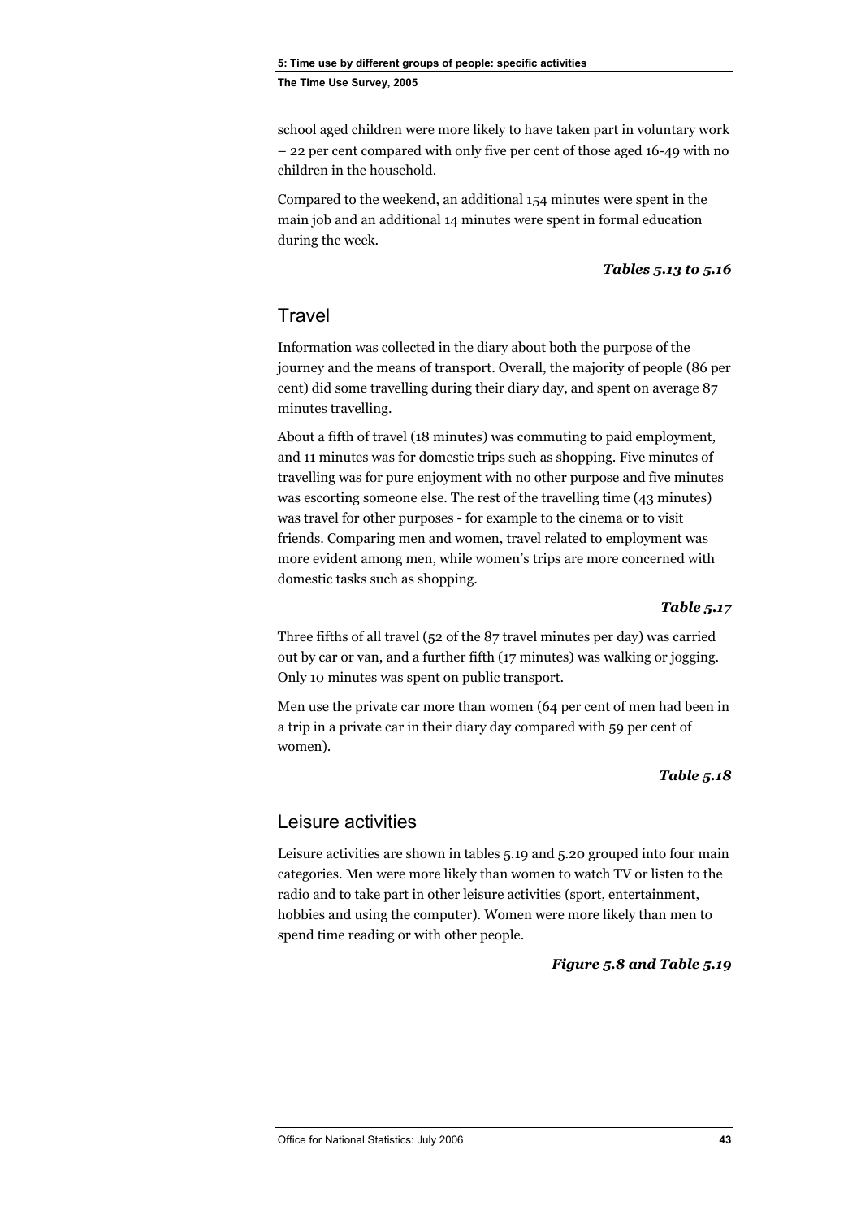school aged children were more likely to have taken part in voluntary work – 22 per cent compared with only five per cent of those aged 16-49 with no children in the household.

Compared to the weekend, an additional 154 minutes were spent in the main job and an additional 14 minutes were spent in formal education during the week.

***Tables 5.13 to 5.16***

## Travel

Information was collected in the diary about both the purpose of the journey and the means of transport. Overall, the majority of people (86 per cent) did some travelling during their diary day, and spent on average 87 minutes travelling.

About a fifth of travel (18 minutes) was commuting to paid employment, and 11 minutes was for domestic trips such as shopping. Five minutes of travelling was for pure enjoyment with no other purpose and five minutes was escorting someone else. The rest of the travelling time (43 minutes) was travel for other purposes - for example to the cinema or to visit friends. Comparing men and women, travel related to employment was more evident among men, while women's trips are more concerned with domestic tasks such as shopping.

***Table 5.17***

Three fifths of all travel (52 of the 87 travel minutes per day) was carried out by car or van, and a further fifth (17 minutes) was walking or jogging. Only 10 minutes was spent on public transport.

Men use the private car more than women (64 per cent of men had been in a trip in a private car in their diary day compared with 59 per cent of women).

***Table 5.18***

## Leisure activities

Leisure activities are shown in tables 5.19 and 5.20 grouped into four main categories. Men were more likely than women to watch TV or listen to the radio and to take part in other leisure activities (sport, entertainment, hobbies and using the computer). Women were more likely than men to spend time reading or with other people.

***Figure 5.8 and Table 5.19***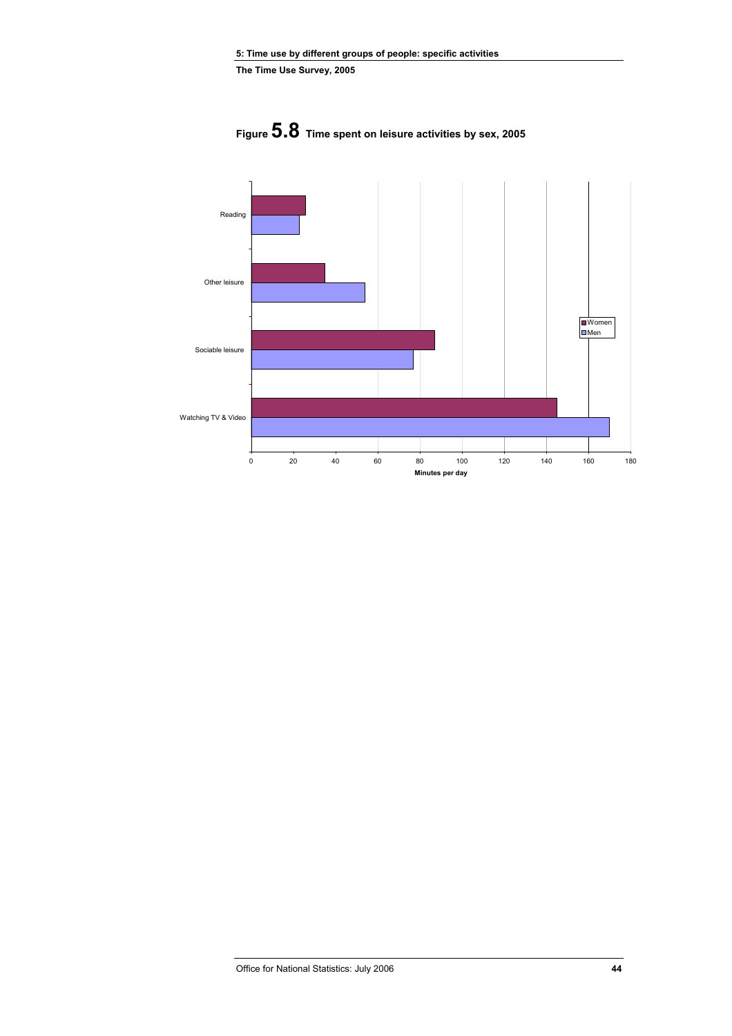**Figure 5.8 Time spent on leisure activities by sex, 2005**

Reading

Other leisure

Sociable leisure

Watching TV & Video

Women
Men

0 20 40 60 80 100 120 140 160 180

**Minutes per day**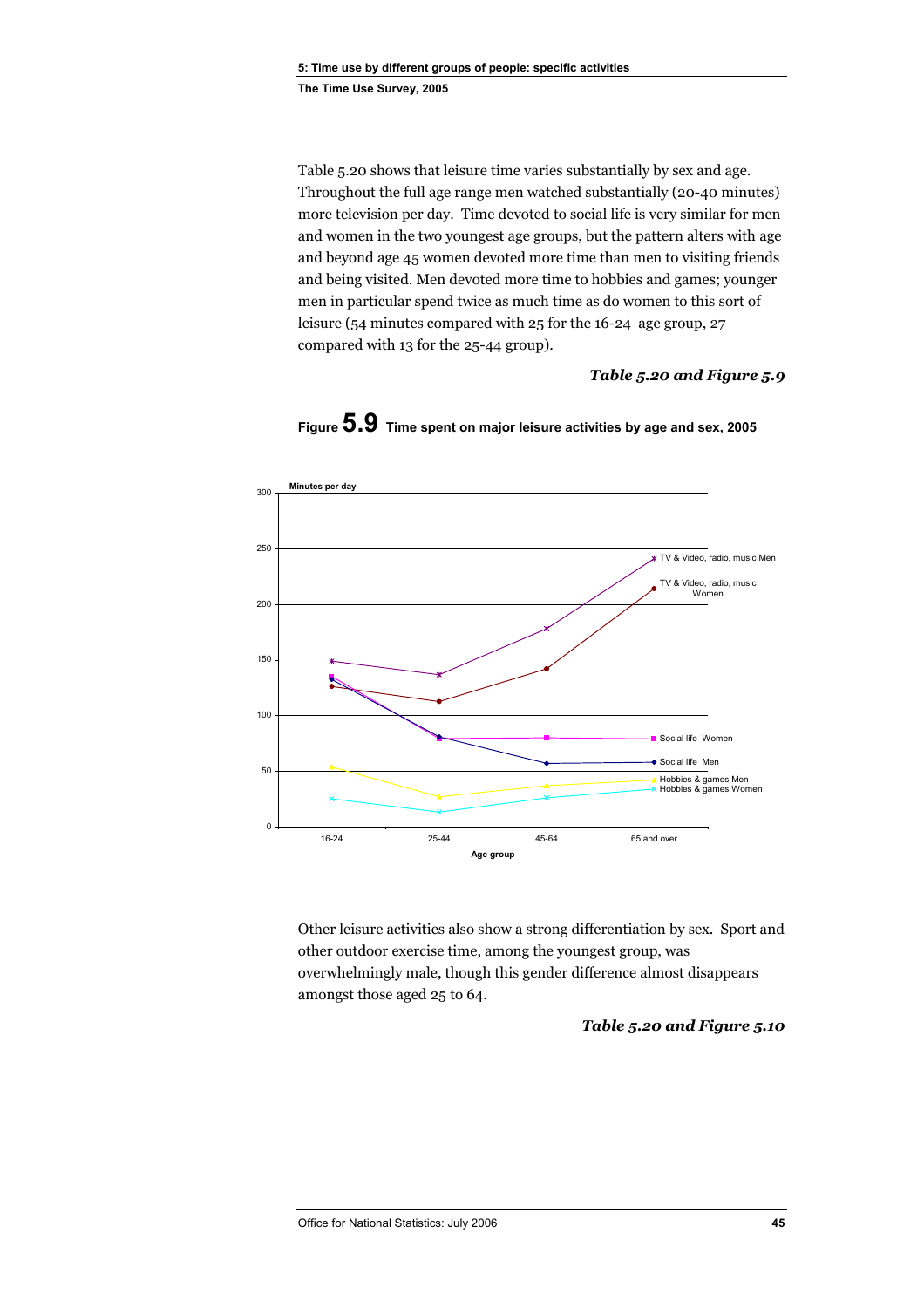Table 5.20 shows that leisure time varies substantially by sex and age. Throughout the full age range men watched substantially (20-40 minutes) more television per day. Time devoted to social life is very similar for men and women in the two youngest age groups, but the pattern alters with age and beyond age 45 women devoted more time than men to visiting friends and being visited. Men devoted more time to hobbies and games; younger men in particular spend twice as much time as do women to this sort of leisure (54 minutes compared with 25 for the 16-24 age group, 27 compared with 13 for the 25-44 group).

***Table 5.20 and Figure 5.9***

**Figure 5.9 Time spent on major leisure activities by age and sex, 2005**

Minutes per day

Age group: 16-24, 25-44, 45-64, 65 and over

Series: TV & Video, radio, music Men; TV & Video, radio, music Women; Social life Women; Social life Men; Hobbies & games Men; Hobbies & games Women

Other leisure activities also show a strong differentiation by sex. Sport and other outdoor exercise time, among the youngest group, was overwhelmingly male, though this gender difference almost disappears amongst those aged 25 to 64.

***Table 5.20 and Figure 5.10***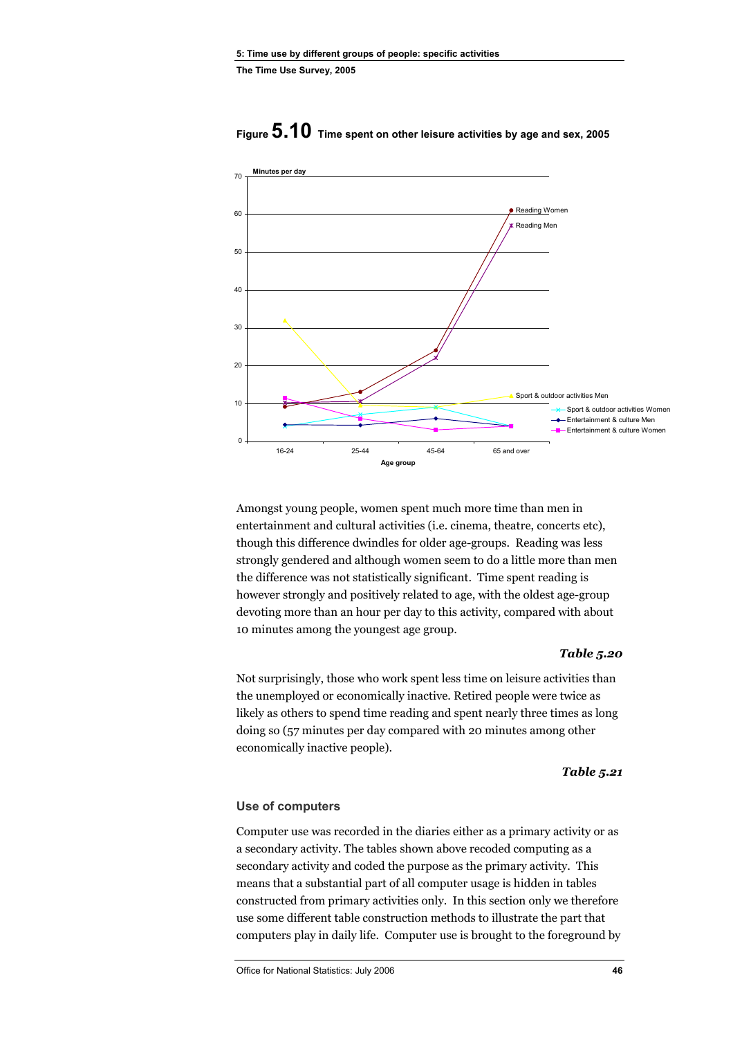**Figure 5.10** Time spent on other leisure activities by age and sex, 2005

Amongst young people, women spent much more time than men in entertainment and cultural activities (i.e. cinema, theatre, concerts etc), though this difference dwindles for older age-groups. Reading was less strongly gendered and although women seem to do a little more than men the difference was not statistically significant. Time spent reading is however strongly and positively related to age, with the oldest age-group devoting more than an hour per day to this activity, compared with about 10 minutes among the youngest age group.

***Table 5.20***

Not surprisingly, those who work spent less time on leisure activities than the unemployed or economically inactive. Retired people were twice as likely as others to spend time reading and spent nearly three times as long doing so (57 minutes per day compared with 20 minutes among other economically inactive people).

***Table 5.21***

### Use of computers

Computer use was recorded in the diaries either as a primary activity or as a secondary activity. The tables shown above recoded computing as a secondary activity and coded the purpose as the primary activity. This means that a substantial part of all computer usage is hidden in tables constructed from primary activities only. In this section only we therefore use some different table construction methods to illustrate the part that computers play in daily life. Computer use is brought to the foreground by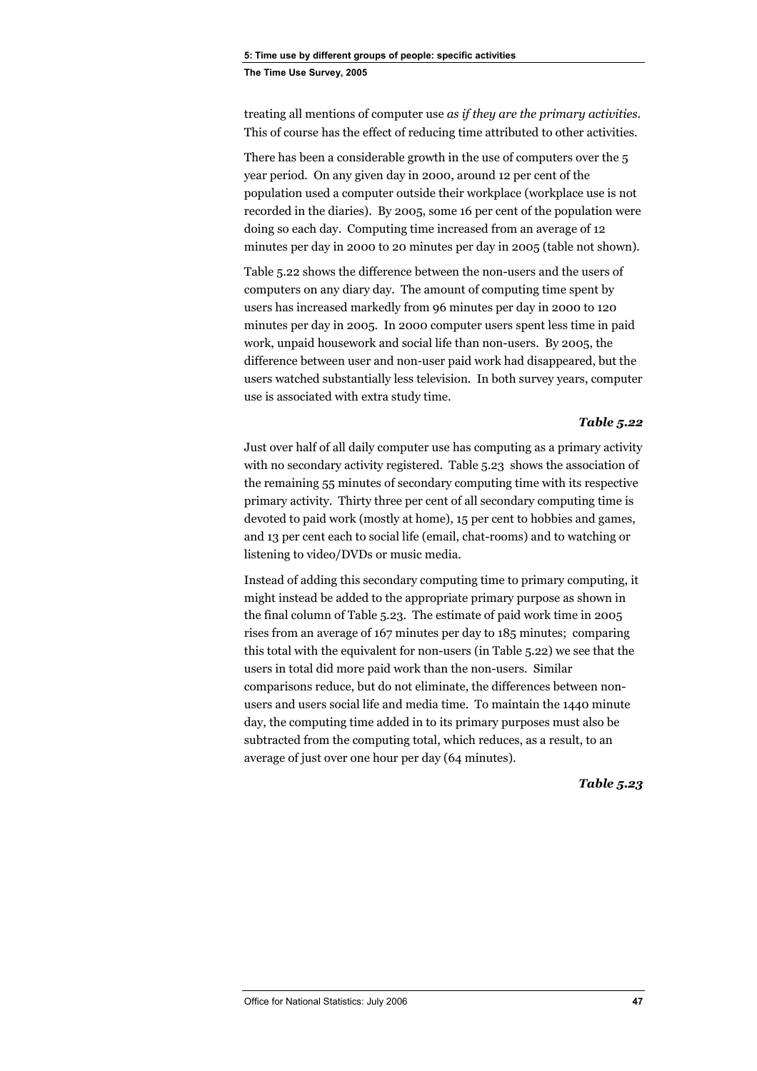treating all mentions of computer use *as if they are the primary activities*. This of course has the effect of reducing time attributed to other activities.

There has been a considerable growth in the use of computers over the 5 year period. On any given day in 2000, around 12 per cent of the population used a computer outside their workplace (workplace use is not recorded in the diaries). By 2005, some 16 per cent of the population were doing so each day. Computing time increased from an average of 12 minutes per day in 2000 to 20 minutes per day in 2005 (table not shown).

Table 5.22 shows the difference between the non-users and the users of computers on any diary day. The amount of computing time spent by users has increased markedly from 96 minutes per day in 2000 to 120 minutes per day in 2005. In 2000 computer users spent less time in paid work, unpaid housework and social life than non-users. By 2005, the difference between user and non-user paid work had disappeared, but the users watched substantially less television. In both survey years, computer use is associated with extra study time.

***Table 5.22***

Just over half of all daily computer use has computing as a primary activity with no secondary activity registered. Table 5.23 shows the association of the remaining 55 minutes of secondary computing time with its respective primary activity. Thirty three per cent of all secondary computing time is devoted to paid work (mostly at home), 15 per cent to hobbies and games, and 13 per cent each to social life (email, chat-rooms) and to watching or listening to video/DVDs or music media.

Instead of adding this secondary computing time to primary computing, it might instead be added to the appropriate primary purpose as shown in the final column of Table 5.23. The estimate of paid work time in 2005 rises from an average of 167 minutes per day to 185 minutes; comparing this total with the equivalent for non-users (in Table 5.22) we see that the users in total did more paid work than the non-users. Similar comparisons reduce, but do not eliminate, the differences between non-users and users social life and media time. To maintain the 1440 minute day, the computing time added in to its primary purposes must also be subtracted from the computing total, which reduces, as a result, to an average of just over one hour per day (64 minutes).

***Table 5.23***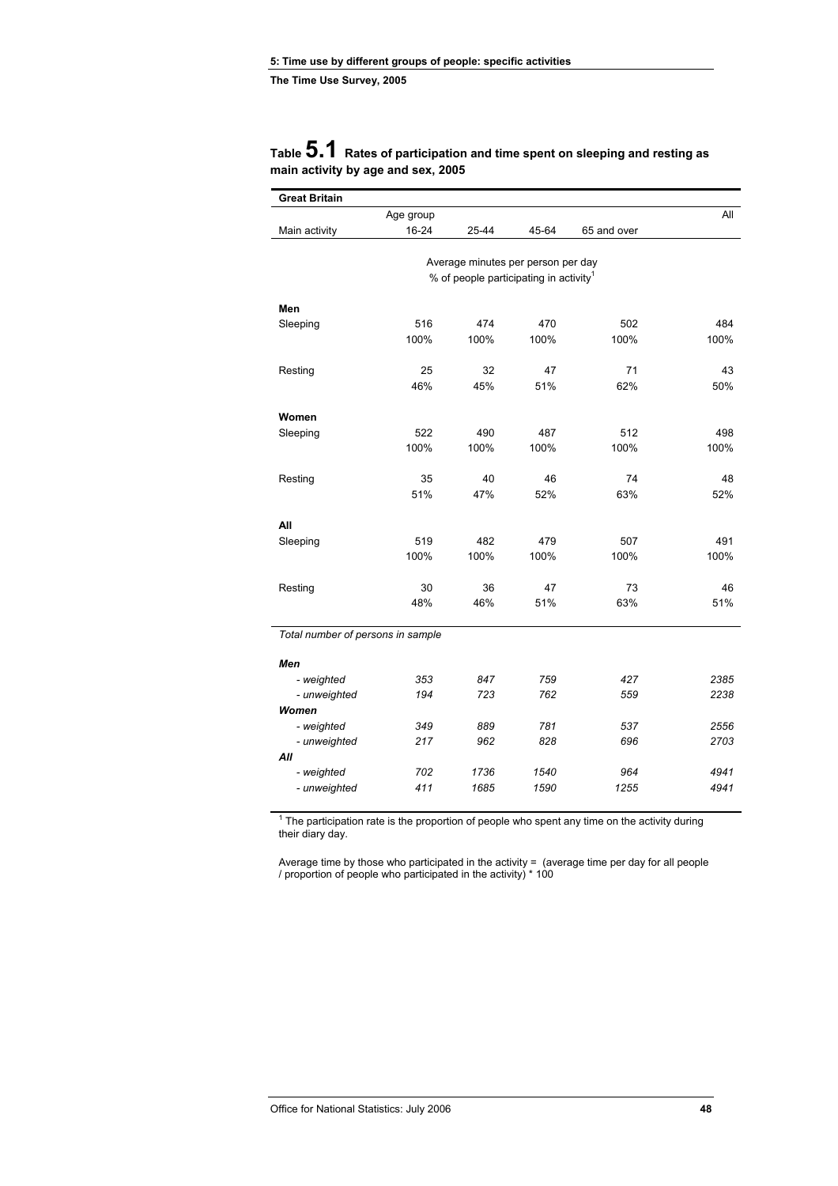## Table 5.1 Rates of participation and time spent on sleeping and resting as main activity by age and sex, 2005

**Great Britain**

| Main activity | Age group 16-24 | 25-44 | 45-64 | 65 and over | All |
|---|---|---|---|---|---|
| | Average minutes per person per day | | | | |
| | % of people participating in activity[1] | | | | |
| **Men** | | | | | |
| Sleeping | 516 | 474 | 470 | 502 | 484 |
| | 100% | 100% | 100% | 100% | 100% |
| Resting | 25 | 32 | 47 | 71 | 43 |
| | 46% | 45% | 51% | 62% | 50% |
| **Women** | | | | | |
| Sleeping | 522 | 490 | 487 | 512 | 498 |
| | 100% | 100% | 100% | 100% | 100% |
| Resting | 35 | 40 | 46 | 74 | 48 |
| | 51% | 47% | 52% | 63% | 52% |
| **All** | | | | | |
| Sleeping | 519 | 482 | 479 | 507 | 491 |
| | 100% | 100% | 100% | 100% | 100% |
| Resting | 30 | 36 | 47 | 73 | 46 |
| | 48% | 46% | 51% | 63% | 51% |
| *Total number of persons in sample* | | | | | |
| ***Men*** | | | | | |
| *- weighted* | *353* | *847* | *759* | *427* | *2385* |
| *- unweighted* | *194* | *723* | *762* | *559* | *2238* |
| ***Women*** | | | | | |
| *- weighted* | *349* | *889* | *781* | *537* | *2556* |
| *- unweighted* | *217* | *962* | *828* | *696* | *2703* |
| ***All*** | | | | | |
| *- weighted* | *702* | *1736* | *1540* | *964* | *4941* |
| *- unweighted* | *411* | *1685* | *1590* | *1255* | *4941* |

[1] The participation rate is the proportion of people who spent any time on the activity during their diary day.

Average time by those who participated in the activity = (average time per day for all people / proportion of people who participated in the activity) * 100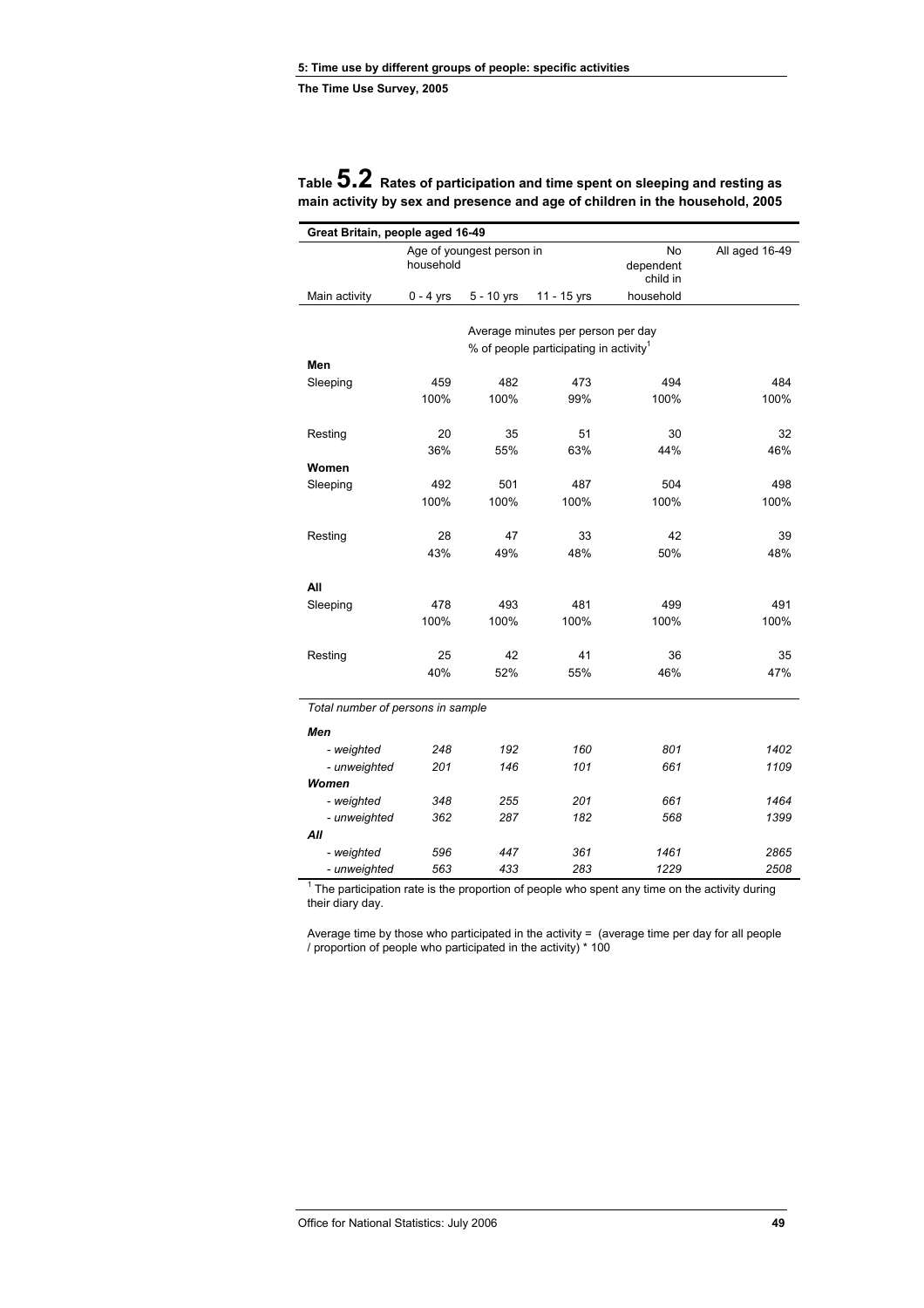## Table 5.2 Rates of participation and time spent on sleeping and resting as main activity by sex and presence and age of children in the household, 2005

| Great Britain, people aged 16-49 | | | | | |
|---|---|---|---|---|---|
| | Age of youngest person in household | | | No dependent child in | All aged 16-49 |
| Main activity | 0 - 4 yrs | 5 - 10 yrs | 11 - 15 yrs | household | |
| | Average minutes per person per day | | | | |
| | % of people participating in activity[1] | | | | |
| **Men** | | | | | |
| Sleeping | 459 | 482 | 473 | 494 | 484 |
| | 100% | 100% | 99% | 100% | 100% |
| Resting | 20 | 35 | 51 | 30 | 32 |
| | 36% | 55% | 63% | 44% | 46% |
| **Women** | | | | | |
| Sleeping | 492 | 501 | 487 | 504 | 498 |
| | 100% | 100% | 100% | 100% | 100% |
| Resting | 28 | 47 | 33 | 42 | 39 |
| | 43% | 49% | 48% | 50% | 48% |
| **All** | | | | | |
| Sleeping | 478 | 493 | 481 | 499 | 491 |
| | 100% | 100% | 100% | 100% | 100% |
| Resting | 25 | 42 | 41 | 36 | 35 |
| | 40% | 52% | 55% | 46% | 47% |
| *Total number of persons in sample* | | | | | |
| ***Men*** | | | | | |
| *- weighted* | *248* | *192* | *160* | *801* | *1402* |
| *- unweighted* | *201* | *146* | *101* | *661* | *1109* |
| ***Women*** | | | | | |
| *- weighted* | *348* | *255* | *201* | *661* | *1464* |
| *- unweighted* | *362* | *287* | *182* | *568* | *1399* |
| ***All*** | | | | | |
| *- weighted* | *596* | *447* | *361* | *1461* | *2865* |
| *- unweighted* | *563* | *433* | *283* | *1229* | *2508* |

[1] The participation rate is the proportion of people who spent any time on the activity during their diary day.

Average time by those who participated in the activity = (average time per day for all people / proportion of people who participated in the activity) * 100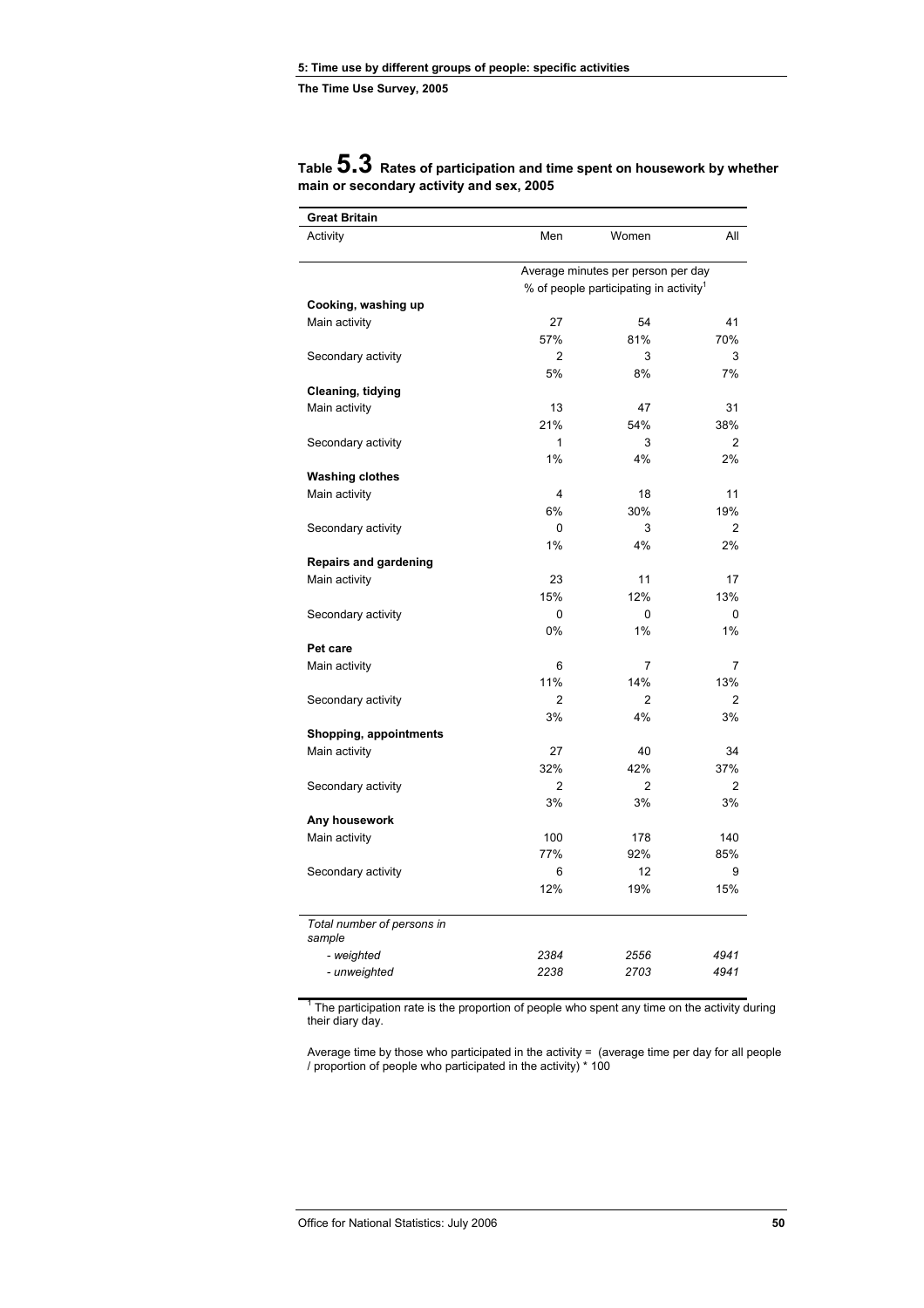# Table 5.3 Rates of participation and time spent on housework by whether main or secondary activity and sex, 2005

| Great Britain | | | |
|---|---|---|---|
| Activity | Men | Women | All |
| | Average minutes per person per day | | |
| | % of people participating in activity[1] | | |
| **Cooking, washing up** | | | |
| Main activity | 27 | 54 | 41 |
| | 57% | 81% | 70% |
| Secondary activity | 2 | 3 | 3 |
| | 5% | 8% | 7% |
| **Cleaning, tidying** | | | |
| Main activity | 13 | 47 | 31 |
| | 21% | 54% | 38% |
| Secondary activity | 1 | 3 | 2 |
| | 1% | 4% | 2% |
| **Washing clothes** | | | |
| Main activity | 4 | 18 | 11 |
| | 6% | 30% | 19% |
| Secondary activity | 0 | 3 | 2 |
| | 1% | 4% | 2% |
| **Repairs and gardening** | | | |
| Main activity | 23 | 11 | 17 |
| | 15% | 12% | 13% |
| Secondary activity | 0 | 0 | 0 |
| | 0% | 1% | 1% |
| **Pet care** | | | |
| Main activity | 6 | 7 | 7 |
| | 11% | 14% | 13% |
| Secondary activity | 2 | 2 | 2 |
| | 3% | 4% | 3% |
| **Shopping, appointments** | | | |
| Main activity | 27 | 40 | 34 |
| | 32% | 42% | 37% |
| Secondary activity | 2 | 2 | 2 |
| | 3% | 3% | 3% |
| **Any housework** | | | |
| Main activity | 100 | 178 | 140 |
| | 77% | 92% | 85% |
| Secondary activity | 6 | 12 | 9 |
| | 12% | 19% | 15% |
| *Total number of persons in sample* | | | |
| *- weighted* | *2384* | *2556* | *4941* |
| *- unweighted* | *2238* | *2703* | *4941* |

[1] The participation rate is the proportion of people who spent any time on the activity during their diary day.

Average time by those who participated in the activity = (average time per day for all people / proportion of people who participated in the activity) * 100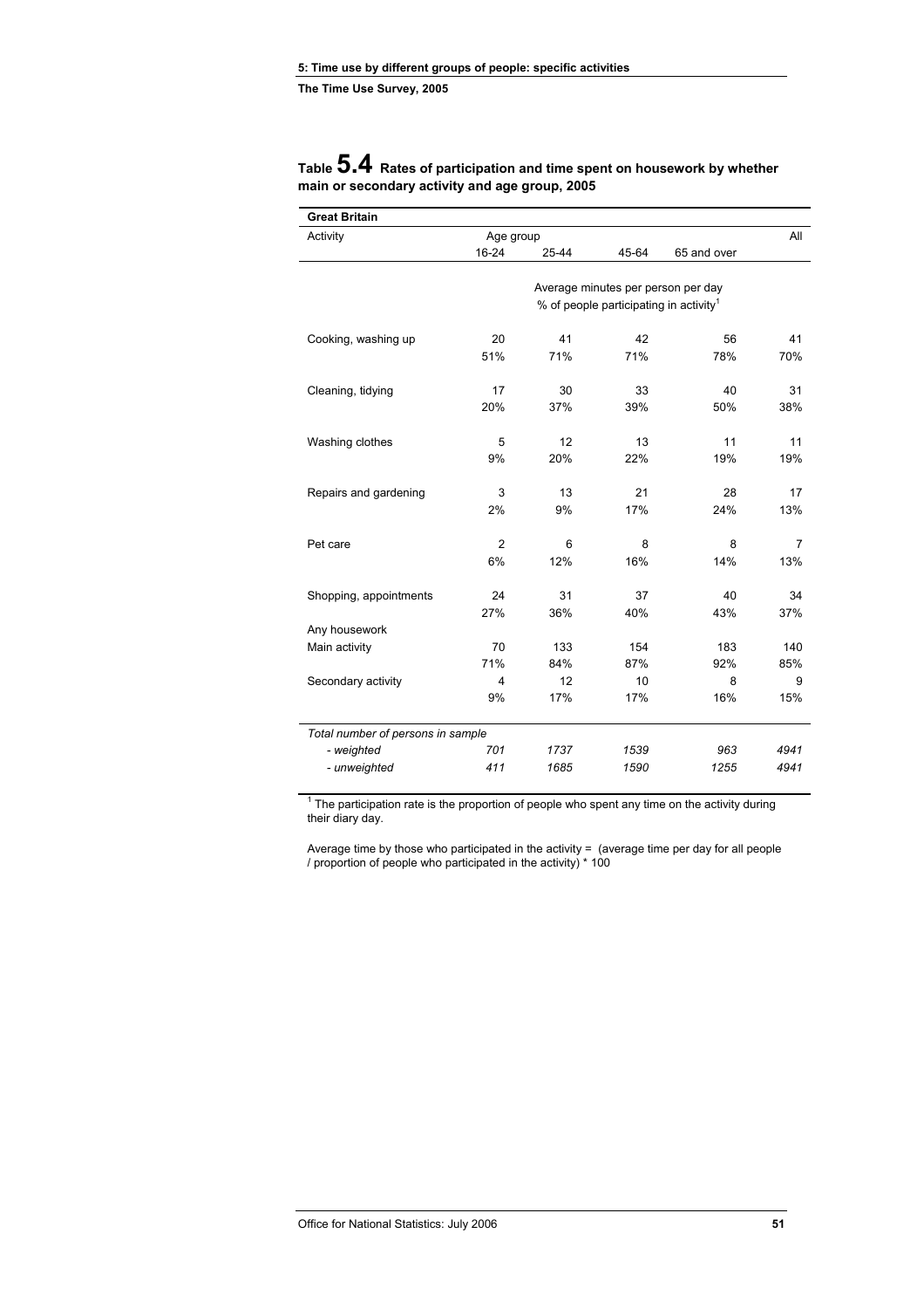## Table 5.4 Rates of participation and time spent on housework by whether main or secondary activity and age group, 2005

| Great Britain | | | | | |
|---|---|---|---|---|---|
| Activity | Age group | | | | All |
| | 16-24 | 25-44 | 45-64 | 65 and over | |
| | Average minutes per person per day<br>% of people participating in activity[1] | | | | |
| Cooking, washing up | 20 | 41 | 42 | 56 | 41 |
| | 51% | 71% | 71% | 78% | 70% |
| Cleaning, tidying | 17 | 30 | 33 | 40 | 31 |
| | 20% | 37% | 39% | 50% | 38% |
| Washing clothes | 5 | 12 | 13 | 11 | 11 |
| | 9% | 20% | 22% | 19% | 19% |
| Repairs and gardening | 3 | 13 | 21 | 28 | 17 |
| | 2% | 9% | 17% | 24% | 13% |
| Pet care | 2 | 6 | 8 | 8 | 7 |
| | 6% | 12% | 16% | 14% | 13% |
| Shopping, appointments | 24 | 31 | 37 | 40 | 34 |
| | 27% | 36% | 40% | 43% | 37% |
| Any housework | | | | | |
| Main activity | 70 | 133 | 154 | 183 | 140 |
| | 71% | 84% | 87% | 92% | 85% |
| Secondary activity | 4 | 12 | 10 | 8 | 9 |
| | 9% | 17% | 17% | 16% | 15% |
| *Total number of persons in sample* | | | | | |
| *- weighted* | *701* | *1737* | *1539* | *963* | *4941* |
| *- unweighted* | *411* | *1685* | *1590* | *1255* | *4941* |

[1] The participation rate is the proportion of people who spent any time on the activity during their diary day.

Average time by those who participated in the activity = (average time per day for all people / proportion of people who participated in the activity) * 100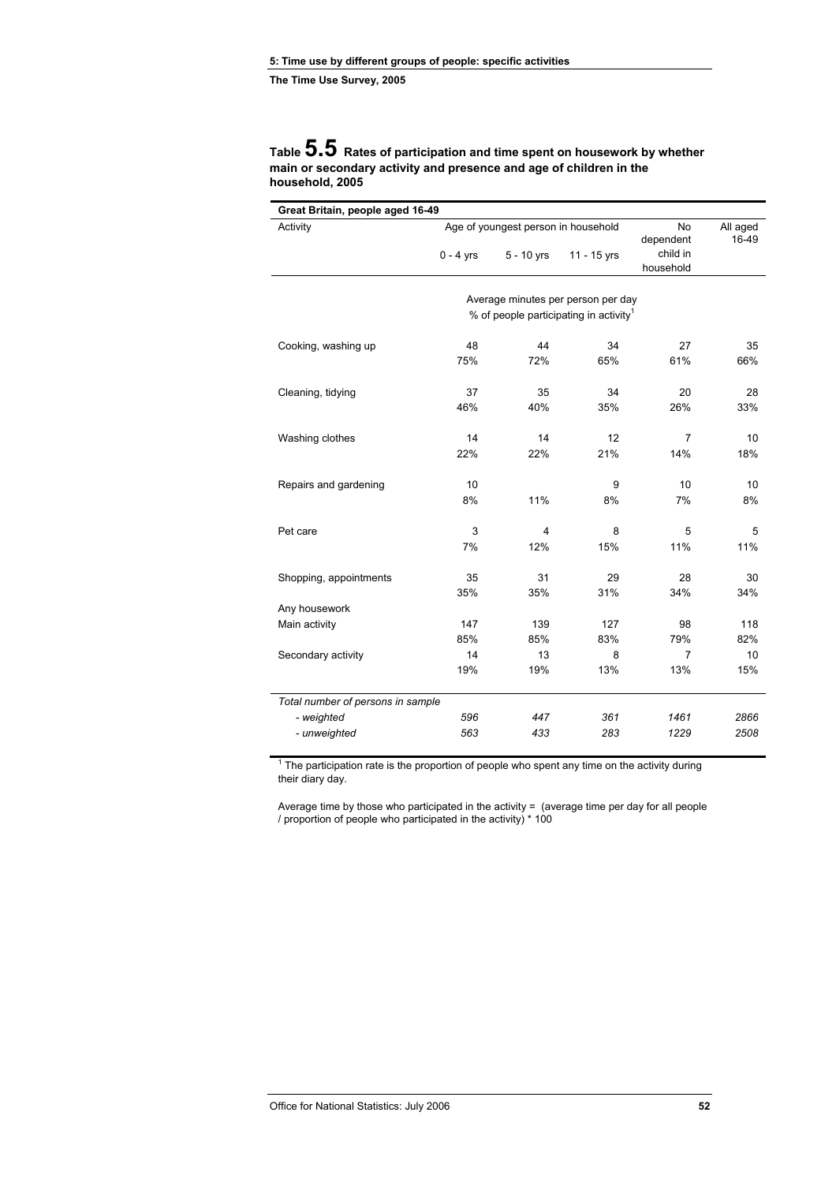## Table 5.5 Rates of participation and time spent on housework by whether main or secondary activity and presence and age of children in the household, 2005

| Great Britain, people aged 16-49 | | | | | |
|---|---|---|---|---|---|
| Activity | Age of youngest person in household | | | No dependent child in household | All aged 16-49 |
| | 0 - 4 yrs | 5 - 10 yrs | 11 - 15 yrs | | |
| | Average minutes per person per day | | | | |
| | % of people participating in activity[1] | | | | |
| Cooking, washing up | 48 | 44 | 34 | 27 | 35 |
| | 75% | 72% | 65% | 61% | 66% |
| Cleaning, tidying | 37 | 35 | 34 | 20 | 28 |
| | 46% | 40% | 35% | 26% | 33% |
| Washing clothes | 14 | 14 | 12 | 7 | 10 |
| | 22% | 22% | 21% | 14% | 18% |
| Repairs and gardening | 10 | | 9 | 10 | 10 |
| | 8% | 11% | 8% | 7% | 8% |
| Pet care | 3 | 4 | 8 | 5 | 5 |
| | 7% | 12% | 15% | 11% | 11% |
| Shopping, appointments | 35 | 31 | 29 | 28 | 30 |
| | 35% | 35% | 31% | 34% | 34% |
| Any housework | | | | | |
| Main activity | 147 | 139 | 127 | 98 | 118 |
| | 85% | 85% | 83% | 79% | 82% |
| Secondary activity | 14 | 13 | 8 | 7 | 10 |
| | 19% | 19% | 13% | 13% | 15% |
| *Total number of persons in sample* | | | | | |
| *- weighted* | *596* | *447* | *361* | *1461* | *2866* |
| *- unweighted* | *563* | *433* | *283* | *1229* | *2508* |

[1] The participation rate is the proportion of people who spent any time on the activity during their diary day.

Average time by those who participated in the activity = (average time per day for all people / proportion of people who participated in the activity) * 100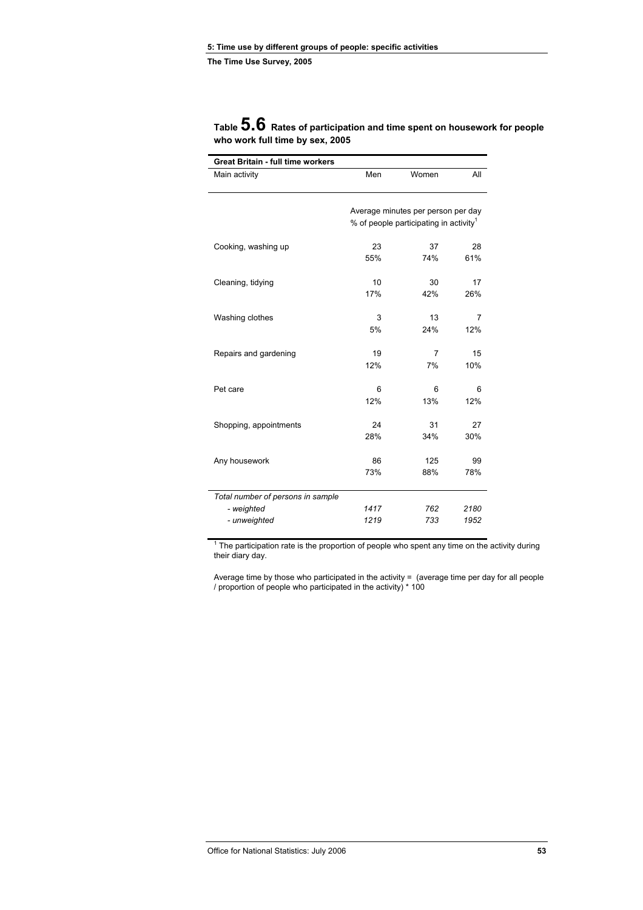## Table 5.6 Rates of participation and time spent on housework for people who work full time by sex, 2005

| Great Britain - full time workers | | | |
|---|---|---|---|
| Main activity | Men | Women | All |
| | Average minutes per person per day | | |
| | % of people participating in activity[1] | | |
| Cooking, washing up | 23 | 37 | 28 |
| | 55% | 74% | 61% |
| Cleaning, tidying | 10 | 30 | 17 |
| | 17% | 42% | 26% |
| Washing clothes | 3 | 13 | 7 |
| | 5% | 24% | 12% |
| Repairs and gardening | 19 | 7 | 15 |
| | 12% | 7% | 10% |
| Pet care | 6 | 6 | 6 |
| | 12% | 13% | 12% |
| Shopping, appointments | 24 | 31 | 27 |
| | 28% | 34% | 30% |
| Any housework | 86 | 125 | 99 |
| | 73% | 88% | 78% |
| *Total number of persons in sample* | | | |
| *- weighted* | *1417* | *762* | *2180* |
| *- unweighted* | *1219* | *733* | *1952* |

[1] The participation rate is the proportion of people who spent any time on the activity during their diary day.

Average time by those who participated in the activity = (average time per day for all people / proportion of people who participated in the activity) * 100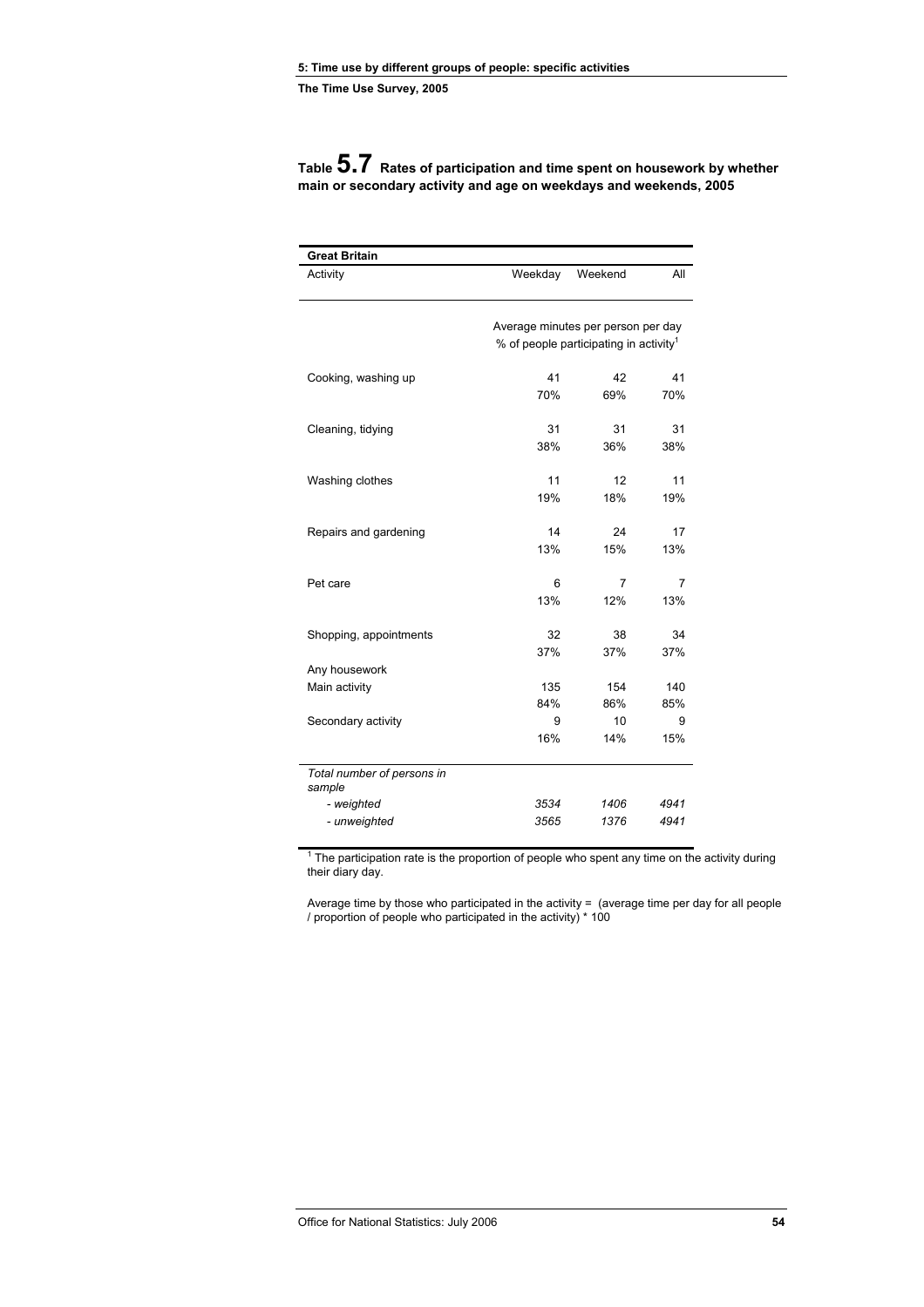## Table 5.7 Rates of participation and time spent on housework by whether main or secondary activity and age on weekdays and weekends, 2005

| Great Britain | | | |
|---|---|---|---|
| Activity | Weekday | Weekend | All |
| | Average minutes per person per day<br>% of people participating in activity[1] | | |
| Cooking, washing up | 41 | 42 | 41 |
| | 70% | 69% | 70% |
| Cleaning, tidying | 31 | 31 | 31 |
| | 38% | 36% | 38% |
| Washing clothes | 11 | 12 | 11 |
| | 19% | 18% | 19% |
| Repairs and gardening | 14 | 24 | 17 |
| | 13% | 15% | 13% |
| Pet care | 6 | 7 | 7 |
| | 13% | 12% | 13% |
| Shopping, appointments | 32 | 38 | 34 |
| | 37% | 37% | 37% |
| Any housework | | | |
| Main activity | 135 | 154 | 140 |
| | 84% | 86% | 85% |
| Secondary activity | 9 | 10 | 9 |
| | 16% | 14% | 15% |
| *Total number of persons in sample* | | | |
| *- weighted* | *3534* | *1406* | *4941* |
| *- unweighted* | *3565* | *1376* | *4941* |

[1] The participation rate is the proportion of people who spent any time on the activity during their diary day.

Average time by those who participated in the activity = (average time per day for all people / proportion of people who participated in the activity) * 100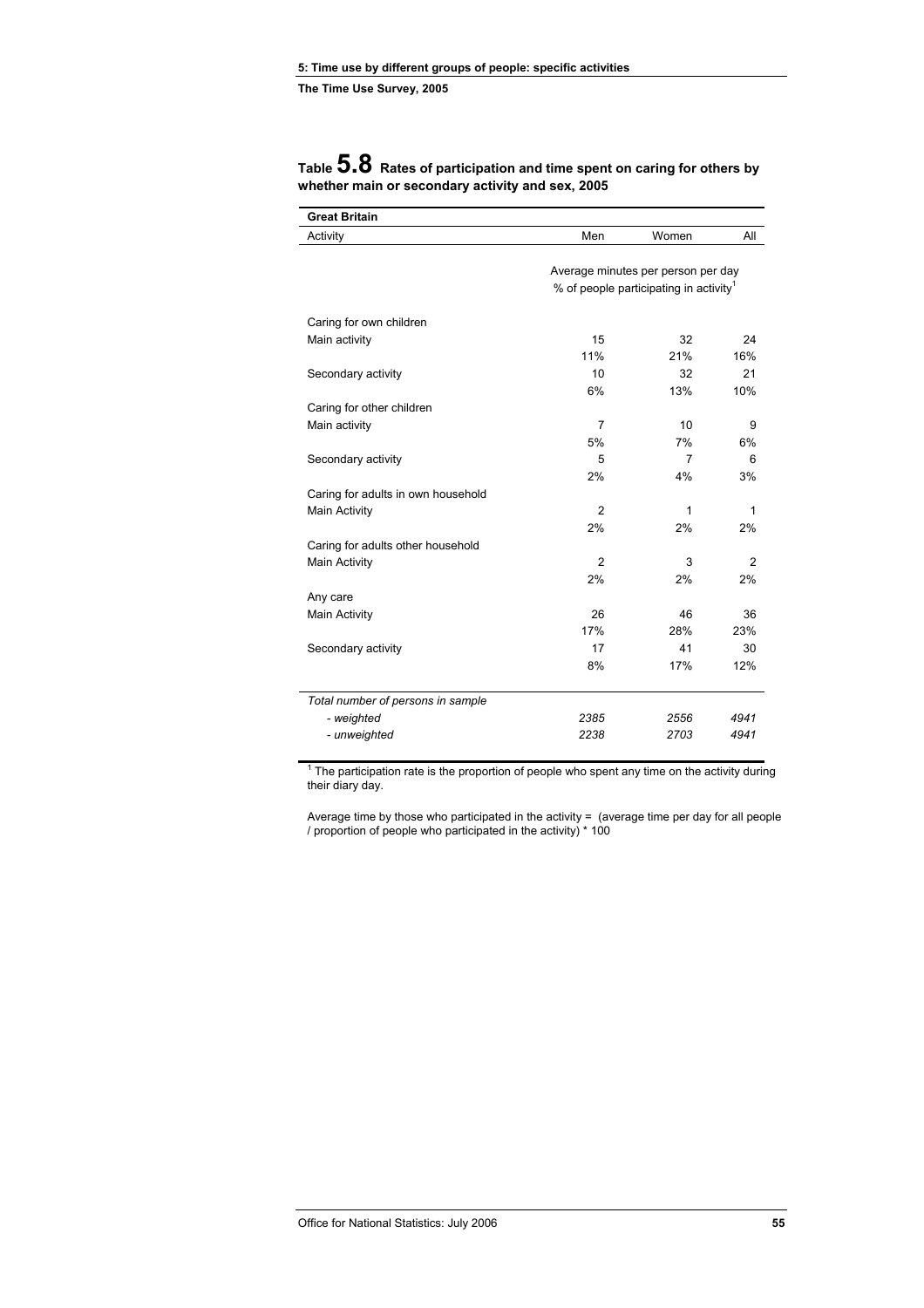## Table 5.8 Rates of participation and time spent on caring for others by whether main or secondary activity and sex, 2005

| Great Britain | | | |
|---|---|---|---|
| Activity | Men | Women | All |
| | Average minutes per person per day | | |
| | % of people participating in activity[1] | | |
| Caring for own children | | | |
| Main activity | 15 | 32 | 24 |
| | 11% | 21% | 16% |
| Secondary activity | 10 | 32 | 21 |
| | 6% | 13% | 10% |
| Caring for other children | | | |
| Main activity | 7 | 10 | 9 |
| | 5% | 7% | 6% |
| Secondary activity | 5 | 7 | 6 |
| | 2% | 4% | 3% |
| Caring for adults in own household | | | |
| Main Activity | 2 | 1 | 1 |
| | 2% | 2% | 2% |
| Caring for adults other household | | | |
| Main Activity | 2 | 3 | 2 |
| | 2% | 2% | 2% |
| Any care | | | |
| Main Activity | 26 | 46 | 36 |
| | 17% | 28% | 23% |
| Secondary activity | 17 | 41 | 30 |
| | 8% | 17% | 12% |
| *Total number of persons in sample* | | | |
| *- weighted* | *2385* | *2556* | *4941* |
| *- unweighted* | *2238* | *2703* | *4941* |

[1] The participation rate is the proportion of people who spent any time on the activity during their diary day.

Average time by those who participated in the activity = (average time per day for all people / proportion of people who participated in the activity) * 100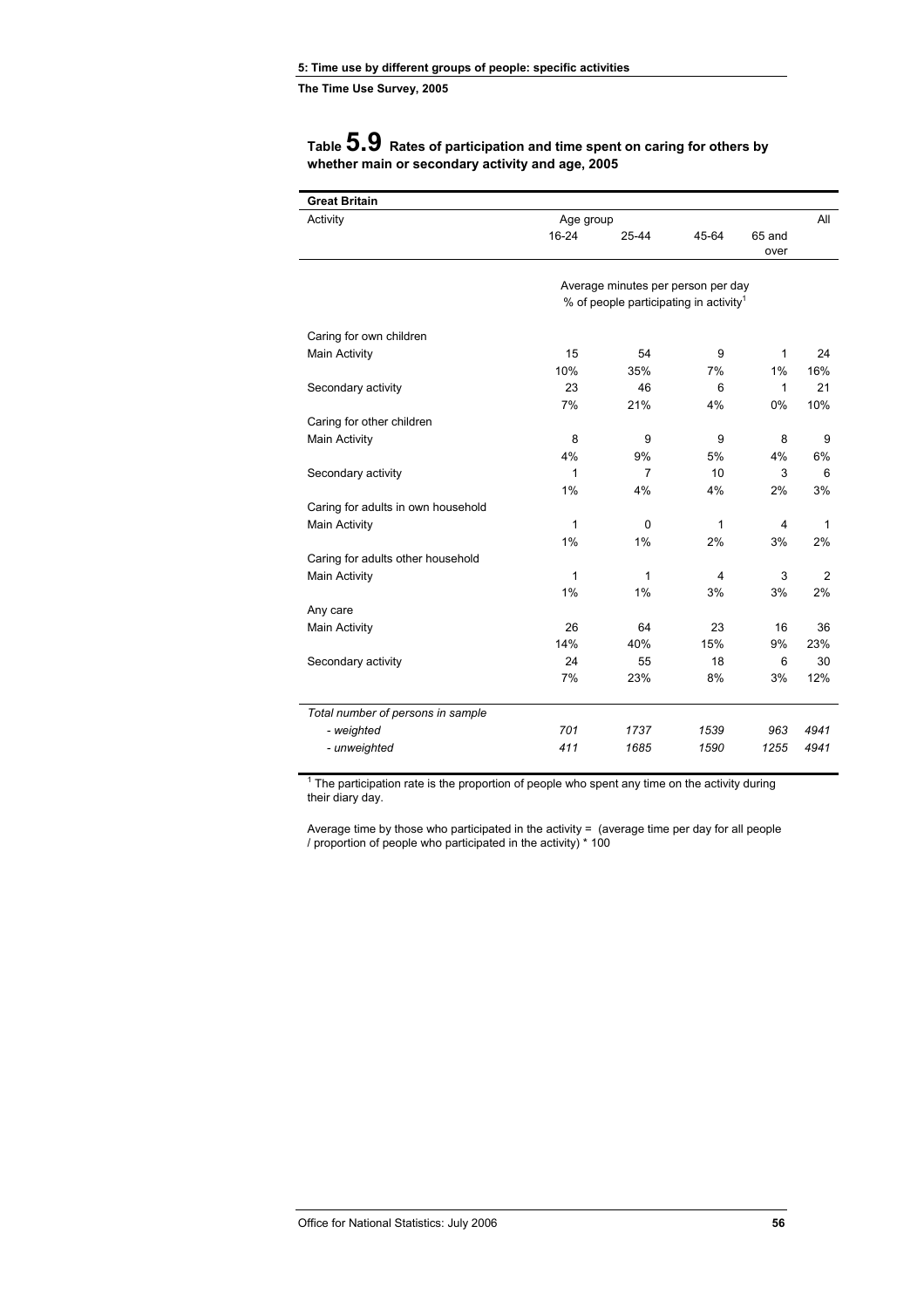## Table 5.9 Rates of participation and time spent on caring for others by whether main or secondary activity and age, 2005

**Great Britain**

| Activity | Age group 16-24 | 25-44 | 45-64 | 65 and over | All |
|---|---|---|---|---|---|
| | Average minutes per person per day | | | | |
| | % of people participating in activity[1] | | | | |
| **Caring for own children** | | | | | |
| Main Activity | 15 | 54 | 9 | 1 | 24 |
| | 10% | 35% | 7% | 1% | 16% |
| Secondary activity | 23 | 46 | 6 | 1 | 21 |
| | 7% | 21% | 4% | 0% | 10% |
| **Caring for other children** | | | | | |
| Main Activity | 8 | 9 | 9 | 8 | 9 |
| | 4% | 9% | 5% | 4% | 6% |
| Secondary activity | 1 | 7 | 10 | 3 | 6 |
| | 1% | 4% | 4% | 2% | 3% |
| **Caring for adults in own household** | | | | | |
| Main Activity | 1 | 0 | 1 | 4 | 1 |
| | 1% | 1% | 2% | 3% | 2% |
| **Caring for adults other household** | | | | | |
| Main Activity | 1 | 1 | 4 | 3 | 2 |
| | 1% | 1% | 3% | 3% | 2% |
| **Any care** | | | | | |
| Main Activity | 26 | 64 | 23 | 16 | 36 |
| | 14% | 40% | 15% | 9% | 23% |
| Secondary activity | 24 | 55 | 18 | 6 | 30 |
| | 7% | 23% | 8% | 3% | 12% |
| *Total number of persons in sample* | | | | | |
| *- weighted* | *701* | *1737* | *1539* | *963* | *4941* |
| *- unweighted* | *411* | *1685* | *1590* | *1255* | *4941* |

[1] The participation rate is the proportion of people who spent any time on the activity during their diary day.

Average time by those who participated in the activity = (average time per day for all people / proportion of people who participated in the activity) * 100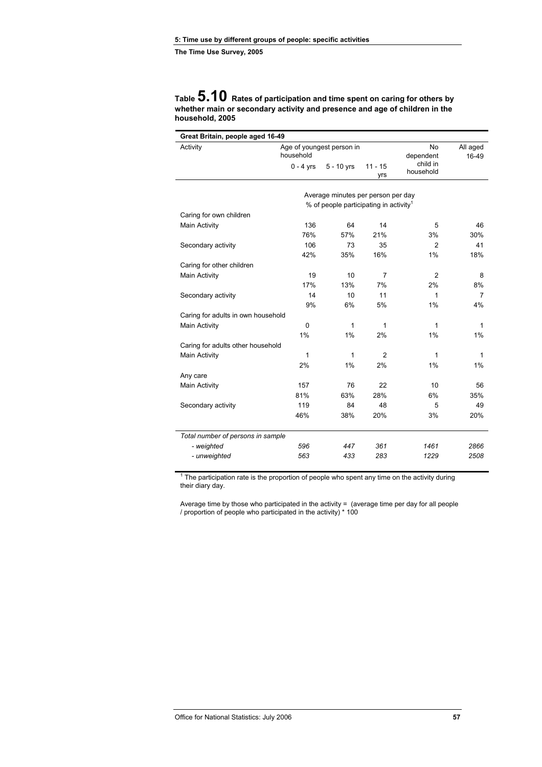## Table 5.10 Rates of participation and time spent on caring for others by whether main or secondary activity and presence and age of children in the household, 2005

**Great Britain, people aged 16-49**

| Activity | Age of youngest person in household | | | No dependent child in household | All aged 16-49 |
|---|---|---|---|---|---|
| | 0 - 4 yrs | 5 - 10 yrs | 11 - 15 yrs | | |
| | Average minutes per person per day<br>% of people participating in activity[1] | | | | |
| **Caring for own children** | | | | | |
| Main Activity | 136 | 64 | 14 | 5 | 46 |
| | 76% | 57% | 21% | 3% | 30% |
| Secondary activity | 106 | 73 | 35 | 2 | 41 |
| | 42% | 35% | 16% | 1% | 18% |
| **Caring for other children** | | | | | |
| Main Activity | 19 | 10 | 7 | 2 | 8 |
| | 17% | 13% | 7% | 2% | 8% |
| Secondary activity | 14 | 10 | 11 | 1 | 7 |
| | 9% | 6% | 5% | 1% | 4% |
| **Caring for adults in own household** | | | | | |
| Main Activity | 0 | 1 | 1 | 1 | 1 |
| | 1% | 1% | 2% | 1% | 1% |
| **Caring for adults other household** | | | | | |
| Main Activity | 1 | 1 | 2 | 1 | 1 |
| | 2% | 1% | 2% | 1% | 1% |
| **Any care** | | | | | |
| Main Activity | 157 | 76 | 22 | 10 | 56 |
| | 81% | 63% | 28% | 6% | 35% |
| Secondary activity | 119 | 84 | 48 | 5 | 49 |
| | 46% | 38% | 20% | 3% | 20% |
| *Total number of persons in sample* | | | | | |
| *- weighted* | *596* | *447* | *361* | *1461* | *2866* |
| *- unweighted* | *563* | *433* | *283* | *1229* | *2508* |

[1] The participation rate is the proportion of people who spent any time on the activity during their diary day.

Average time by those who participated in the activity = (average time per day for all people / proportion of people who participated in the activity) * 100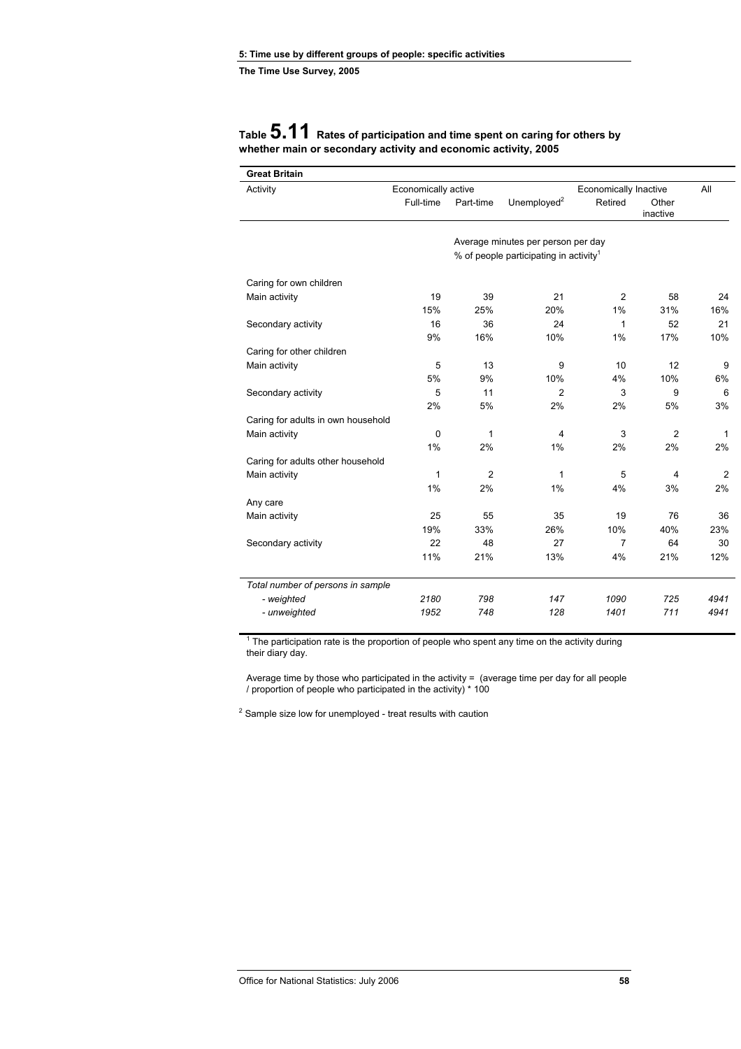## Table 5.11 Rates of participation and time spent on caring for others by whether main or secondary activity and economic activity, 2005

**Great Britain**

| Activity | Economically active | | | Economically Inactive | | All |
|---|---|---|---|---|---|---|
| | Full-time | Part-time | Unemployed[2] | Retired | Other inactive | |
| | Average minutes per person per day / % of people participating in activity[1] | | | | | |
| **Caring for own children** | | | | | | |
| Main activity | 19 | 39 | 21 | 2 | 58 | 24 |
| | 15% | 25% | 20% | 1% | 31% | 16% |
| Secondary activity | 16 | 36 | 24 | 1 | 52 | 21 |
| | 9% | 16% | 10% | 1% | 17% | 10% |
| **Caring for other children** | | | | | | |
| Main activity | 5 | 13 | 9 | 10 | 12 | 9 |
| | 5% | 9% | 10% | 4% | 10% | 6% |
| Secondary activity | 5 | 11 | 2 | 3 | 9 | 6 |
| | 2% | 5% | 2% | 2% | 5% | 3% |
| **Caring for adults in own household** | | | | | | |
| Main activity | 0 | 1 | 4 | 3 | 2 | 1 |
| | 1% | 2% | 1% | 2% | 2% | 2% |
| **Caring for adults other household** | | | | | | |
| Main activity | 1 | 2 | 1 | 5 | 4 | 2 |
| | 1% | 2% | 1% | 4% | 3% | 2% |
| **Any care** | | | | | | |
| Main activity | 25 | 55 | 35 | 19 | 76 | 36 |
| | 19% | 33% | 26% | 10% | 40% | 23% |
| Secondary activity | 22 | 48 | 27 | 7 | 64 | 30 |
| | 11% | 21% | 13% | 4% | 21% | 12% |
| *Total number of persons in sample* | | | | | | |
| *- weighted* | *2180* | *798* | *147* | *1090* | *725* | *4941* |
| *- unweighted* | *1952* | *748* | *128* | *1401* | *711* | *4941* |

[1] The participation rate is the proportion of people who spent any time on the activity during their diary day.

Average time by those who participated in the activity = (average time per day for all people / proportion of people who participated in the activity) * 100

[2] Sample size low for unemployed - treat results with caution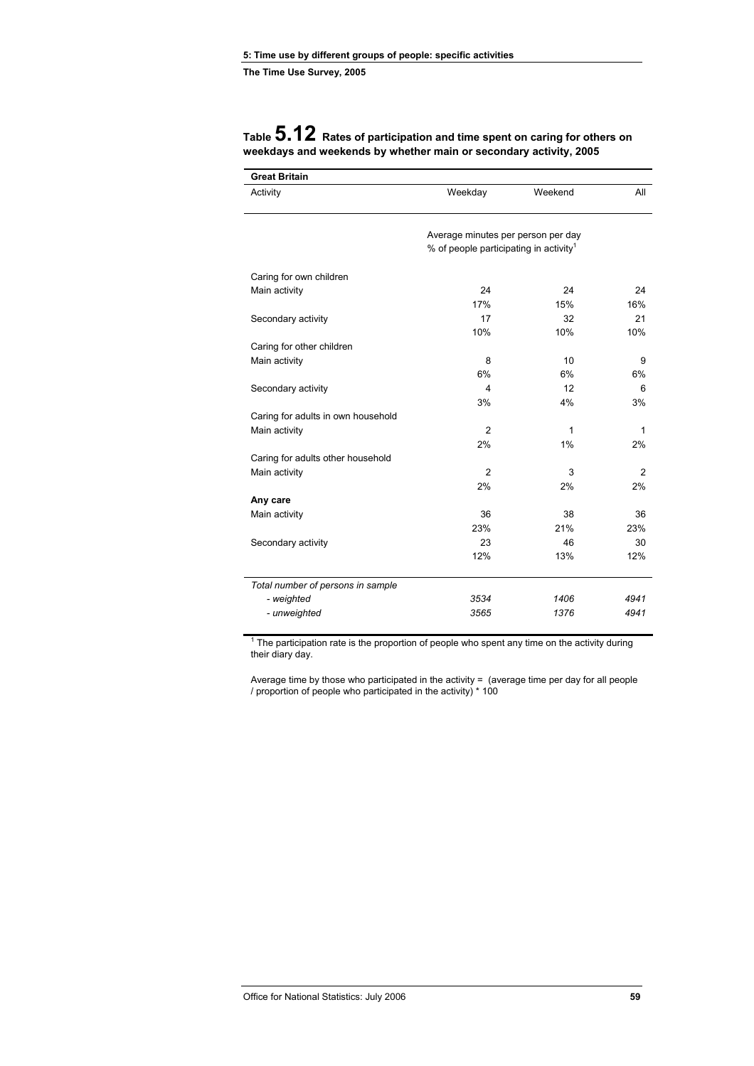# Table 5.12 Rates of participation and time spent on caring for others on weekdays and weekends by whether main or secondary activity, 2005

**Great Britain**

| Activity | Weekday | Weekend | All |
|---|---|---|---|
| | Average minutes per person per day | | |
| | % of people participating in activity[1] | | |
| Caring for own children | | | |
| Main activity | 24 | 24 | 24 |
| | 17% | 15% | 16% |
| Secondary activity | 17 | 32 | 21 |
| | 10% | 10% | 10% |
| Caring for other children | | | |
| Main activity | 8 | 10 | 9 |
| | 6% | 6% | 6% |
| Secondary activity | 4 | 12 | 6 |
| | 3% | 4% | 3% |
| Caring for adults in own household | | | |
| Main activity | 2 | 1 | 1 |
| | 2% | 1% | 2% |
| Caring for adults other household | | | |
| Main activity | 2 | 3 | 2 |
| | 2% | 2% | 2% |
| **Any care** | | | |
| Main activity | 36 | 38 | 36 |
| | 23% | 21% | 23% |
| Secondary activity | 23 | 46 | 30 |
| | 12% | 13% | 12% |
| *Total number of persons in sample* | | | |
| *- weighted* | *3534* | *1406* | *4941* |
| *- unweighted* | *3565* | *1376* | *4941* |

[1] The participation rate is the proportion of people who spent any time on the activity during their diary day.

Average time by those who participated in the activity = (average time per day for all people / proportion of people who participated in the activity) * 100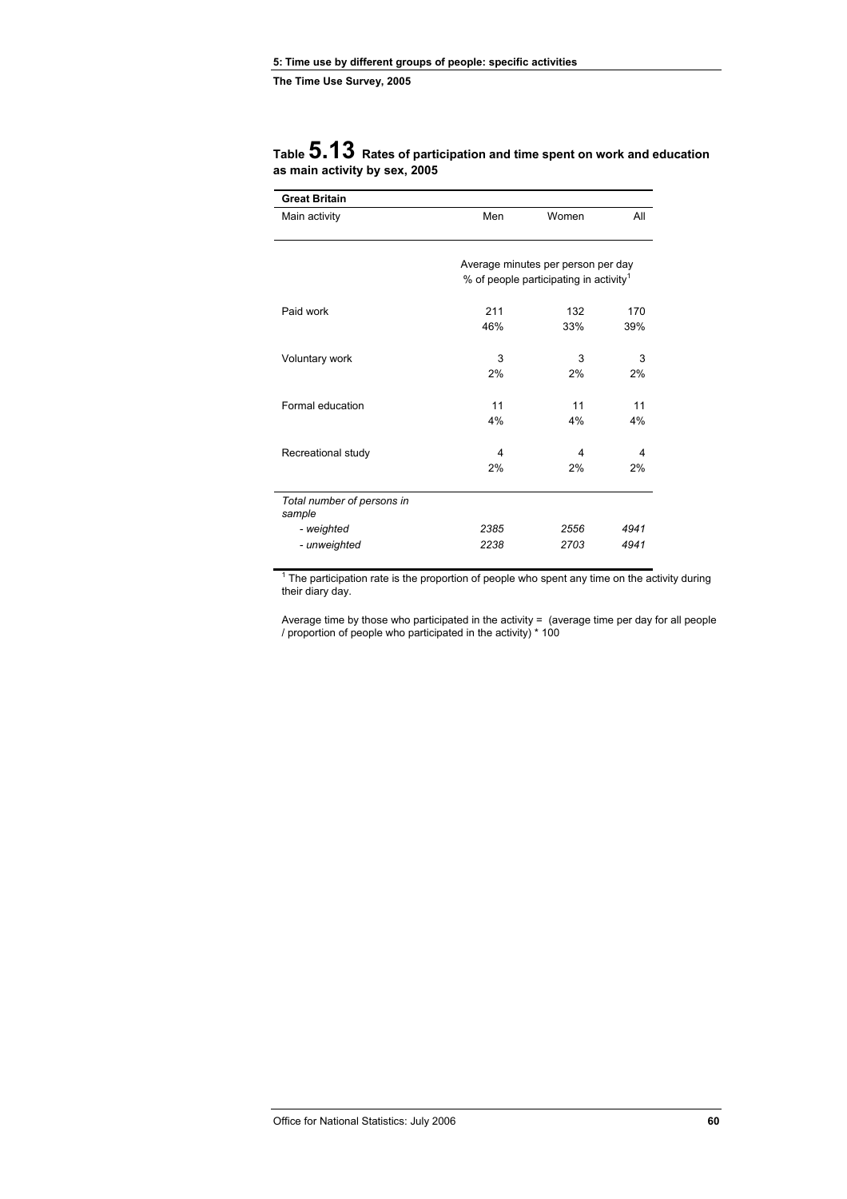## Table 5.13 Rates of participation and time spent on work and education as main activity by sex, 2005

| Great Britain | | | |
|---|---|---|---|
| Main activity | Men | Women | All |
| | Average minutes per person per day | | |
| | % of people participating in activity[1] | | |
| Paid work | 211 | 132 | 170 |
| | 46% | 33% | 39% |
| Voluntary work | 3 | 3 | 3 |
| | 2% | 2% | 2% |
| Formal education | 11 | 11 | 11 |
| | 4% | 4% | 4% |
| Recreational study | 4 | 4 | 4 |
| | 2% | 2% | 2% |
| *Total number of persons in sample* | | | |
| *- weighted* | *2385* | *2556* | *4941* |
| *- unweighted* | *2238* | *2703* | *4941* |

[1] The participation rate is the proportion of people who spent any time on the activity during their diary day.

Average time by those who participated in the activity = (average time per day for all people / proportion of people who participated in the activity) * 100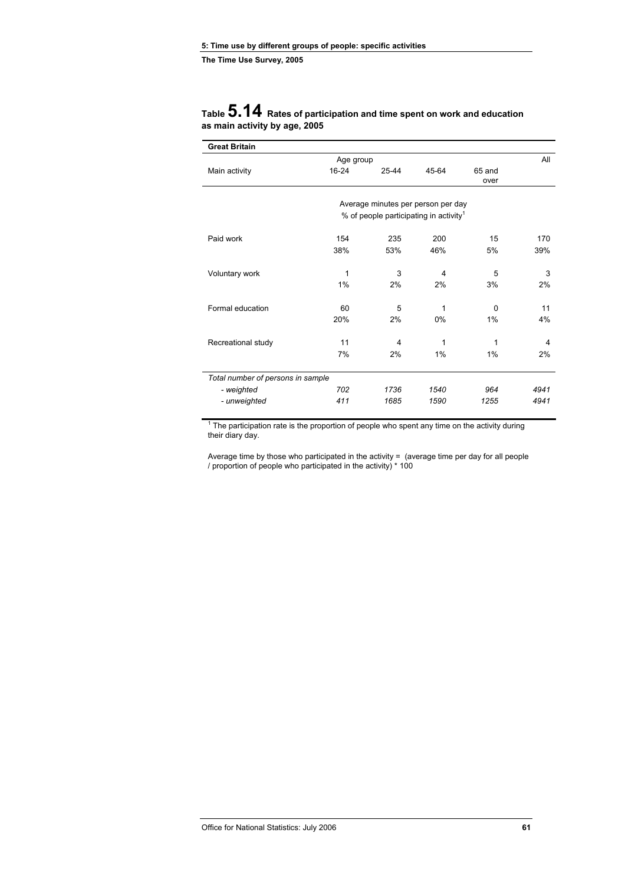## Table 5.14 Rates of participation and time spent on work and education as main activity by age, 2005

**Great Britain**

| Main activity | Age group 16-24 | 25-44 | 45-64 | 65 and over | All |
|---|---|---|---|---|---|
| | Average minutes per person per day / % of people participating in activity[1] | | | | |
| Paid work | 154 | 235 | 200 | 15 | 170 |
| | 38% | 53% | 46% | 5% | 39% |
| Voluntary work | 1 | 3 | 4 | 5 | 3 |
| | 1% | 2% | 2% | 3% | 2% |
| Formal education | 60 | 5 | 1 | 0 | 11 |
| | 20% | 2% | 0% | 1% | 4% |
| Recreational study | 11 | 4 | 1 | 1 | 4 |
| | 7% | 2% | 1% | 1% | 2% |
| *Total number of persons in sample* | | | | | |
| *- weighted* | *702* | *1736* | *1540* | *964* | *4941* |
| *- unweighted* | *411* | *1685* | *1590* | *1255* | *4941* |

[1] The participation rate is the proportion of people who spent any time on the activity during their diary day.

Average time by those who participated in the activity = (average time per day for all people / proportion of people who participated in the activity) * 100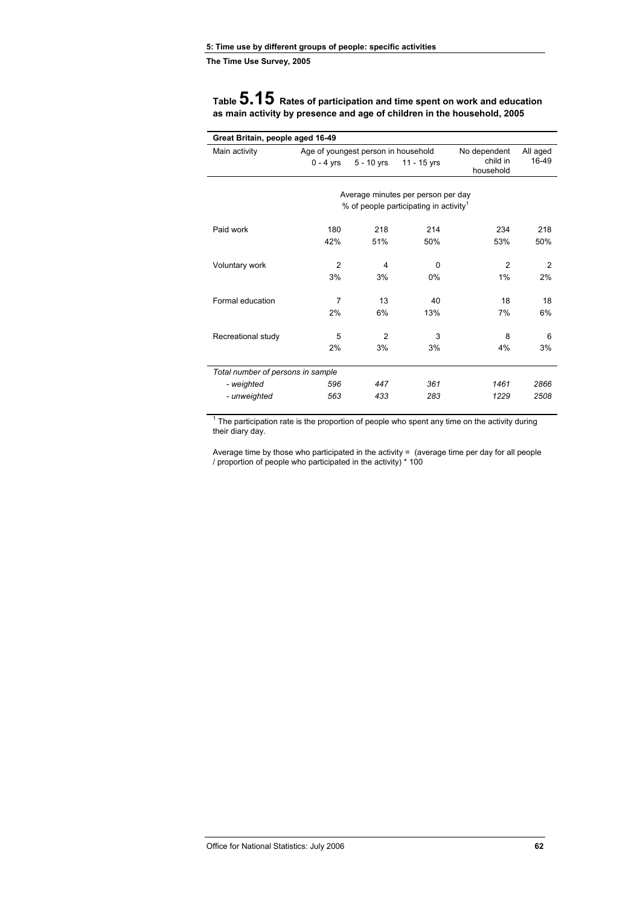## Table 5.15 Rates of participation and time spent on work and education as main activity by presence and age of children in the household, 2005

| Great Britain, people aged 16-49 | | | | | |
|---|---|---|---|---|---|
| Main activity | Age of youngest person in household | | | No dependent child in household | All aged 16-49 |
| | 0 - 4 yrs | 5 - 10 yrs | 11 - 15 yrs | | |
| | Average minutes per person per day / % of people participating in activity[1] | | | | |
| Paid work | 180 | 218 | 214 | 234 | 218 |
| | 42% | 51% | 50% | 53% | 50% |
| Voluntary work | 2 | 4 | 0 | 2 | 2 |
| | 3% | 3% | 0% | 1% | 2% |
| Formal education | 7 | 13 | 40 | 18 | 18 |
| | 2% | 6% | 13% | 7% | 6% |
| Recreational study | 5 | 2 | 3 | 8 | 6 |
| | 2% | 3% | 3% | 4% | 3% |
| *Total number of persons in sample* | | | | | |
| *- weighted* | *596* | *447* | *361* | *1461* | *2866* |
| *- unweighted* | *563* | *433* | *283* | *1229* | *2508* |

[1] The participation rate is the proportion of people who spent any time on the activity during their diary day.

Average time by those who participated in the activity = (average time per day for all people / proportion of people who participated in the activity) * 100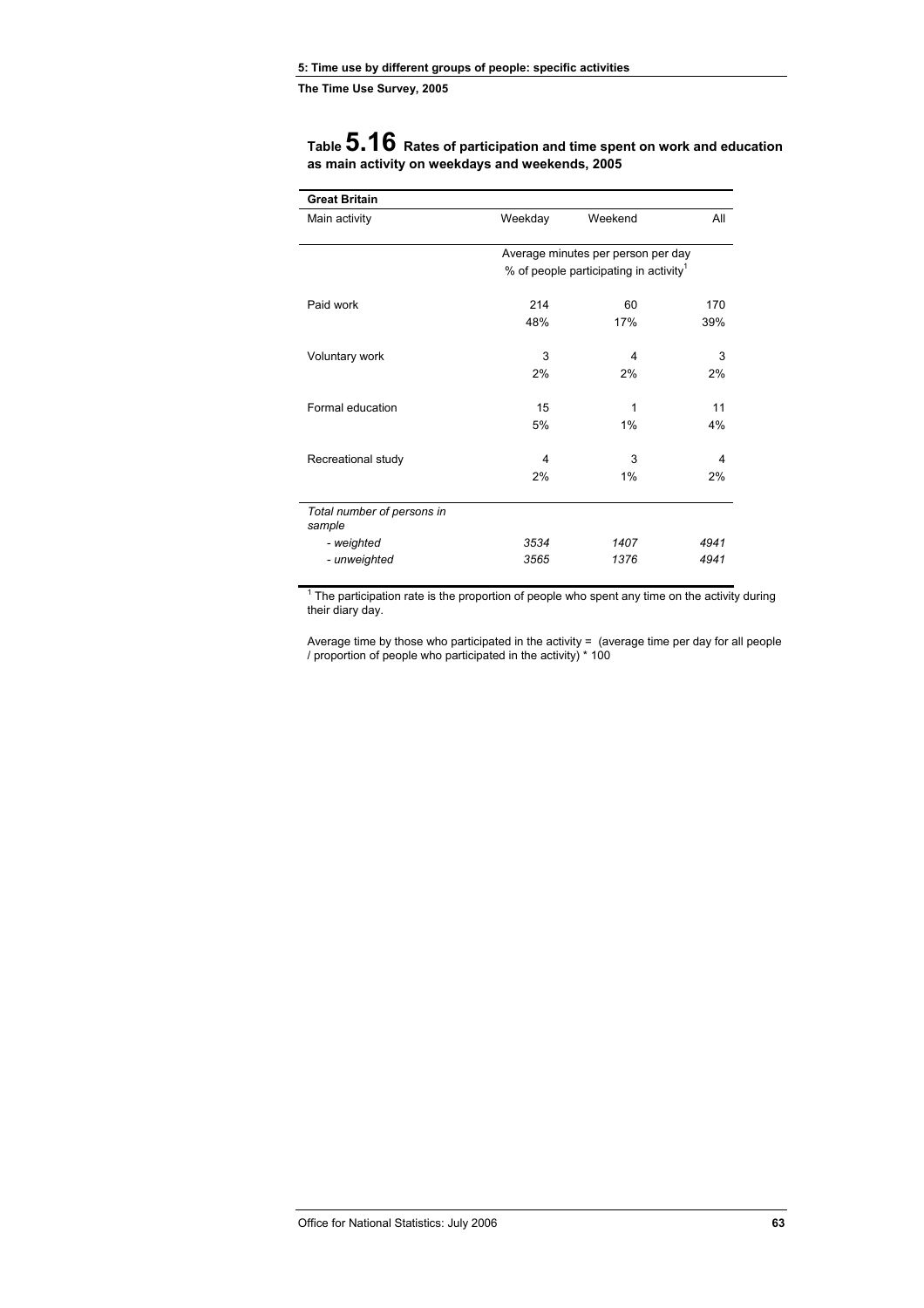## Table 5.16 Rates of participation and time spent on work and education as main activity on weekdays and weekends, 2005

| **Great Britain** | | | |
|---|---|---|---|
| Main activity | Weekday | Weekend | All |
| | Average minutes per person per day<br>% of people participating in activity[1] | | |
| Paid work | 214 | 60 | 170 |
| | 48% | 17% | 39% |
| Voluntary work | 3 | 4 | 3 |
| | 2% | 2% | 2% |
| Formal education | 15 | 1 | 11 |
| | 5% | 1% | 4% |
| Recreational study | 4 | 3 | 4 |
| | 2% | 1% | 2% |
| *Total number of persons in sample* | | | |
| *- weighted* | *3534* | *1407* | *4941* |
| *- unweighted* | *3565* | *1376* | *4941* |

[1] The participation rate is the proportion of people who spent any time on the activity during their diary day.

Average time by those who participated in the activity = (average time per day for all people / proportion of people who participated in the activity) * 100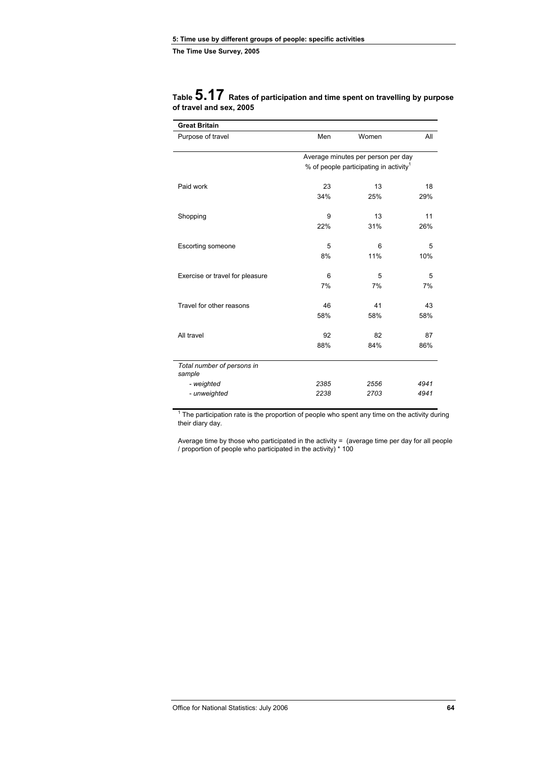## Table 5.17 Rates of participation and time spent on travelling by purpose of travel and sex, 2005

| **Great Britain** | | | |
|---|---|---|---|
| Purpose of travel | Men | Women | All |
| | Average minutes per person per day | | |
| | % of people participating in activity[1] | | |
| Paid work | 23 | 13 | 18 |
| | 34% | 25% | 29% |
| Shopping | 9 | 13 | 11 |
| | 22% | 31% | 26% |
| Escorting someone | 5 | 6 | 5 |
| | 8% | 11% | 10% |
| Exercise or travel for pleasure | 6 | 5 | 5 |
| | 7% | 7% | 7% |
| Travel for other reasons | 46 | 41 | 43 |
| | 58% | 58% | 58% |
| All travel | 92 | 82 | 87 |
| | 88% | 84% | 86% |
| *Total number of persons in sample* | | | |
| *- weighted* | *2385* | *2556* | *4941* |
| *- unweighted* | *2238* | *2703* | *4941* |

[1] The participation rate is the proportion of people who spent any time on the activity during their diary day.

Average time by those who participated in the activity = (average time per day for all people / proportion of people who participated in the activity) * 100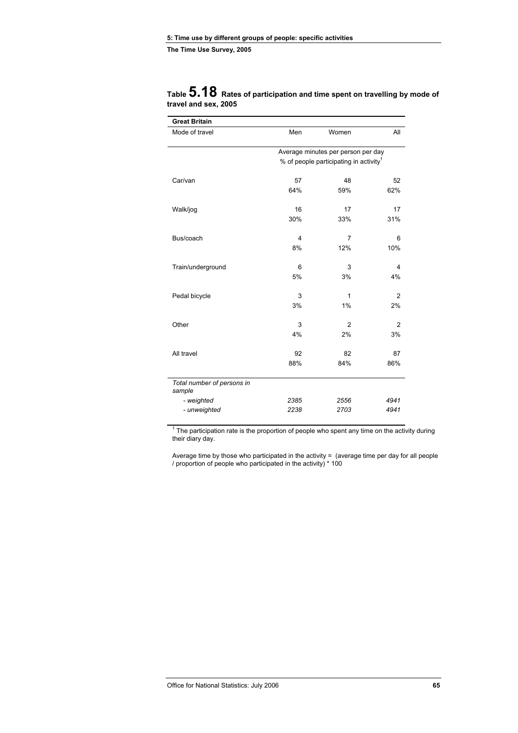## Table 5.18 Rates of participation and time spent on travelling by mode of travel and sex, 2005

| Great Britain | | | |
|---|---|---|---|
| Mode of travel | Men | Women | All |
| | Average minutes per person per day | | |
| | % of people participating in activity[1] | | |
| Car/van | 57 | 48 | 52 |
| | 64% | 59% | 62% |
| Walk/jog | 16 | 17 | 17 |
| | 30% | 33% | 31% |
| Bus/coach | 4 | 7 | 6 |
| | 8% | 12% | 10% |
| Train/underground | 6 | 3 | 4 |
| | 5% | 3% | 4% |
| Pedal bicycle | 3 | 1 | 2 |
| | 3% | 1% | 2% |
| Other | 3 | 2 | 2 |
| | 4% | 2% | 3% |
| All travel | 92 | 82 | 87 |
| | 88% | 84% | 86% |
| *Total number of persons in sample* | | | |
| *- weighted* | *2385* | *2556* | *4941* |
| *- unweighted* | *2238* | *2703* | *4941* |

[1] The participation rate is the proportion of people who spent any time on the activity during their diary day.

Average time by those who participated in the activity = (average time per day for all people / proportion of people who participated in the activity) * 100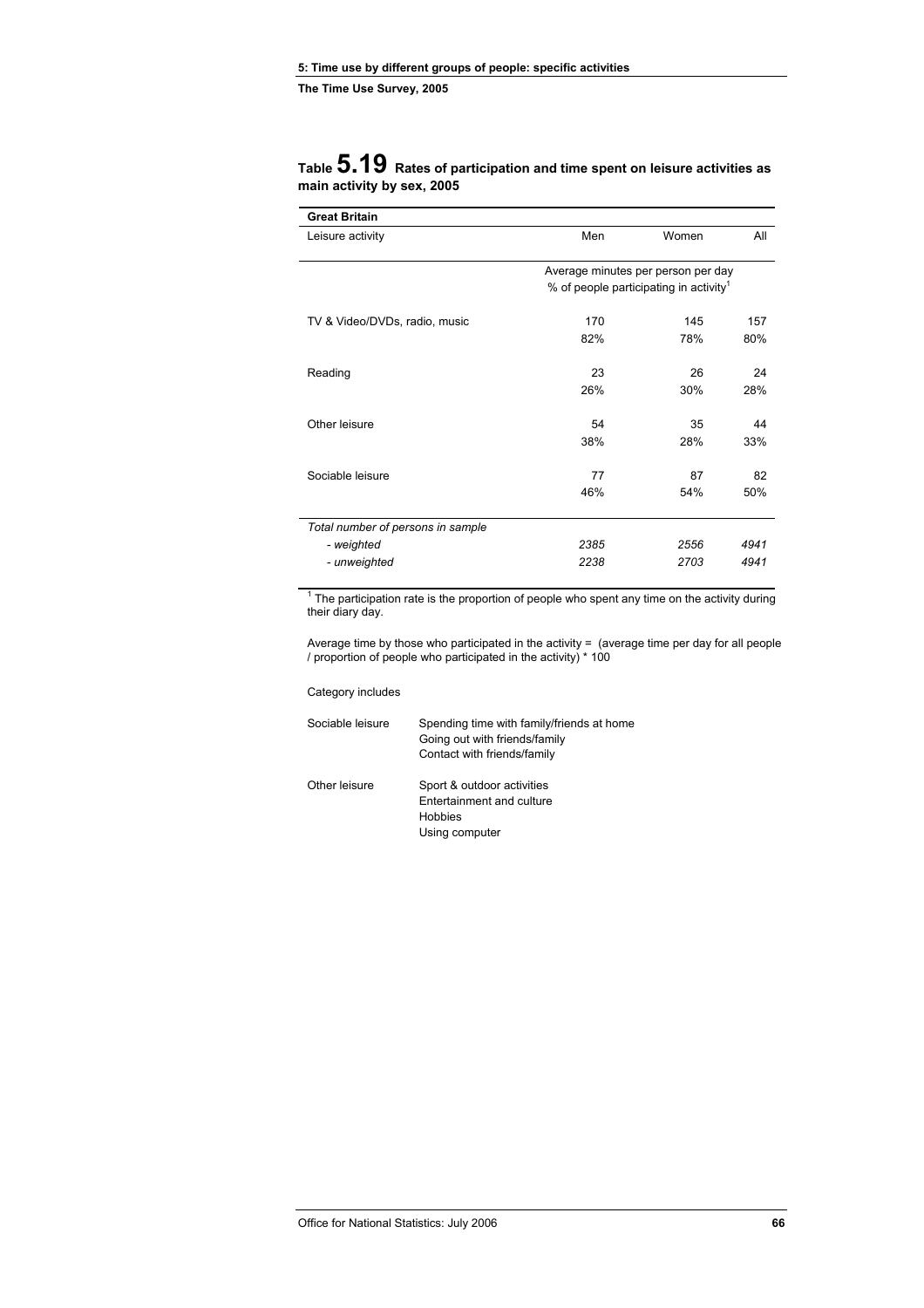## Table 5.19 Rates of participation and time spent on leisure activities as main activity by sex, 2005

| Great Britain | | | |
|---|---|---|---|
| Leisure activity | Men | Women | All |
| | Average minutes per person per day | | |
| | % of people participating in activity[1] | | |
| TV & Video/DVDs, radio, music | 170 | 145 | 157 |
| | 82% | 78% | 80% |
| Reading | 23 | 26 | 24 |
| | 26% | 30% | 28% |
| Other leisure | 54 | 35 | 44 |
| | 38% | 28% | 33% |
| Sociable leisure | 77 | 87 | 82 |
| | 46% | 54% | 50% |
| *Total number of persons in sample* | | | |
| *- weighted* | *2385* | *2556* | *4941* |
| *- unweighted* | *2238* | *2703* | *4941* |

[1] The participation rate is the proportion of people who spent any time on the activity during their diary day.

Average time by those who participated in the activity = (average time per day for all people / proportion of people who participated in the activity) * 100

Category includes

| | |
|---|---|
| Sociable leisure | Spending time with family/friends at home<br>Going out with friends/family<br>Contact with friends/family |
| Other leisure | Sport & outdoor activities<br>Entertainment and culture<br>Hobbies<br>Using computer |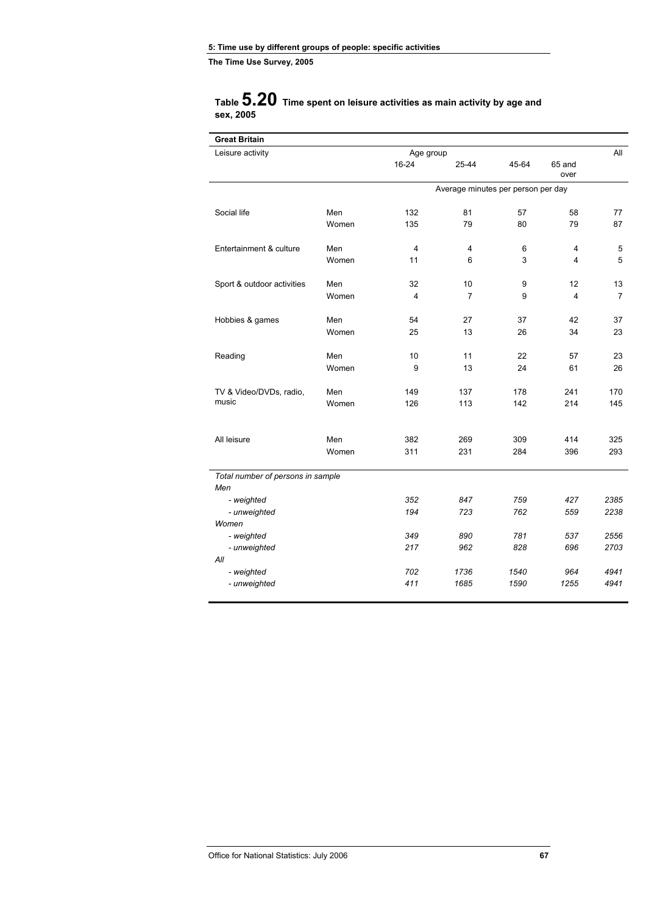## Table 5.20 Time spent on leisure activities as main activity by age and sex, 2005

**Great Britain**

| Leisure activity | | Age group | | | | All |
|---|---|---|---|---|---|---|
| | | 16-24 | 25-44 | 45-64 | 65 and over | |
| | | Average minutes per person per day | | | | |
| Social life | Men | 132 | 81 | 57 | 58 | 77 |
| | Women | 135 | 79 | 80 | 79 | 87 |
| Entertainment & culture | Men | 4 | 4 | 6 | 4 | 5 |
| | Women | 11 | 6 | 3 | 4 | 5 |
| Sport & outdoor activities | Men | 32 | 10 | 9 | 12 | 13 |
| | Women | 4 | 7 | 9 | 4 | 7 |
| Hobbies & games | Men | 54 | 27 | 37 | 42 | 37 |
| | Women | 25 | 13 | 26 | 34 | 23 |
| Reading | Men | 10 | 11 | 22 | 57 | 23 |
| | Women | 9 | 13 | 24 | 61 | 26 |
| TV & Video/DVDs, radio, music | Men | 149 | 137 | 178 | 241 | 170 |
| | Women | 126 | 113 | 142 | 214 | 145 |
| All leisure | Men | 382 | 269 | 309 | 414 | 325 |
| | Women | 311 | 231 | 284 | 396 | 293 |
| *Total number of persons in sample* | | | | | | |
| *Men* | | | | | | |
| *- weighted* | | *352* | *847* | *759* | *427* | *2385* |
| *- unweighted* | | *194* | *723* | *762* | *559* | *2238* |
| *Women* | | | | | | |
| *- weighted* | | *349* | *890* | *781* | *537* | *2556* |
| *- unweighted* | | *217* | *962* | *828* | *696* | *2703* |
| *All* | | | | | | |
| *- weighted* | | *702* | *1736* | *1540* | *964* | *4941* |
| *- unweighted* | | *411* | *1685* | *1590* | *1255* | *4941* |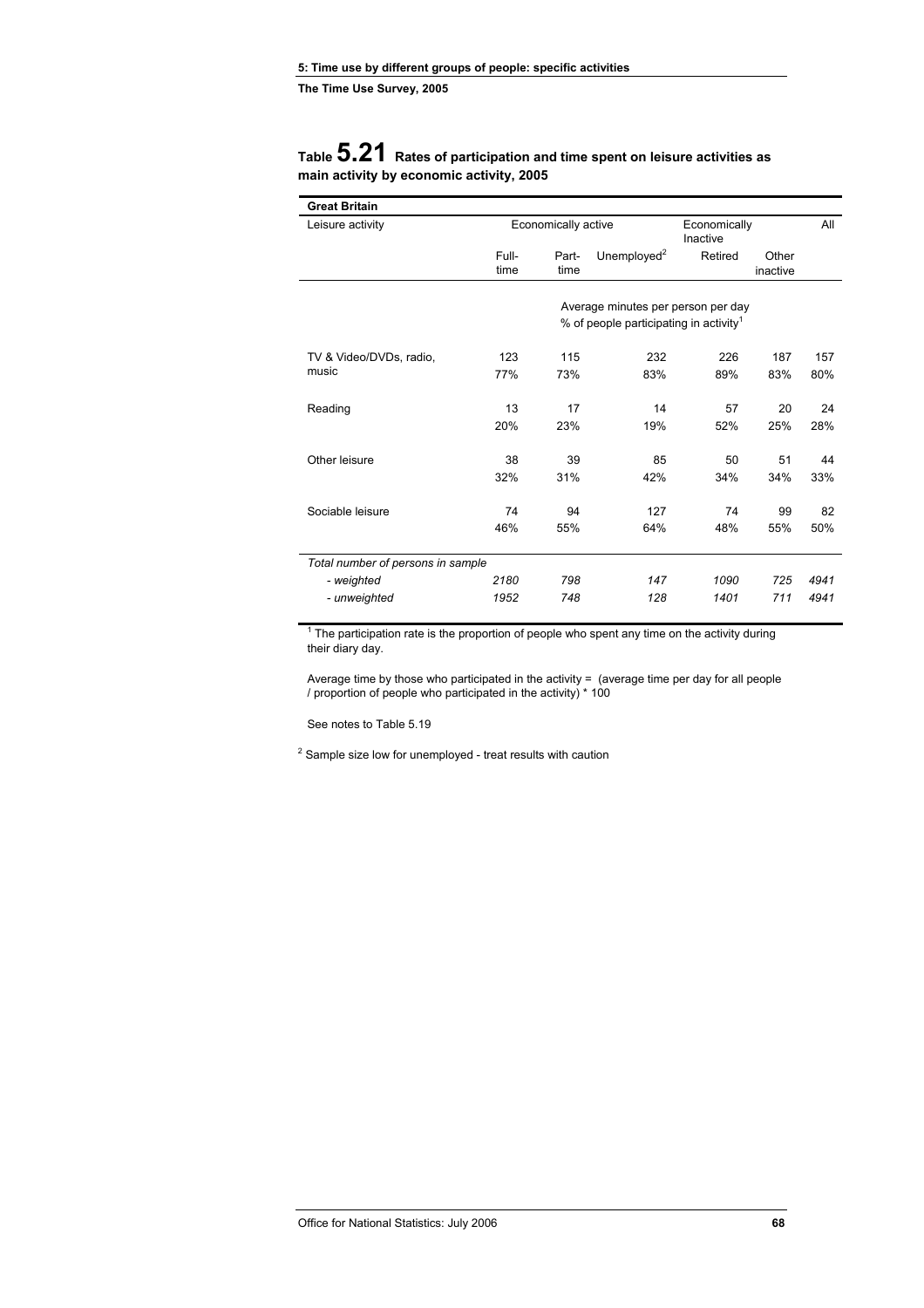# Table 5.21 Rates of participation and time spent on leisure activities as main activity by economic activity, 2005

**Great Britain**

| Leisure activity | Economically active | | | Economically Inactive | | All |
|---|---|---|---|---|---|---|
| | Full-time | Part-time | Unemployed[2] | Retired | Other inactive | |
| | Average minutes per person per day / % of people participating in activity[1] | | | | | |
| TV & Video/DVDs, radio, music | 123 | 115 | 232 | 226 | 187 | 157 |
| | 77% | 73% | 83% | 89% | 83% | 80% |
| Reading | 13 | 17 | 14 | 57 | 20 | 24 |
| | 20% | 23% | 19% | 52% | 25% | 28% |
| Other leisure | 38 | 39 | 85 | 50 | 51 | 44 |
| | 32% | 31% | 42% | 34% | 34% | 33% |
| Sociable leisure | 74 | 94 | 127 | 74 | 99 | 82 |
| | 46% | 55% | 64% | 48% | 55% | 50% |
| *Total number of persons in sample* | | | | | | |
| *- weighted* | *2180* | *798* | *147* | *1090* | *725* | *4941* |
| *- unweighted* | *1952* | *748* | *128* | *1401* | *711* | *4941* |

[1] The participation rate is the proportion of people who spent any time on the activity during their diary day.

Average time by those who participated in the activity = (average time per day for all people / proportion of people who participated in the activity) * 100

See notes to Table 5.19

[2] Sample size low for unemployed - treat results with caution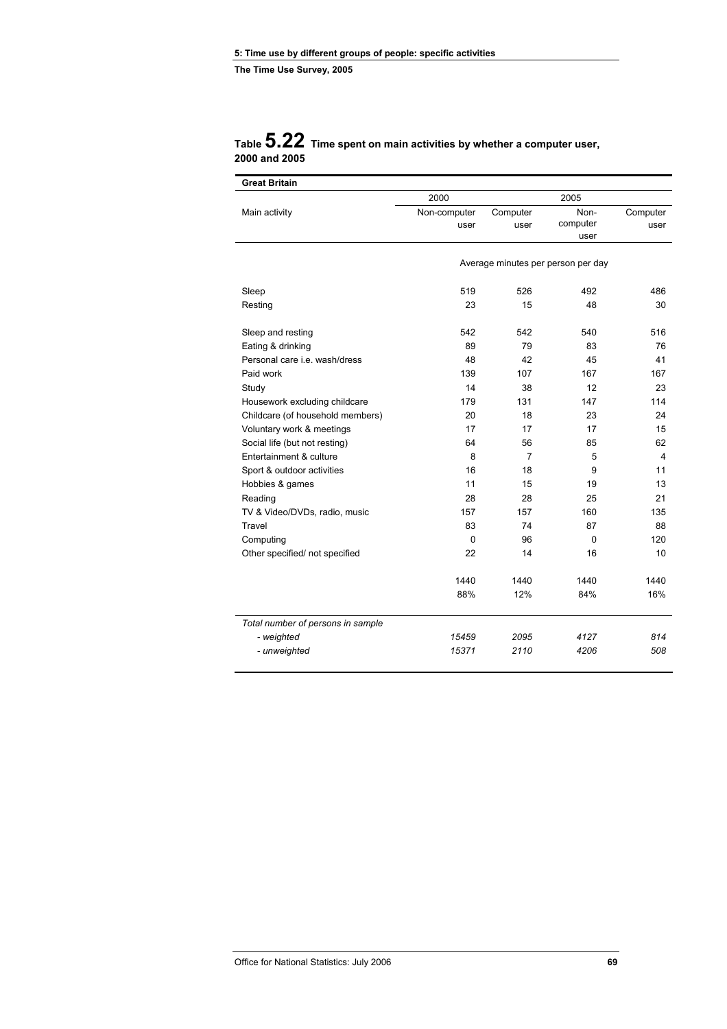## Table 5.22 Time spent on main activities by whether a computer user, 2000 and 2005

**Great Britain**

| | 2000 | | 2005 | |
|---|---|---|---|---|
| Main activity | Non-computer user | Computer user | Non-computer user | Computer user |
| | Average minutes per person per day | | | |
| Sleep | 519 | 526 | 492 | 486 |
| Resting | 23 | 15 | 48 | 30 |
| Sleep and resting | 542 | 542 | 540 | 516 |
| Eating & drinking | 89 | 79 | 83 | 76 |
| Personal care i.e. wash/dress | 48 | 42 | 45 | 41 |
| Paid work | 139 | 107 | 167 | 167 |
| Study | 14 | 38 | 12 | 23 |
| Housework excluding childcare | 179 | 131 | 147 | 114 |
| Childcare (of household members) | 20 | 18 | 23 | 24 |
| Voluntary work & meetings | 17 | 17 | 17 | 15 |
| Social life (but not resting) | 64 | 56 | 85 | 62 |
| Entertainment & culture | 8 | 7 | 5 | 4 |
| Sport & outdoor activities | 16 | 18 | 9 | 11 |
| Hobbies & games | 11 | 15 | 19 | 13 |
| Reading | 28 | 28 | 25 | 21 |
| TV & Video/DVDs, radio, music | 157 | 157 | 160 | 135 |
| Travel | 83 | 74 | 87 | 88 |
| Computing | 0 | 96 | 0 | 120 |
| Other specified/ not specified | 22 | 14 | 16 | 10 |
| | 1440 | 1440 | 1440 | 1440 |
| | 88% | 12% | 84% | 16% |
| *Total number of persons in sample* | | | | |
| *- weighted* | *15459* | *2095* | *4127* | *814* |
| *- unweighted* | *15371* | *2110* | *4206* | *508* |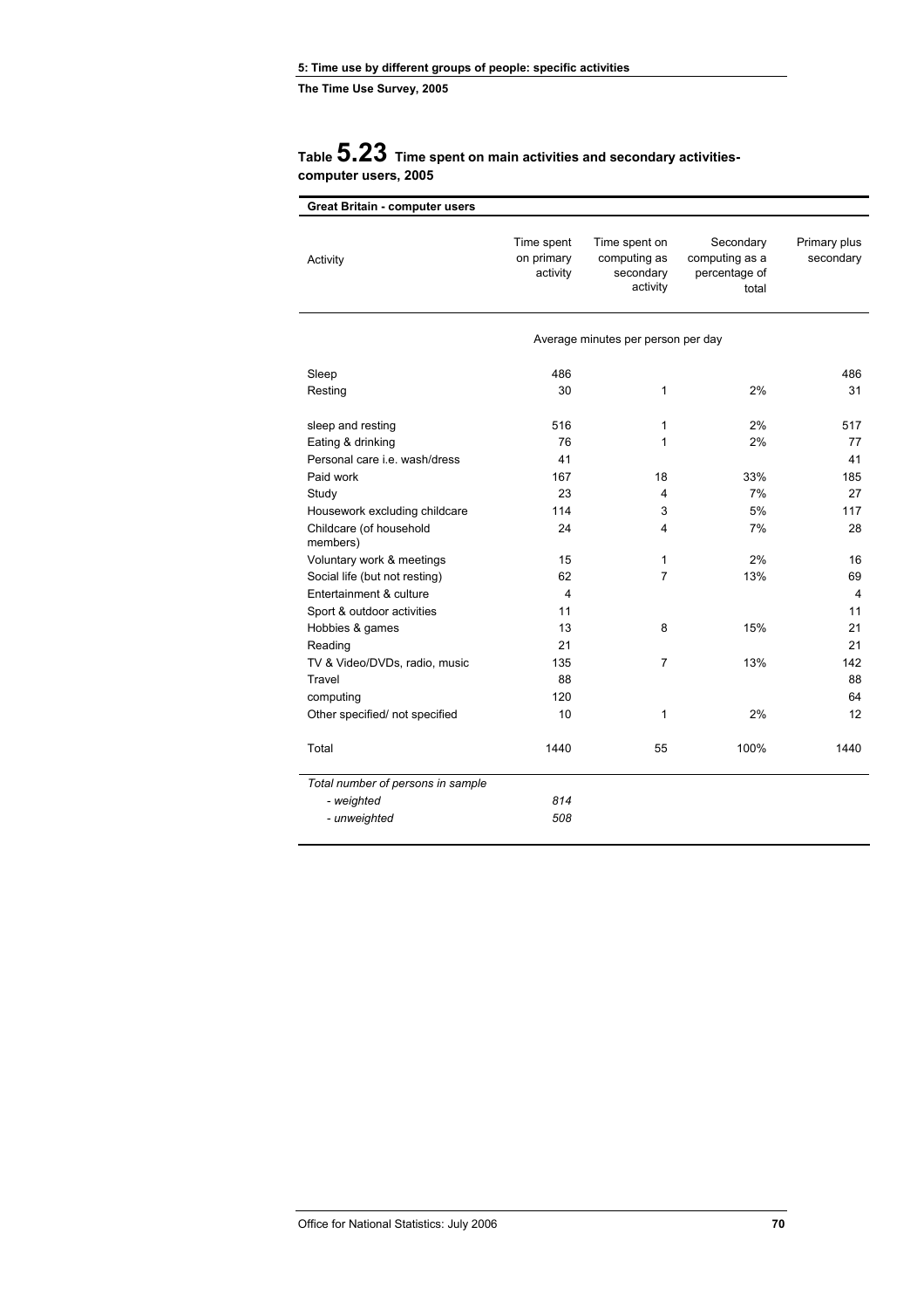# Table 5.23 Time spent on main activities and secondary activities-computer users, 2005

| Great Britain - computer users | | | | |
|---|---|---|---|---|
| Activity | Time spent on primary activity | Time spent on computing as secondary activity | Secondary computing as a percentage of total | Primary plus secondary |
| | Average minutes per person per day | | | |
| Sleep | 486 | | | 486 |
| Resting | 30 | 1 | 2% | 31 |
| sleep and resting | 516 | 1 | 2% | 517 |
| Eating & drinking | 76 | 1 | 2% | 77 |
| Personal care i.e. wash/dress | 41 | | | 41 |
| Paid work | 167 | 18 | 33% | 185 |
| Study | 23 | 4 | 7% | 27 |
| Housework excluding childcare | 114 | 3 | 5% | 117 |
| Childcare (of household members) | 24 | 4 | 7% | 28 |
| Voluntary work & meetings | 15 | 1 | 2% | 16 |
| Social life (but not resting) | 62 | 7 | 13% | 69 |
| Entertainment & culture | 4 | | | 4 |
| Sport & outdoor activities | 11 | | | 11 |
| Hobbies & games | 13 | 8 | 15% | 21 |
| Reading | 21 | | | 21 |
| TV & Video/DVDs, radio, music | 135 | 7 | 13% | 142 |
| Travel | 88 | | | 88 |
| computing | 120 | | | 64 |
| Other specified/ not specified | 10 | 1 | 2% | 12 |
| Total | 1440 | 55 | 100% | 1440 |
| *Total number of persons in sample* | | | | |
| *- weighted* | *814* | | | |
| *- unweighted* | *508* | | | |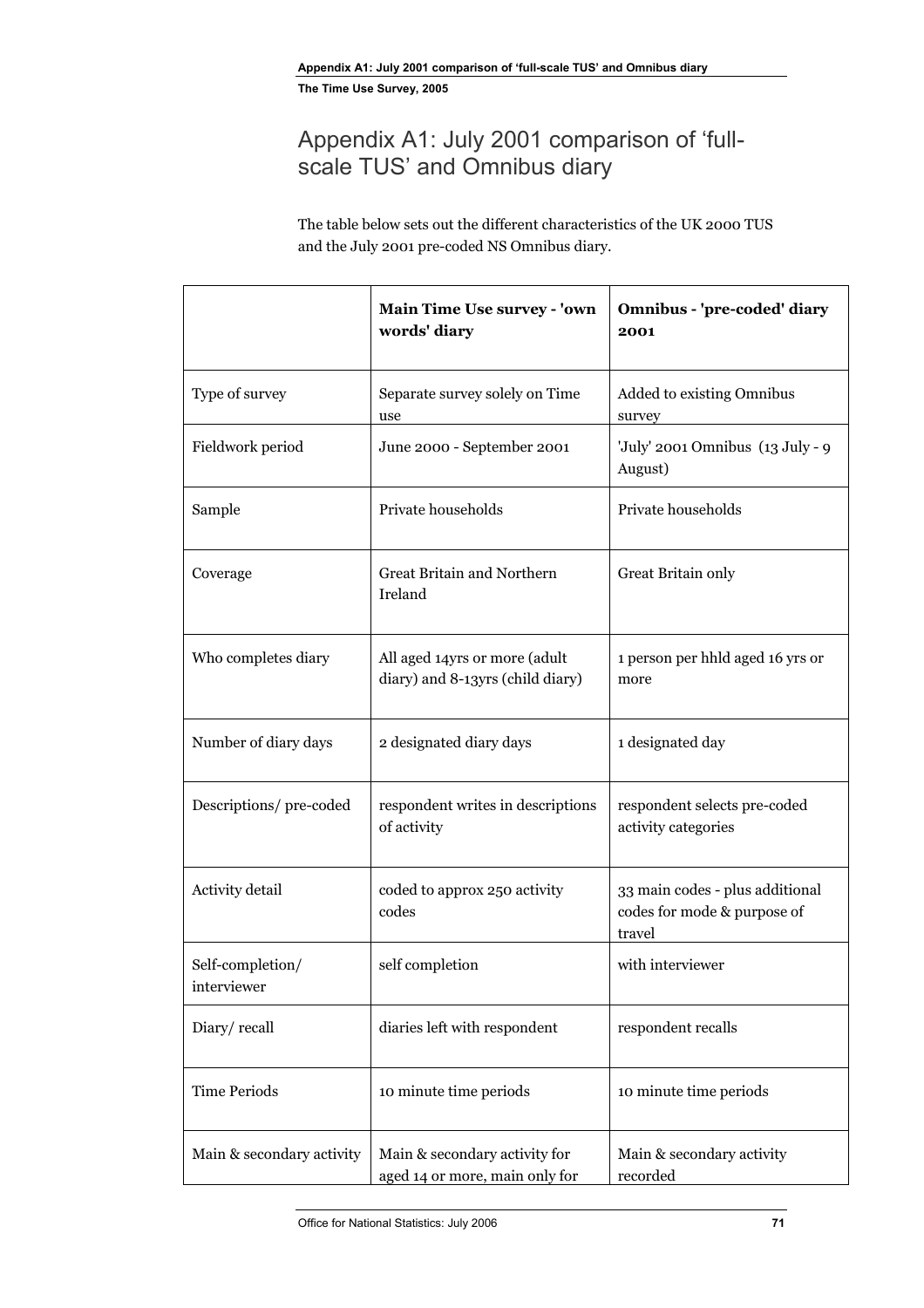# Appendix A1: July 2001 comparison of 'full-scale TUS' and Omnibus diary

The table below sets out the different characteristics of the UK 2000 TUS and the July 2001 pre-coded NS Omnibus diary.

| | **Main Time Use survey - 'own words' diary** | **Omnibus - 'pre-coded' diary 2001** |
|---|---|---|
| Type of survey | Separate survey solely on Time use | Added to existing Omnibus survey |
| Fieldwork period | June 2000 - September 2001 | 'July' 2001 Omnibus (13 July - 9 August) |
| Sample | Private households | Private households |
| Coverage | Great Britain and Northern Ireland | Great Britain only |
| Who completes diary | All aged 14yrs or more (adult diary) and 8-13yrs (child diary) | 1 person per hhld aged 16 yrs or more |
| Number of diary days | 2 designated diary days | 1 designated day |
| Descriptions/ pre-coded | respondent writes in descriptions of activity | respondent selects pre-coded activity categories |
| Activity detail | coded to approx 250 activity codes | 33 main codes - plus additional codes for mode & purpose of travel |
| Self-completion/ interviewer | self completion | with interviewer |
| Diary/ recall | diaries left with respondent | respondent recalls |
| Time Periods | 10 minute time periods | 10 minute time periods |
| Main & secondary activity | Main & secondary activity for aged 14 or more, main only for | Main & secondary activity recorded |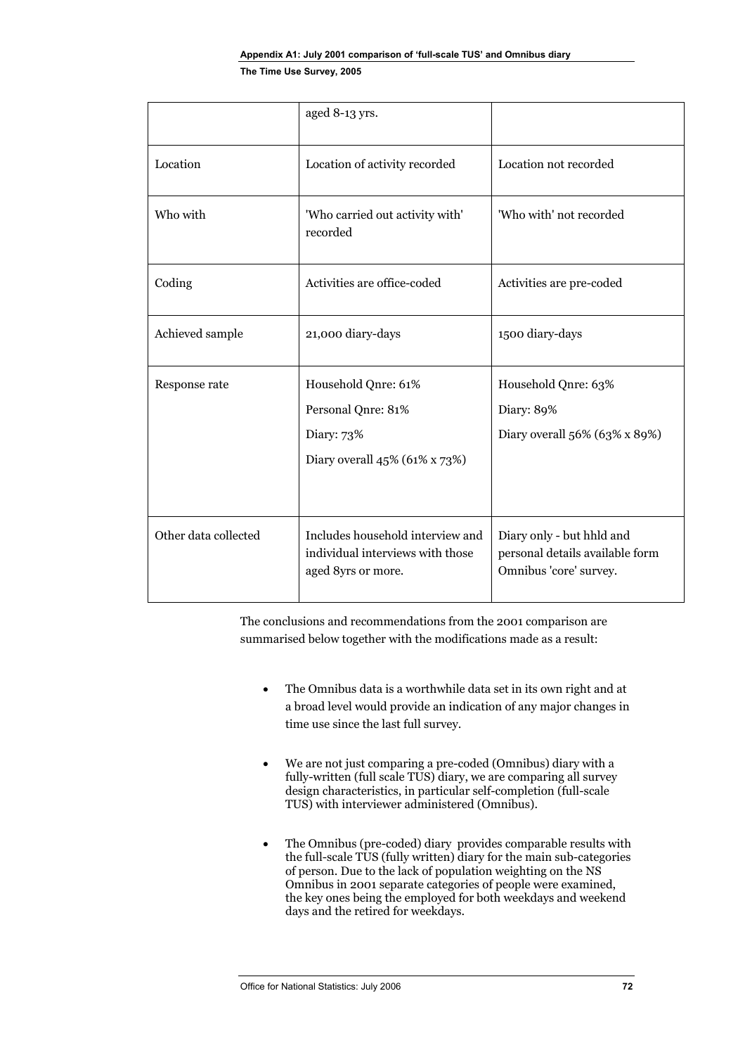|  | aged 8-13 yrs. |  |
| --- | --- | --- |
| Location | Location of activity recorded | Location not recorded |
| Who with | 'Who carried out activity with' recorded | 'Who with' not recorded |
| Coding | Activities are office-coded | Activities are pre-coded |
| Achieved sample | 21,000 diary-days | 1500 diary-days |
| Response rate | Household Qnre: 61%<br>Personal Qnre: 81%<br>Diary: 73%<br>Diary overall 45% (61% x 73%) | Household Qnre: 63%<br>Diary: 89%<br>Diary overall 56% (63% x 89%) |
| Other data collected | Includes household interview and individual interviews with those aged 8yrs or more. | Diary only - but hhld and personal details available form Omnibus 'core' survey. |

The conclusions and recommendations from the 2001 comparison are summarised below together with the modifications made as a result:

- The Omnibus data is a worthwhile data set in its own right and at a broad level would provide an indication of any major changes in time use since the last full survey.

- We are not just comparing a pre-coded (Omnibus) diary with a fully-written (full scale TUS) diary, we are comparing all survey design characteristics, in particular self-completion (full-scale TUS) with interviewer administered (Omnibus).

- The Omnibus (pre-coded) diary provides comparable results with the full-scale TUS (fully written) diary for the main sub-categories of person. Due to the lack of population weighting on the NS Omnibus in 2001 separate categories of people were examined, the key ones being the employed for both weekdays and weekend days and the retired for weekdays.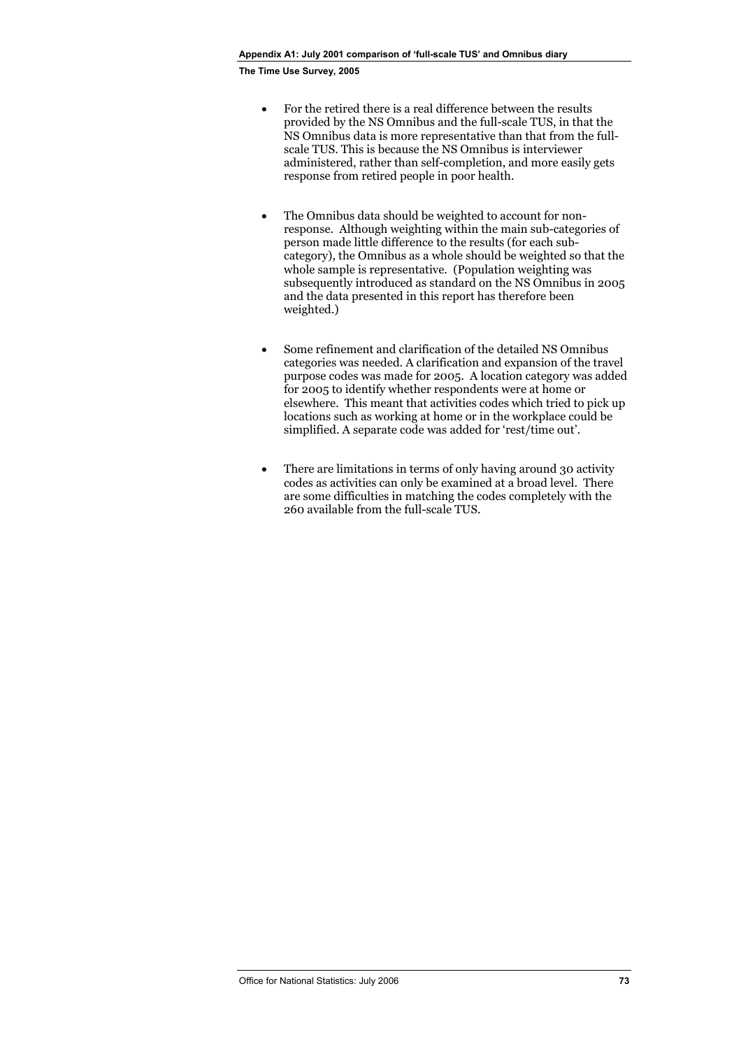- For the retired there is a real difference between the results provided by the NS Omnibus and the full-scale TUS, in that the NS Omnibus data is more representative than that from the full-scale TUS. This is because the NS Omnibus is interviewer administered, rather than self-completion, and more easily gets response from retired people in poor health.

- The Omnibus data should be weighted to account for non-response. Although weighting within the main sub-categories of person made little difference to the results (for each sub-category), the Omnibus as a whole should be weighted so that the whole sample is representative. (Population weighting was subsequently introduced as standard on the NS Omnibus in 2005 and the data presented in this report has therefore been weighted.)

- Some refinement and clarification of the detailed NS Omnibus categories was needed. A clarification and expansion of the travel purpose codes was made for 2005. A location category was added for 2005 to identify whether respondents were at home or elsewhere. This meant that activities codes which tried to pick up locations such as working at home or in the workplace could be simplified. A separate code was added for 'rest/time out'.

- There are limitations in terms of only having around 30 activity codes as activities can only be examined at a broad level. There are some difficulties in matching the codes completely with the 260 available from the full-scale TUS.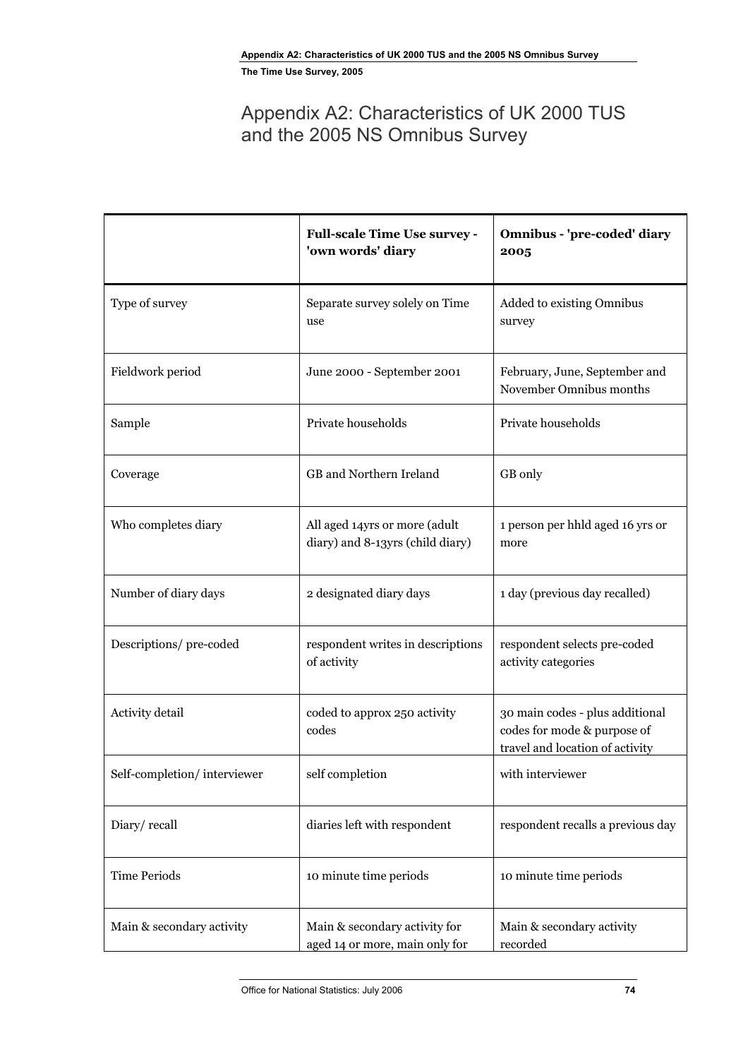# Appendix A2: Characteristics of UK 2000 TUS and the 2005 NS Omnibus Survey

| | Full-scale Time Use survey - 'own words' diary | Omnibus - 'pre-coded' diary 2005 |
|---|---|---|
| Type of survey | Separate survey solely on Time use | Added to existing Omnibus survey |
| Fieldwork period | June 2000 - September 2001 | February, June, September and November Omnibus months |
| Sample | Private households | Private households |
| Coverage | GB and Northern Ireland | GB only |
| Who completes diary | All aged 14yrs or more (adult diary) and 8-13yrs (child diary) | 1 person per hhld aged 16 yrs or more |
| Number of diary days | 2 designated diary days | 1 day (previous day recalled) |
| Descriptions/ pre-coded | respondent writes in descriptions of activity | respondent selects pre-coded activity categories |
| Activity detail | coded to approx 250 activity codes | 30 main codes - plus additional codes for mode & purpose of travel and location of activity |
| Self-completion/ interviewer | self completion | with interviewer |
| Diary/ recall | diaries left with respondent | respondent recalls a previous day |
| Time Periods | 10 minute time periods | 10 minute time periods |
| Main & secondary activity | Main & secondary activity for aged 14 or more, main only for | Main & secondary activity recorded |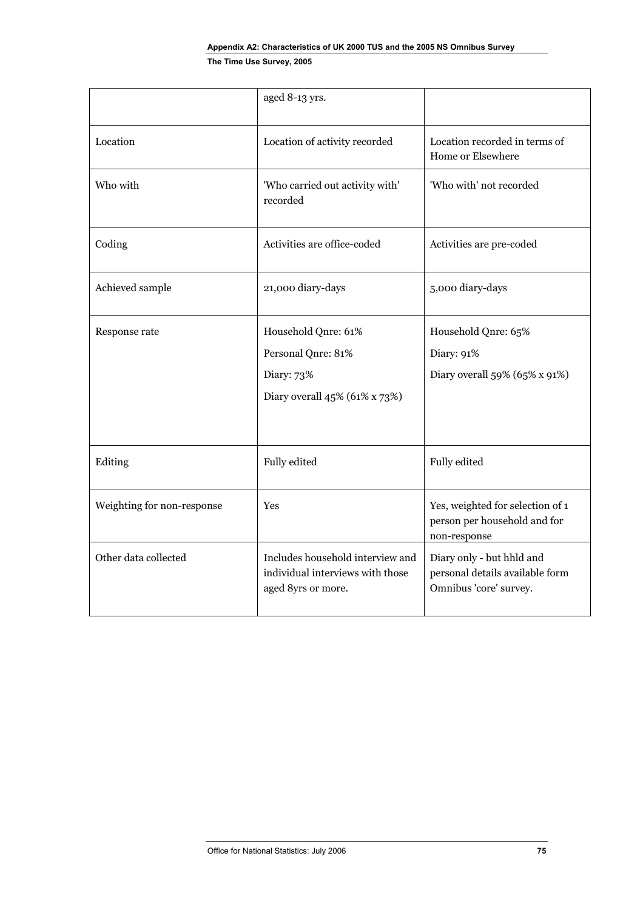| | | |
|---|---|---|
| | aged 8-13 yrs. | |
| Location | Location of activity recorded | Location recorded in terms of Home or Elsewhere |
| Who with | 'Who carried out activity with' recorded | 'Who with' not recorded |
| Coding | Activities are office-coded | Activities are pre-coded |
| Achieved sample | 21,000 diary-days | 5,000 diary-days |
| Response rate | Household Qnre: 61%<br>Personal Qnre: 81%<br>Diary: 73%<br>Diary overall 45% (61% x 73%) | Household Qnre: 65%<br>Diary: 91%<br>Diary overall 59% (65% x 91%) |
| Editing | Fully edited | Fully edited |
| Weighting for non-response | Yes | Yes, weighted for selection of 1 person per household and for non-response |
| Other data collected | Includes household interview and individual interviews with those aged 8yrs or more. | Diary only - but hhld and personal details available form Omnibus 'core' survey. |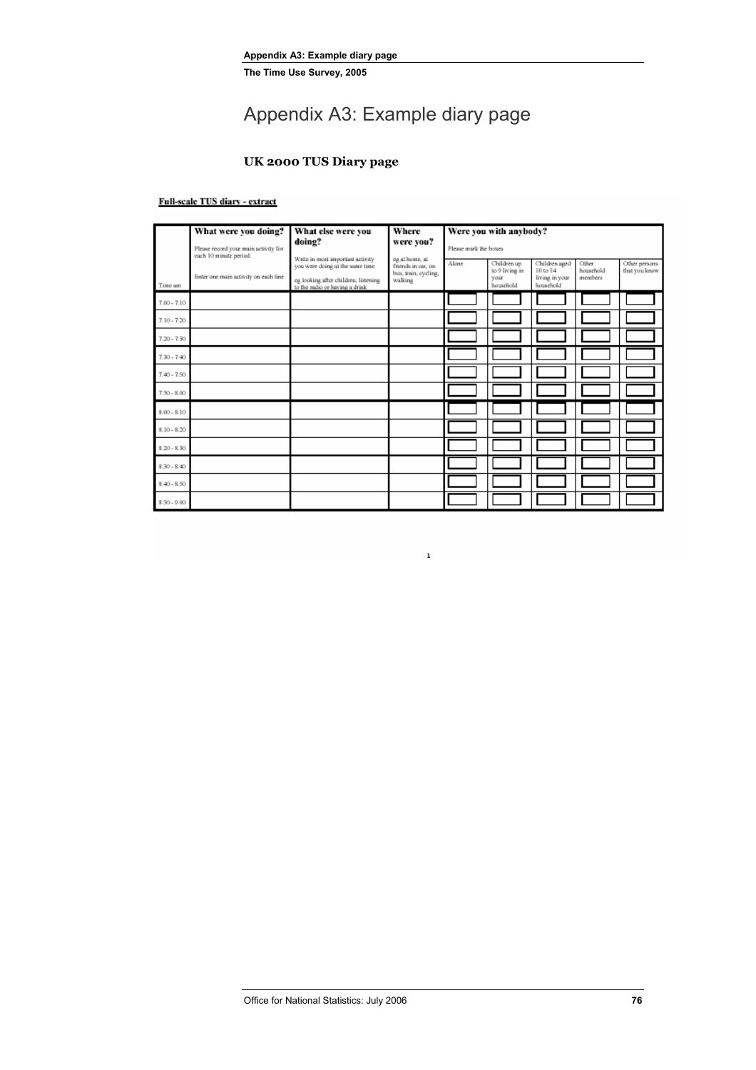# Appendix A3: Example diary page

### UK 2000 TUS Diary page

**Full-scale TUS diary - extract**

| Time am | **What were you doing?** Please record your main activity for each 10 minute period. Enter one main activity on each line | **What else were you doing?** Write in most important activity you were doing at the same time eg looking after children, listening to the radio or having a drink | **Where were you?** eg at home, at friends in car, on bus, train, cycling, walking | **Were you with anybody?** Please mark the boxes Alone | Children up to 9 living in your household | Children aged 10 to 14 living in your household | Other household members | Other persons that you know |
|---|---|---|---|---|---|---|---|---|
| 7.00 - 7.10 | | | | | | | | |
| 7.10 - 7.20 | | | | | | | | |
| 7.20 - 7.30 | | | | | | | | |
| 7.30 - 7.40 | | | | | | | | |
| 7.40 - 7.50 | | | | | | | | |
| 7.50 - 8.00 | | | | | | | | |
| 8.00 - 8.10 | | | | | | | | |
| 8.10 - 8.20 | | | | | | | | |
| 8.20 - 8.30 | | | | | | | | |
| 8.30 - 8.40 | | | | | | | | |
| 8.40 - 8.50 | | | | | | | | |
| 8.50 - 9.00 | | | | | | | | |

1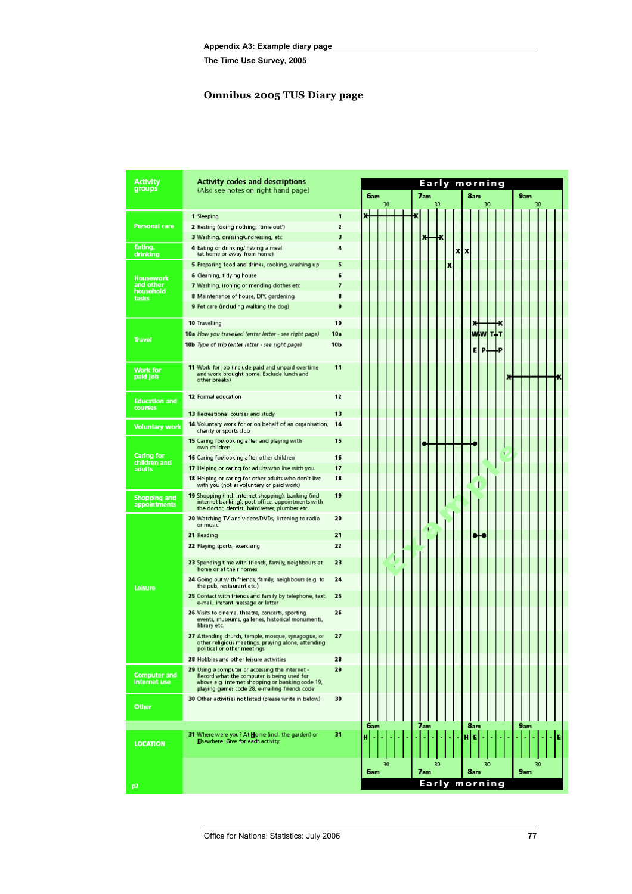### Omnibus 2005 TUS Diary page

| Activity groups | Activity codes and descriptions (Also see notes on right hand page) | Code | Early morning 6am–9am |
|---|---|---|---|
| Personal care | 1 Sleeping | 1 | X———X (6am–7am) |
| | 2 Resting (doing nothing, 'time out') | 2 | |
| | 3 Washing, dressing/undressing, etc | 3 | X—X |
| Eating, drinking | 4 Eating or drinking/ having a meal (at home or away from home) | 4 | X X |
| Housework and other household tasks | 5 Preparing food and drinks, cooking, washing up | 5 | X |
| | 6 Cleaning, tidying house | 6 | |
| | 7 Washing, ironing or mending clothes etc | 7 | |
| | 8 Maintenance of house, DIY, gardening | 8 | |
| | 9 Pet care (including walking the dog) | 9 | |
| Travel | 10 Travelling | 10 | X—X |
| | 10a *How you travelled (enter letter - see right page)* | 10a | W W T–T |
| | 10b *Type of trip (enter letter - see right page)* | 10b | E P—P |
| Work for paid job | 11 Work for job (include paid and unpaid overtime and work brought home. Exclude lunch and other breaks) | 11 | X———X |
| Education and courses | 12 Formal education | 12 | |
| | 13 Recreational courses and study | 13 | |
| Voluntary work | 14 Voluntary work for or on behalf of an organisation, charity or sports club | 14 | |
| Caring for children and adults | 15 Caring for/looking after and playing with own children | 15 | ●———● |
| | 16 Caring for/looking after other children | 16 | |
| | 17 Helping or caring for adults who live with you | 17 | |
| | 18 Helping or caring for other adults who don't live with you (not as voluntary or paid work) | 18 | |
| Shopping and appointments | 19 Shopping (incl. internet shopping), banking (incl internet banking), post-office, appointments with the doctor, dentist, hairdresser, plumber etc. | 19 | |
| Leisure | 20 Watching TV and videos/DVDs, listening to radio or music | 20 | |
| | 21 Reading | 21 | ●–● |
| | 22 Playing sports, exercising | 22 | |
| | 23 Spending time with friends, family, neighbours at home or at their homes | 23 | |
| | 24 Going out with friends, family, neighbours (e.g. to the pub, restaurant etc.) | 24 | |
| | 25 Contact with friends and family by telephone, text, e-mail, instant message or letter | 25 | |
| | 26 Visits to cinema, theatre, concerts, sporting events, museums, galleries, historical monuments, library etc. | 26 | |
| | 27 Attending church, temple, mosque, synagogue, or other religious meetings, praying alone, attending political or other meetings | 27 | |
| | 28 Hobbies and other leisure activities | 28 | |
| Computer and internet use | 29 Using a computer or accessing the internet - Record what the computer is being used for above e.g. internet shopping or banking code 19, playing games code 28, e-mailing friends code | 29 | |
| Other | 30 Other activities not listed (please write in below) | 30 | |
| LOCATION | 31 Where were you? At **H**ome (incl. the garden) or **E**lsewhere. Give for each activity. | 31 | H - - - - - - - - - - - H E - - - - - - - - - E |

Example

p2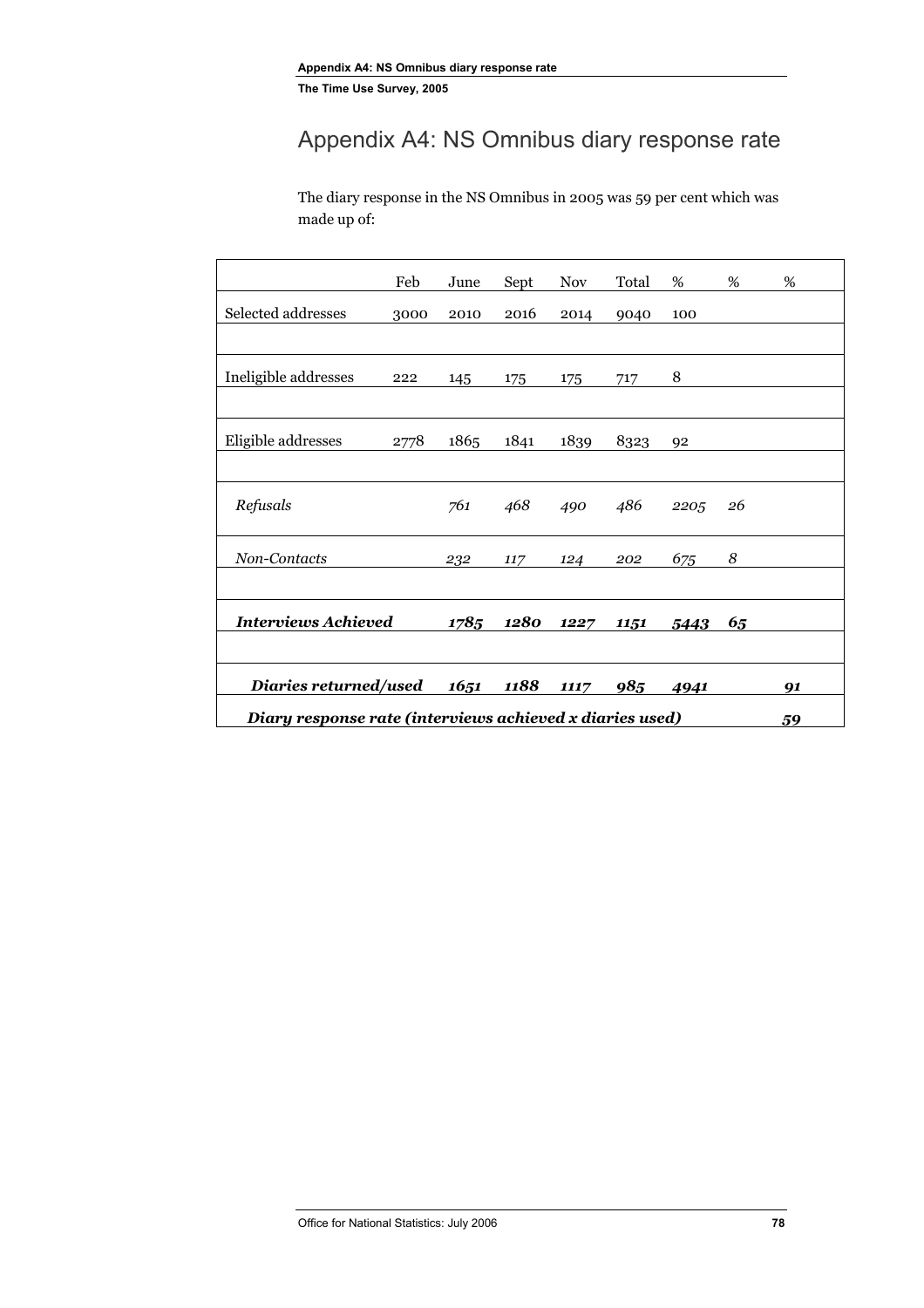# Appendix A4: NS Omnibus diary response rate

The diary response in the NS Omnibus in 2005 was 59 per cent which was made up of:

| | Feb | June | Sept | Nov | Total | % | % | % |
|---|---|---|---|---|---|---|---|---|
| Selected addresses | 3000 | 2010 | 2016 | 2014 | 9040 | 100 | | |
| Ineligible addresses | 222 | 145 | 175 | 175 | 717 | 8 | | |
| Eligible addresses | 2778 | 1865 | 1841 | 1839 | 8323 | 92 | | |
| *Refusals* | | *761* | *468* | *490* | *486* | *2205* | *26* | |
| *Non-Contacts* | | *232* | *117* | *124* | *202* | *675* | *8* | |
| ***Interviews Achieved*** | | ***1785*** | ***1280*** | ***1227*** | ***1151*** | ***5443*** | ***65*** | |
| ***Diaries returned/used*** | | ***1651*** | ***1188*** | ***1117*** | ***985*** | ***4941*** | | ***91*** |
| ***Diary response rate (interviews achieved x diaries used)*** | | | | | | | | ***59*** |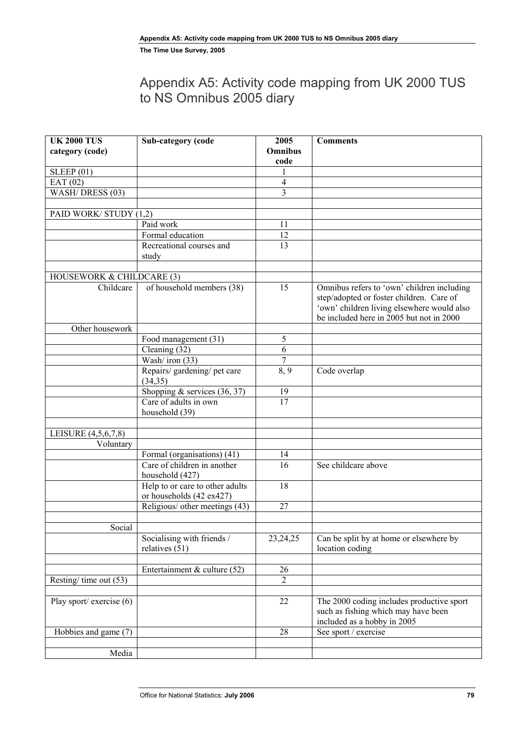# Appendix A5: Activity code mapping from UK 2000 TUS to NS Omnibus 2005 diary

| UK 2000 TUS category (code) | Sub-category (code | 2005 Omnibus code | Comments |
|---|---|---|---|
| SLEEP (01) | | 1 | |
| EAT (02) | | 4 | |
| WASH/ DRESS (03) | | 3 | |
| | | | |
| PAID WORK/ STUDY (1,2) | | | |
| | Paid work | 11 | |
| | Formal education | 12 | |
| | Recreational courses and study | 13 | |
| | | | |
| HOUSEWORK & CHILDCARE (3) | | | |
| Childcare | of household members (38) | 15 | Omnibus refers to 'own' children including step/adopted or foster children. Care of 'own' children living elsewhere would also be included here in 2005 but not in 2000 |
| Other housework | | | |
| | Food management (31) | 5 | |
| | Cleaning (32) | 6 | |
| | Wash/ iron (33) | 7 | |
| | Repairs/ gardening/ pet care (34,35) | 8, 9 | Code overlap |
| | Shopping & services (36, 37) | 19 | |
| | Care of adults in own household (39) | 17 | |
| | | | |
| LEISURE (4,5,6,7,8) | | | |
| Voluntary | | | |
| | Formal (organisations) (41) | 14 | |
| | Care of children in another household (427) | 16 | See childcare above |
| | Help to or care to other adults or households (42 ex427) | 18 | |
| | Religious/ other meetings (43) | 27 | |
| | | | |
| Social | | | |
| | Socialising with friends / relatives (51) | 23,24,25 | Can be split by at home or elsewhere by location coding |
| | | | |
| | Entertainment & culture (52) | 26 | |
| Resting/ time out (53) | | 2 | |
| | | | |
| Play sport/ exercise (6) | | 22 | The 2000 coding includes productive sport such as fishing which may have been included as a hobby in 2005 |
| Hobbies and game (7) | | 28 | See sport / exercise |
| | | | |
| Media | | | |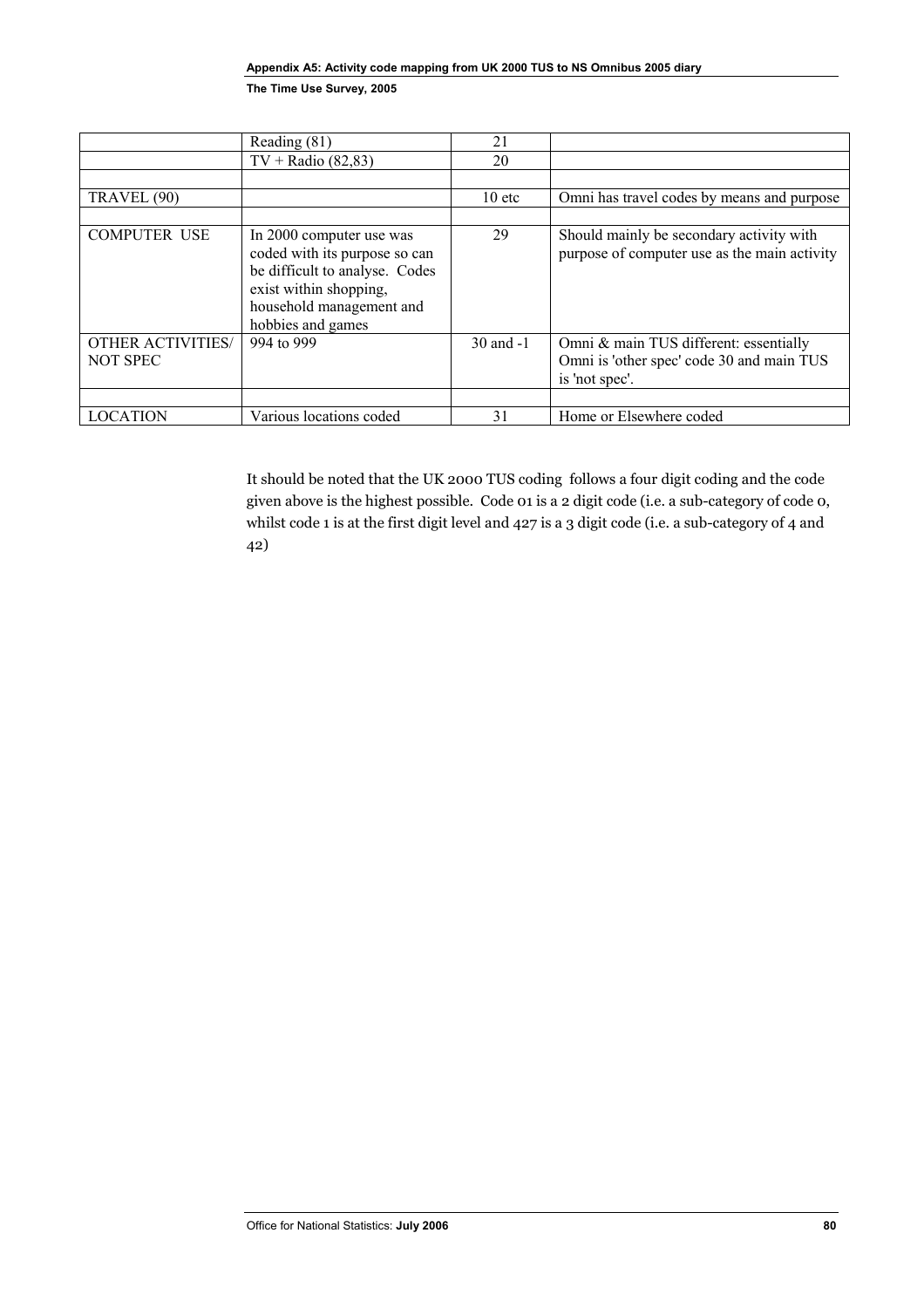| | | | |
|---|---|---|---|
| | Reading (81) | 21 | |
| | TV + Radio (82,83) | 20 | |
| | | | |
| TRAVEL (90) | | 10 etc | Omni has travel codes by means and purpose |
| | | | |
| COMPUTER USE | In 2000 computer use was coded with its purpose so can be difficult to analyse. Codes exist within shopping, household management and hobbies and games | 29 | Should mainly be secondary activity with purpose of computer use as the main activity |
| OTHER ACTIVITIES/ NOT SPEC | 994 to 999 | 30 and -1 | Omni & main TUS different: essentially Omni is 'other spec' code 30 and main TUS is 'not spec'. |
| | | | |
| LOCATION | Various locations coded | 31 | Home or Elsewhere coded |

It should be noted that the UK 2000 TUS coding follows a four digit coding and the code given above is the highest possible. Code 01 is a 2 digit code (i.e. a sub-category of code 0, whilst code 1 is at the first digit level and 427 is a 3 digit code (i.e. a sub-category of 4 and 42)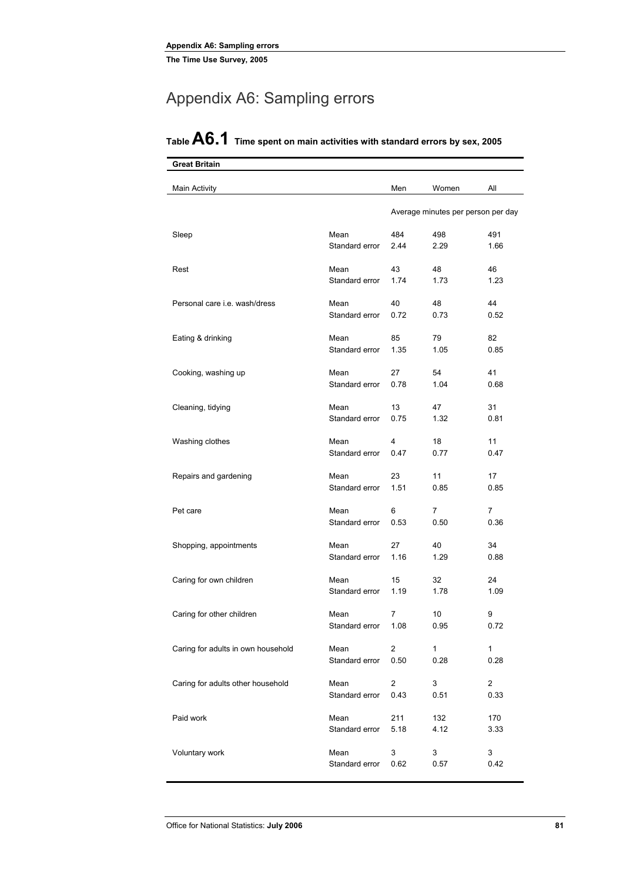# Appendix A6: Sampling errors

## Table A6.1 Time spent on main activities with standard errors by sex, 2005

**Great Britain**

| Main Activity | | Men | Women | All |
|---|---|---|---|---|
| | | Average minutes per person per day | | |
| Sleep | Mean | 484 | 498 | 491 |
| | Standard error | 2.44 | 2.29 | 1.66 |
| Rest | Mean | 43 | 48 | 46 |
| | Standard error | 1.74 | 1.73 | 1.23 |
| Personal care i.e. wash/dress | Mean | 40 | 48 | 44 |
| | Standard error | 0.72 | 0.73 | 0.52 |
| Eating & drinking | Mean | 85 | 79 | 82 |
| | Standard error | 1.35 | 1.05 | 0.85 |
| Cooking, washing up | Mean | 27 | 54 | 41 |
| | Standard error | 0.78 | 1.04 | 0.68 |
| Cleaning, tidying | Mean | 13 | 47 | 31 |
| | Standard error | 0.75 | 1.32 | 0.81 |
| Washing clothes | Mean | 4 | 18 | 11 |
| | Standard error | 0.47 | 0.77 | 0.47 |
| Repairs and gardening | Mean | 23 | 11 | 17 |
| | Standard error | 1.51 | 0.85 | 0.85 |
| Pet care | Mean | 6 | 7 | 7 |
| | Standard error | 0.53 | 0.50 | 0.36 |
| Shopping, appointments | Mean | 27 | 40 | 34 |
| | Standard error | 1.16 | 1.29 | 0.88 |
| Caring for own children | Mean | 15 | 32 | 24 |
| | Standard error | 1.19 | 1.78 | 1.09 |
| Caring for other children | Mean | 7 | 10 | 9 |
| | Standard error | 1.08 | 0.95 | 0.72 |
| Caring for adults in own household | Mean | 2 | 1 | 1 |
| | Standard error | 0.50 | 0.28 | 0.28 |
| Caring for adults other household | Mean | 2 | 3 | 2 |
| | Standard error | 0.43 | 0.51 | 0.33 |
| Paid work | Mean | 211 | 132 | 170 |
| | Standard error | 5.18 | 4.12 | 3.33 |
| Voluntary work | Mean | 3 | 3 | 3 |
| | Standard error | 0.62 | 0.57 | 0.42 |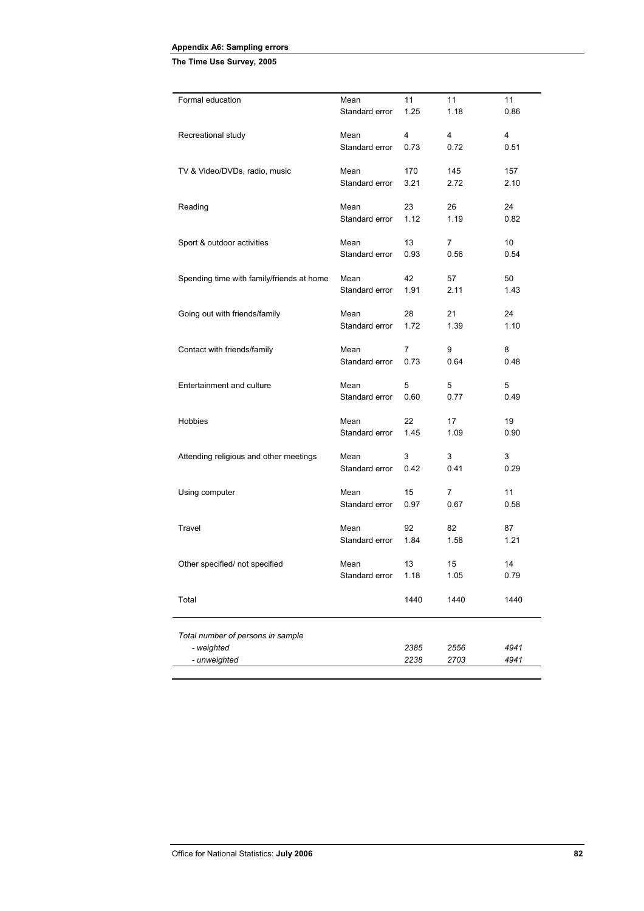**Appendix A6: Sampling errors**

**The Time Use Survey, 2005**

| | | | | |
|---|---|---|---|---|
| Formal education | Mean | 11 | 11 | 11 |
| | Standard error | 1.25 | 1.18 | 0.86 |
| Recreational study | Mean | 4 | 4 | 4 |
| | Standard error | 0.73 | 0.72 | 0.51 |
| TV & Video/DVDs, radio, music | Mean | 170 | 145 | 157 |
| | Standard error | 3.21 | 2.72 | 2.10 |
| Reading | Mean | 23 | 26 | 24 |
| | Standard error | 1.12 | 1.19 | 0.82 |
| Sport & outdoor activities | Mean | 13 | 7 | 10 |
| | Standard error | 0.93 | 0.56 | 0.54 |
| Spending time with family/friends at home | Mean | 42 | 57 | 50 |
| | Standard error | 1.91 | 2.11 | 1.43 |
| Going out with friends/family | Mean | 28 | 21 | 24 |
| | Standard error | 1.72 | 1.39 | 1.10 |
| Contact with friends/family | Mean | 7 | 9 | 8 |
| | Standard error | 0.73 | 0.64 | 0.48 |
| Entertainment and culture | Mean | 5 | 5 | 5 |
| | Standard error | 0.60 | 0.77 | 0.49 |
| Hobbies | Mean | 22 | 17 | 19 |
| | Standard error | 1.45 | 1.09 | 0.90 |
| Attending religious and other meetings | Mean | 3 | 3 | 3 |
| | Standard error | 0.42 | 0.41 | 0.29 |
| Using computer | Mean | 15 | 7 | 11 |
| | Standard error | 0.97 | 0.67 | 0.58 |
| Travel | Mean | 92 | 82 | 87 |
| | Standard error | 1.84 | 1.58 | 1.21 |
| Other specified/ not specified | Mean | 13 | 15 | 14 |
| | Standard error | 1.18 | 1.05 | 0.79 |
| Total | | 1440 | 1440 | 1440 |
| *Total number of persons in sample* | | | | |
| *- weighted* | | *2385* | *2556* | *4941* |
| *- unweighted* | | *2238* | *2703* | *4941* |